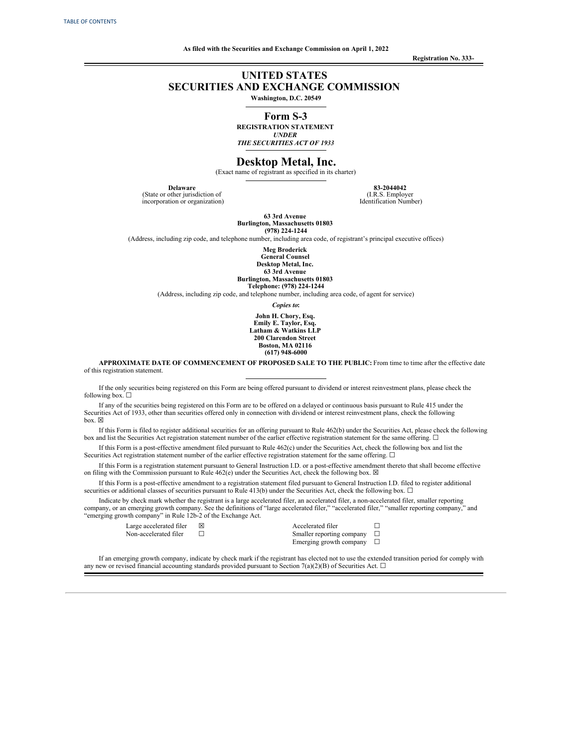TABLE OF CONTENTS

**As filed with the Securities and Exchange Commission on April 1, 2022**

**Registration No. 333-**

# UNITED STATES SECURITIES AND EXCHANGE COMMISSION

**Washington, D.C. 20549**

## Form S-3

**REGISTRATION STATEMENT**
***UNDER***
***THE SECURITIES ACT OF 1933***

# Desktop Metal, Inc.

(Exact name of registrant as specified in its charter)

| **Delaware** | **83-2044042** |
|---|---|
| (State or other jurisdiction of incorporation or organization) | (I.R.S. Employer Identification Number) |

**63 3rd Avenue**
**Burlington, Massachusetts 01803**
**(978) 224-1244**

(Address, including zip code, and telephone number, including area code, of registrant's principal executive offices)

**Meg Broderick**
**General Counsel**
**Desktop Metal, Inc.**
**63 3rd Avenue**
**Burlington, Massachusetts 01803**
**Telephone: (978) 224-1244**

(Address, including zip code, and telephone number, including area code, of agent for service)

***Copies to*:**

**John H. Chory, Esq.**
**Emily E. Taylor, Esq.**
**Latham & Watkins LLP**
**200 Clarendon Street**
**Boston, MA 02116**
**(617) 948-6000**

**APPROXIMATE DATE OF COMMENCEMENT OF PROPOSED SALE TO THE PUBLIC:** From time to time after the effective date of this registration statement.

If the only securities being registered on this Form are being offered pursuant to dividend or interest reinvestment plans, please check the following box. ☐

If any of the securities being registered on this Form are to be offered on a delayed or continuous basis pursuant to Rule 415 under the Securities Act of 1933, other than securities offered only in connection with dividend or interest reinvestment plans, check the following box. ☒

If this Form is filed to register additional securities for an offering pursuant to Rule 462(b) under the Securities Act, please check the following box and list the Securities Act registration statement number of the earlier effective registration statement for the same offering. ☐

If this Form is a post-effective amendment filed pursuant to Rule 462(c) under the Securities Act, check the following box and list the Securities Act registration statement number of the earlier effective registration statement for the same offering. ☐

If this Form is a registration statement pursuant to General Instruction I.D. or a post-effective amendment thereto that shall become effective on filing with the Commission pursuant to Rule 462(e) under the Securities Act, check the following box. ☒

If this Form is a post-effective amendment to a registration statement filed pursuant to General Instruction I.D. filed to register additional securities or additional classes of securities pursuant to Rule 413(b) under the Securities Act, check the following box. ☐

Indicate by check mark whether the registrant is a large accelerated filer, an accelerated filer, a non-accelerated filer, smaller reporting company, or an emerging growth company. See the definitions of "large accelerated filer," "accelerated filer," "smaller reporting company," and "emerging growth company" in Rule 12b-2 of the Exchange Act.

| | | | |
|---|---|---|---|
| Large accelerated filer | ☒ | Accelerated filer | ☐ |
| Non-accelerated filer | ☐ | Smaller reporting company | ☐ |
| | | Emerging growth company | ☐ |

If an emerging growth company, indicate by check mark if the registrant has elected not to use the extended transition period for comply with any new or revised financial accounting standards provided pursuant to Section 7(a)(2)(B) of Securities Act. ☐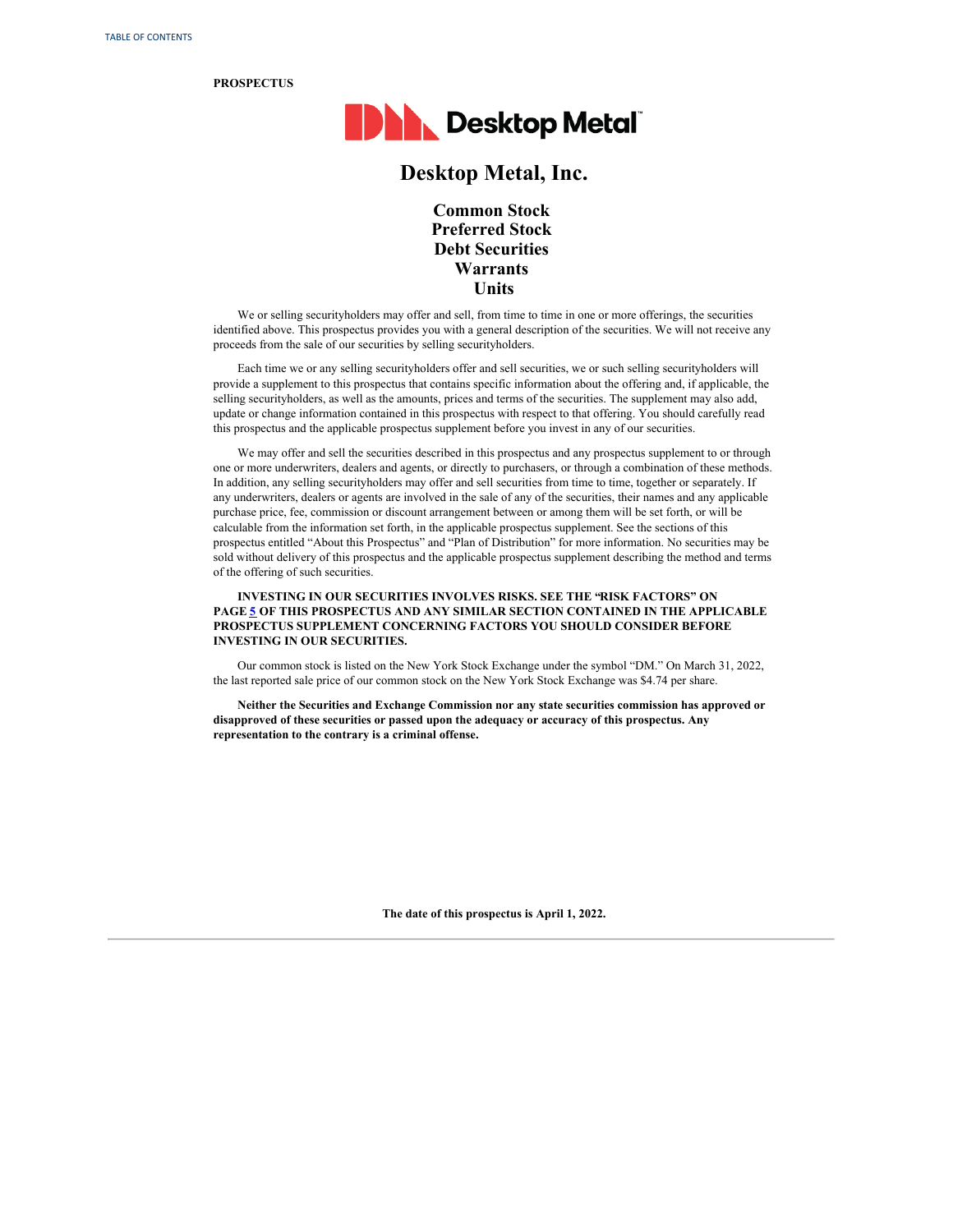PROSPECTUS

# Desktop Metal, Inc.

## Common Stock
## Preferred Stock
## Debt Securities
## Warrants
## Units

We or selling securityholders may offer and sell, from time to time in one or more offerings, the securities identified above. This prospectus provides you with a general description of the securities. We will not receive any proceeds from the sale of our securities by selling securityholders.

Each time we or any selling securityholders offer and sell securities, we or such selling securityholders will provide a supplement to this prospectus that contains specific information about the offering and, if applicable, the selling securityholders, as well as the amounts, prices and terms of the securities. The supplement may also add, update or change information contained in this prospectus with respect to that offering. You should carefully read this prospectus and the applicable prospectus supplement before you invest in any of our securities.

We may offer and sell the securities described in this prospectus and any prospectus supplement to or through one or more underwriters, dealers and agents, or directly to purchasers, or through a combination of these methods. In addition, any selling securityholders may offer and sell securities from time to time, together or separately. If any underwriters, dealers or agents are involved in the sale of any of the securities, their names and any applicable purchase price, fee, commission or discount arrangement between or among them will be set forth, or will be calculable from the information set forth, in the applicable prospectus supplement. See the sections of this prospectus entitled "About this Prospectus" and "Plan of Distribution" for more information. No securities may be sold without delivery of this prospectus and the applicable prospectus supplement describing the method and terms of the offering of such securities.

**INVESTING IN OUR SECURITIES INVOLVES RISKS. SEE THE "RISK FACTORS" ON PAGE 5 OF THIS PROSPECTUS AND ANY SIMILAR SECTION CONTAINED IN THE APPLICABLE PROSPECTUS SUPPLEMENT CONCERNING FACTORS YOU SHOULD CONSIDER BEFORE INVESTING IN OUR SECURITIES.**

Our common stock is listed on the New York Stock Exchange under the symbol "DM." On March 31, 2022, the last reported sale price of our common stock on the New York Stock Exchange was $4.74 per share.

**Neither the Securities and Exchange Commission nor any state securities commission has approved or disapproved of these securities or passed upon the adequacy or accuracy of this prospectus. Any representation to the contrary is a criminal offense.**

**The date of this prospectus is April 1, 2022.**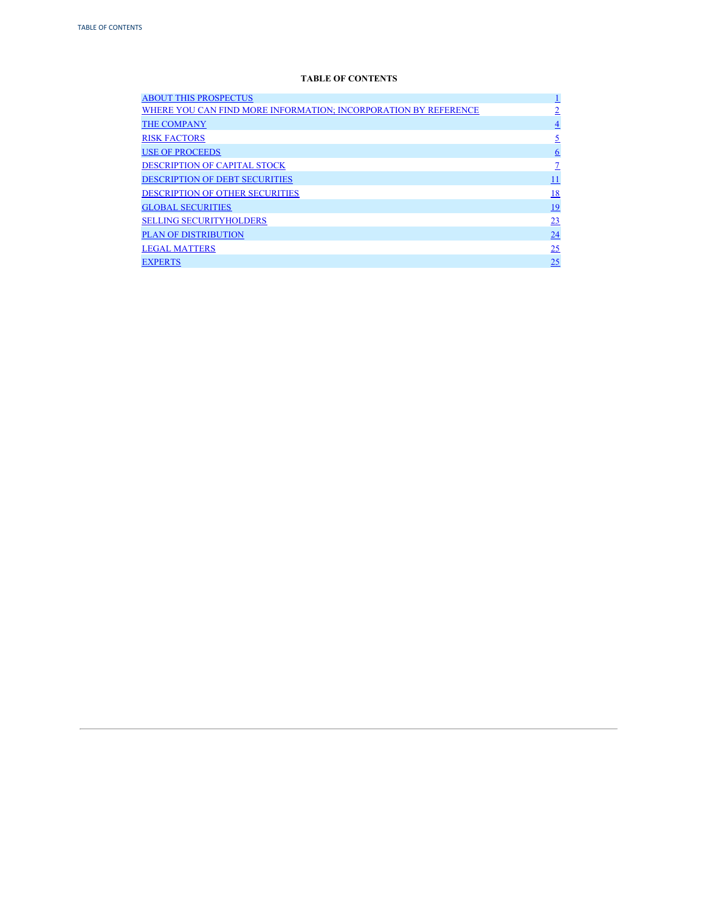**TABLE OF CONTENTS**

| | |
|---|---|
| ABOUT THIS PROSPECTUS | 1 |
| WHERE YOU CAN FIND MORE INFORMATION; INCORPORATION BY REFERENCE | 2 |
| THE COMPANY | 4 |
| RISK FACTORS | 5 |
| USE OF PROCEEDS | 6 |
| DESCRIPTION OF CAPITAL STOCK | 7 |
| DESCRIPTION OF DEBT SECURITIES | 11 |
| DESCRIPTION OF OTHER SECURITIES | 18 |
| GLOBAL SECURITIES | 19 |
| SELLING SECURITYHOLDERS | 23 |
| PLAN OF DISTRIBUTION | 24 |
| LEGAL MATTERS | 25 |
| EXPERTS | 25 |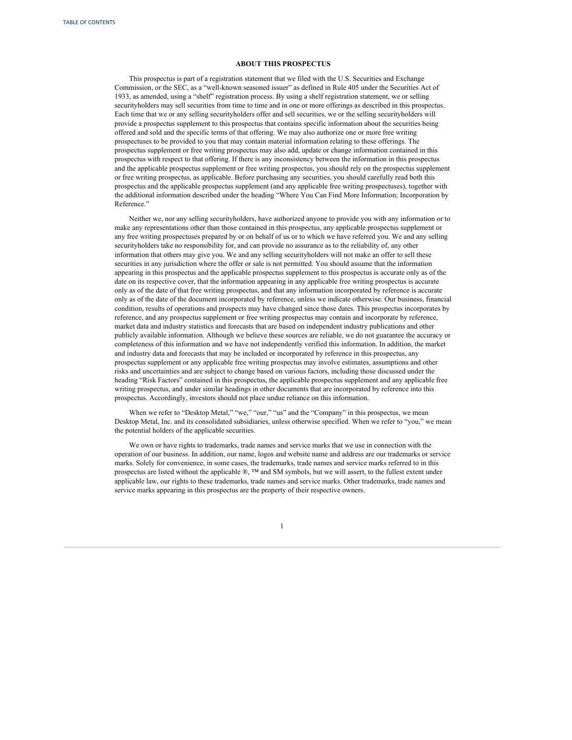## ABOUT THIS PROSPECTUS

This prospectus is part of a registration statement that we filed with the U.S. Securities and Exchange Commission, or the SEC, as a "well-known seasoned issuer" as defined in Rule 405 under the Securities Act of 1933, as amended, using a "shelf" registration process. By using a shelf registration statement, we or selling securityholders may sell securities from time to time and in one or more offerings as described in this prospectus. Each time that we or any selling securityholders offer and sell securities, we or the selling securityholders will provide a prospectus supplement to this prospectus that contains specific information about the securities being offered and sold and the specific terms of that offering. We may also authorize one or more free writing prospectuses to be provided to you that may contain material information relating to these offerings. The prospectus supplement or free writing prospectus may also add, update or change information contained in this prospectus with respect to that offering. If there is any inconsistency between the information in this prospectus and the applicable prospectus supplement or free writing prospectus, you should rely on the prospectus supplement or free writing prospectus, as applicable. Before purchasing any securities, you should carefully read both this prospectus and the applicable prospectus supplement (and any applicable free writing prospectuses), together with the additional information described under the heading "Where You Can Find More Information; Incorporation by Reference."

Neither we, nor any selling securityholders, have authorized anyone to provide you with any information or to make any representations other than those contained in this prospectus, any applicable prospectus supplement or any free writing prospectuses prepared by or on behalf of us or to which we have referred you. We and any selling securityholders take no responsibility for, and can provide no assurance as to the reliability of, any other information that others may give you. We and any selling securityholders will not make an offer to sell these securities in any jurisdiction where the offer or sale is not permitted. You should assume that the information appearing in this prospectus and the applicable prospectus supplement to this prospectus is accurate only as of the date on its respective cover, that the information appearing in any applicable free writing prospectus is accurate only as of the date of that free writing prospectus, and that any information incorporated by reference is accurate only as of the date of the document incorporated by reference, unless we indicate otherwise. Our business, financial condition, results of operations and prospects may have changed since those dates. This prospectus incorporates by reference, and any prospectus supplement or free writing prospectus may contain and incorporate by reference, market data and industry statistics and forecasts that are based on independent industry publications and other publicly available information. Although we believe these sources are reliable, we do not guarantee the accuracy or completeness of this information and we have not independently verified this information. In addition, the market and industry data and forecasts that may be included or incorporated by reference in this prospectus, any prospectus supplement or any applicable free writing prospectus may involve estimates, assumptions and other risks and uncertainties and are subject to change based on various factors, including those discussed under the heading "Risk Factors" contained in this prospectus, the applicable prospectus supplement and any applicable free writing prospectus, and under similar headings in other documents that are incorporated by reference into this prospectus. Accordingly, investors should not place undue reliance on this information.

When we refer to "Desktop Metal," "we," "our," "us" and the "Company" in this prospectus, we mean Desktop Metal, Inc. and its consolidated subsidiaries, unless otherwise specified. When we refer to "you," we mean the potential holders of the applicable securities.

We own or have rights to trademarks, trade names and service marks that we use in connection with the operation of our business. In addition, our name, logos and website name and address are our trademarks or service marks. Solely for convenience, in some cases, the trademarks, trade names and service marks referred to in this prospectus are listed without the applicable ®, ™ and SM symbols, but we will assert, to the fullest extent under applicable law, our rights to these trademarks, trade names and service marks. Other trademarks, trade names and service marks appearing in this prospectus are the property of their respective owners.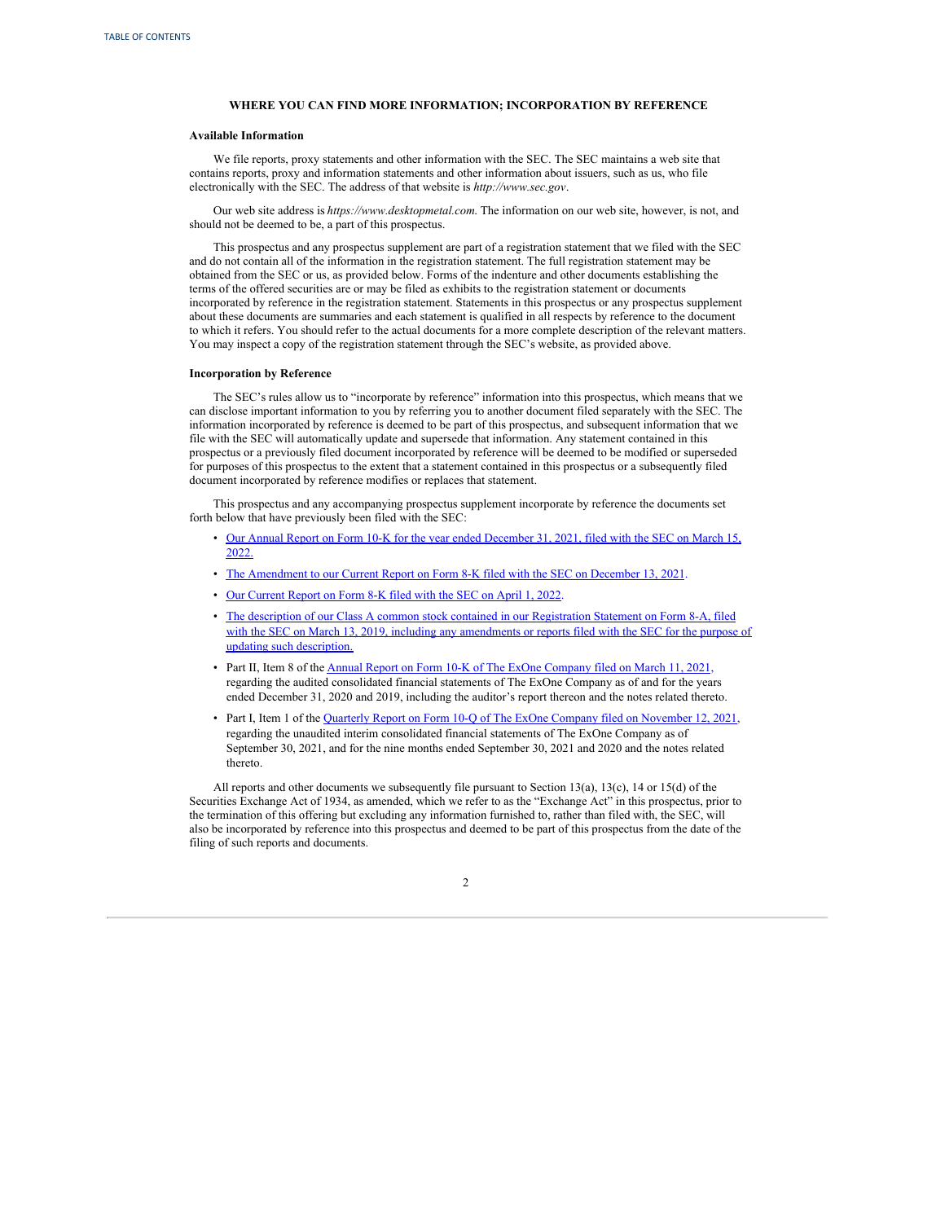## WHERE YOU CAN FIND MORE INFORMATION; INCORPORATION BY REFERENCE

### Available Information

We file reports, proxy statements and other information with the SEC. The SEC maintains a web site that contains reports, proxy and information statements and other information about issuers, such as us, who file electronically with the SEC. The address of that website is *http://www.sec.gov*.

Our web site address is *https://www.desktopmetal.com.* The information on our web site, however, is not, and should not be deemed to be, a part of this prospectus.

This prospectus and any prospectus supplement are part of a registration statement that we filed with the SEC and do not contain all of the information in the registration statement. The full registration statement may be obtained from the SEC or us, as provided below. Forms of the indenture and other documents establishing the terms of the offered securities are or may be filed as exhibits to the registration statement or documents incorporated by reference in the registration statement. Statements in this prospectus or any prospectus supplement about these documents are summaries and each statement is qualified in all respects by reference to the document to which it refers. You should refer to the actual documents for a more complete description of the relevant matters. You may inspect a copy of the registration statement through the SEC's website, as provided above.

### Incorporation by Reference

The SEC's rules allow us to "incorporate by reference" information into this prospectus, which means that we can disclose important information to you by referring you to another document filed separately with the SEC. The information incorporated by reference is deemed to be part of this prospectus, and subsequent information that we file with the SEC will automatically update and supersede that information. Any statement contained in this prospectus or a previously filed document incorporated by reference will be deemed to be modified or superseded for purposes of this prospectus to the extent that a statement contained in this prospectus or a subsequently filed document incorporated by reference modifies or replaces that statement.

This prospectus and any accompanying prospectus supplement incorporate by reference the documents set forth below that have previously been filed with the SEC:

- Our Annual Report on Form 10-K for the year ended December 31, 2021, filed with the SEC on March 15, 2022.
- The Amendment to our Current Report on Form 8-K filed with the SEC on December 13, 2021.
- Our Current Report on Form 8-K filed with the SEC on April 1, 2022.
- The description of our Class A common stock contained in our Registration Statement on Form 8-A, filed with the SEC on March 13, 2019, including any amendments or reports filed with the SEC for the purpose of updating such description.
- Part II, Item 8 of the Annual Report on Form 10-K of The ExOne Company filed on March 11, 2021, regarding the audited consolidated financial statements of The ExOne Company as of and for the years ended December 31, 2020 and 2019, including the auditor's report thereon and the notes related thereto.
- Part I, Item 1 of the Quarterly Report on Form 10-Q of The ExOne Company filed on November 12, 2021, regarding the unaudited interim consolidated financial statements of The ExOne Company as of September 30, 2021, and for the nine months ended September 30, 2021 and 2020 and the notes related thereto.

All reports and other documents we subsequently file pursuant to Section 13(a), 13(c), 14 or 15(d) of the Securities Exchange Act of 1934, as amended, which we refer to as the "Exchange Act" in this prospectus, prior to the termination of this offering but excluding any information furnished to, rather than filed with, the SEC, will also be incorporated by reference into this prospectus and deemed to be part of this prospectus from the date of the filing of such reports and documents.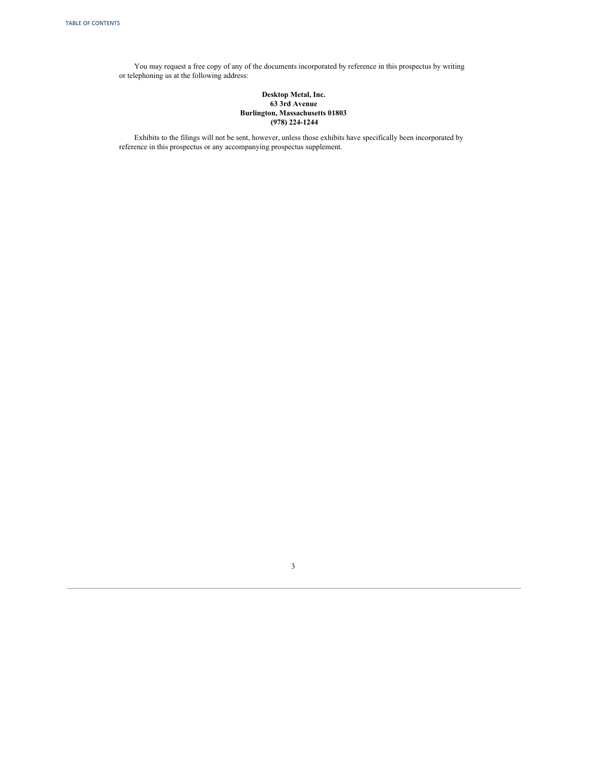You may request a free copy of any of the documents incorporated by reference in this prospectus by writing or telephoning us at the following address:

**Desktop Metal, Inc.**
**63 3rd Avenue**
**Burlington, Massachusetts 01803**
**(978) 224-1244**

Exhibits to the filings will not be sent, however, unless those exhibits have specifically been incorporated by reference in this prospectus or any accompanying prospectus supplement.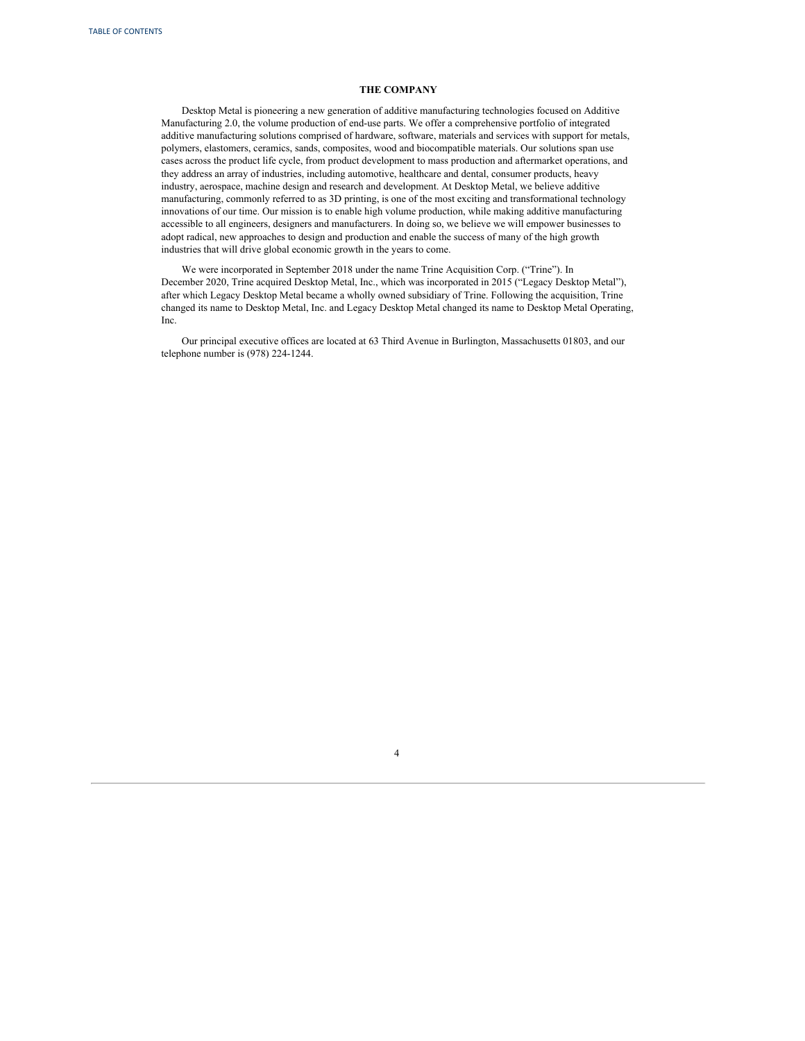## THE COMPANY

Desktop Metal is pioneering a new generation of additive manufacturing technologies focused on Additive Manufacturing 2.0, the volume production of end-use parts. We offer a comprehensive portfolio of integrated additive manufacturing solutions comprised of hardware, software, materials and services with support for metals, polymers, elastomers, ceramics, sands, composites, wood and biocompatible materials. Our solutions span use cases across the product life cycle, from product development to mass production and aftermarket operations, and they address an array of industries, including automotive, healthcare and dental, consumer products, heavy industry, aerospace, machine design and research and development. At Desktop Metal, we believe additive manufacturing, commonly referred to as 3D printing, is one of the most exciting and transformational technology innovations of our time. Our mission is to enable high volume production, while making additive manufacturing accessible to all engineers, designers and manufacturers. In doing so, we believe we will empower businesses to adopt radical, new approaches to design and production and enable the success of many of the high growth industries that will drive global economic growth in the years to come.

We were incorporated in September 2018 under the name Trine Acquisition Corp. ("Trine"). In December 2020, Trine acquired Desktop Metal, Inc., which was incorporated in 2015 ("Legacy Desktop Metal"), after which Legacy Desktop Metal became a wholly owned subsidiary of Trine. Following the acquisition, Trine changed its name to Desktop Metal, Inc. and Legacy Desktop Metal changed its name to Desktop Metal Operating, Inc.

Our principal executive offices are located at 63 Third Avenue in Burlington, Massachusetts 01803, and our telephone number is (978) 224-1244.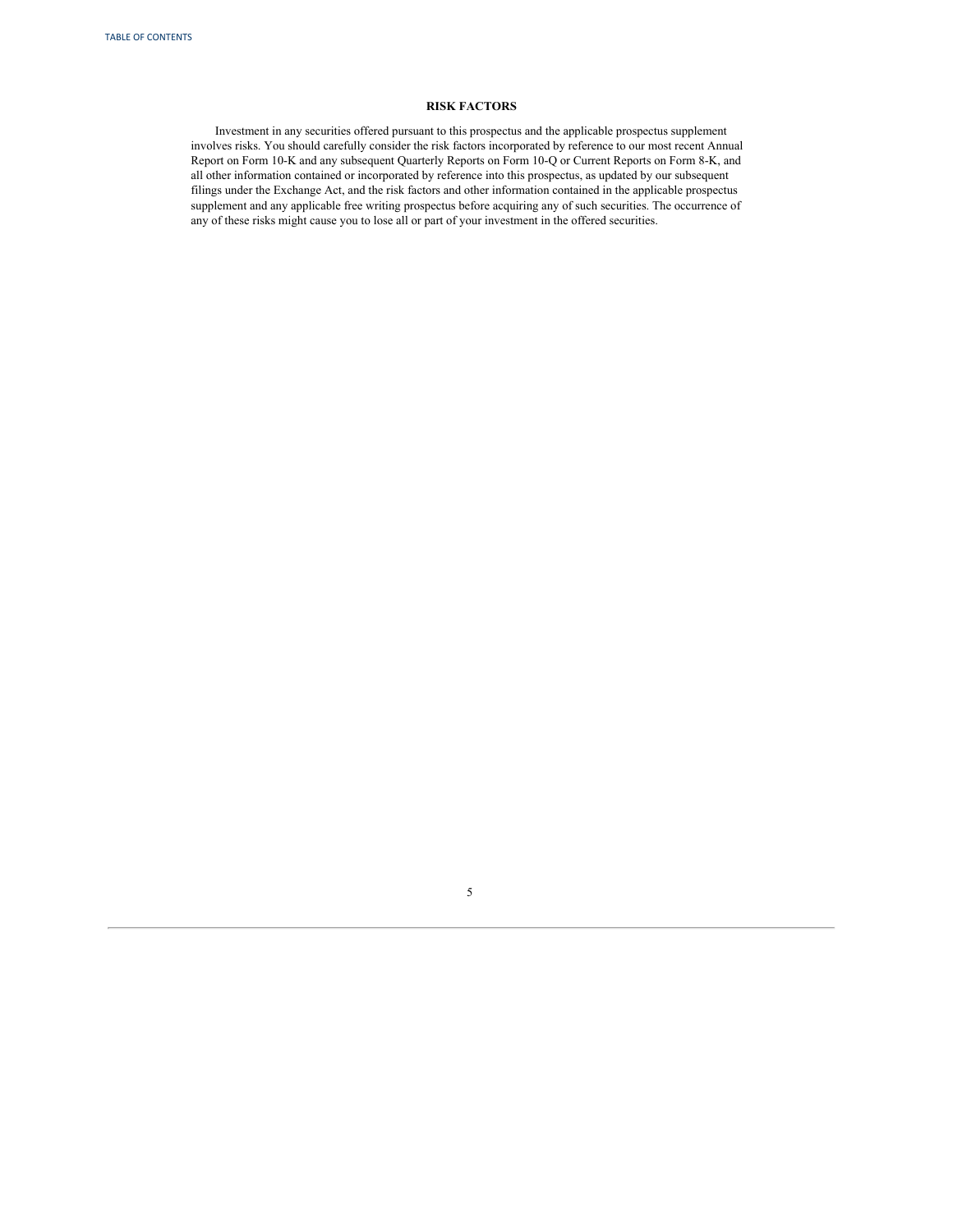# RISK FACTORS

Investment in any securities offered pursuant to this prospectus and the applicable prospectus supplement involves risks. You should carefully consider the risk factors incorporated by reference to our most recent Annual Report on Form 10-K and any subsequent Quarterly Reports on Form 10-Q or Current Reports on Form 8-K, and all other information contained or incorporated by reference into this prospectus, as updated by our subsequent filings under the Exchange Act, and the risk factors and other information contained in the applicable prospectus supplement and any applicable free writing prospectus before acquiring any of such securities. The occurrence of any of these risks might cause you to lose all or part of your investment in the offered securities.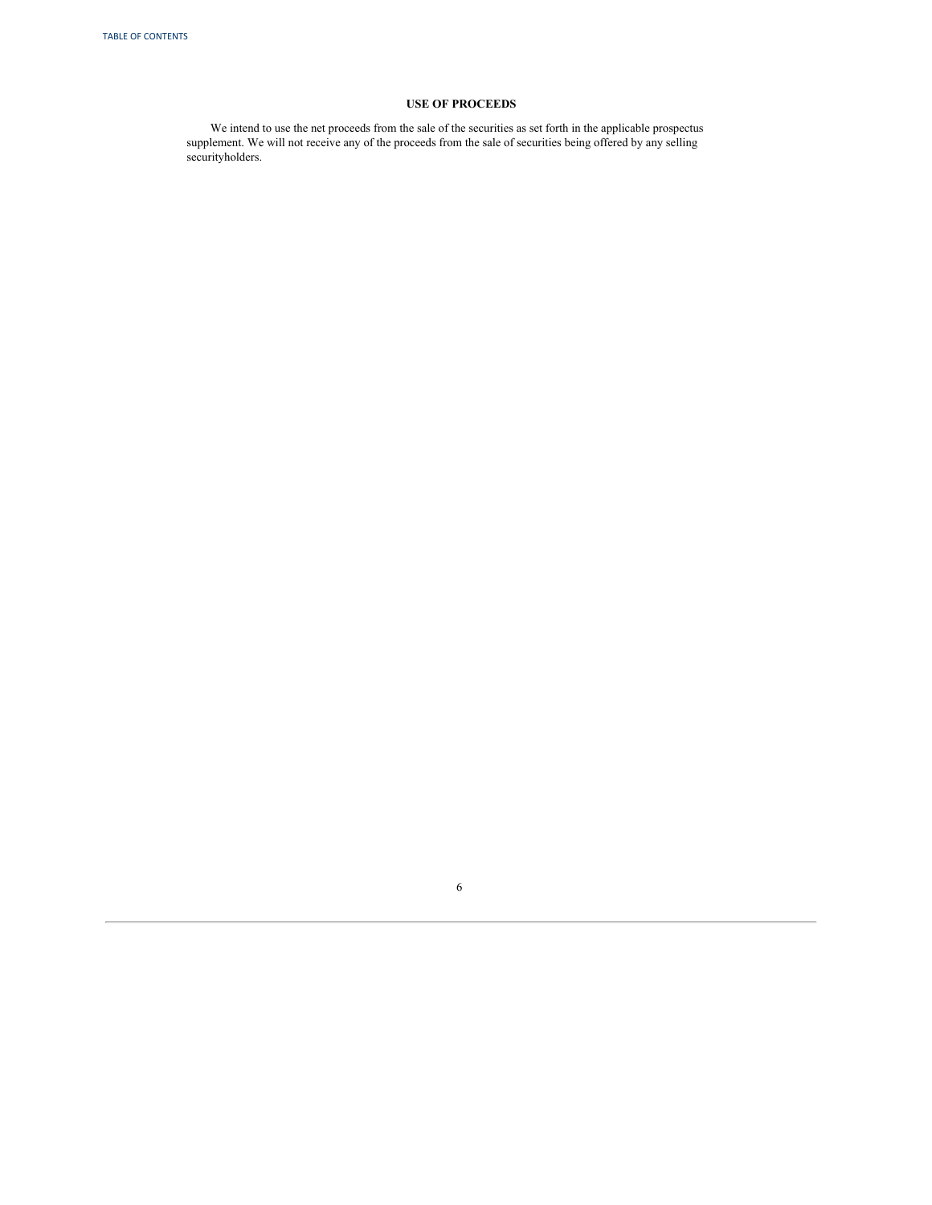## USE OF PROCEEDS

We intend to use the net proceeds from the sale of the securities as set forth in the applicable prospectus supplement. We will not receive any of the proceeds from the sale of securities being offered by any selling securityholders.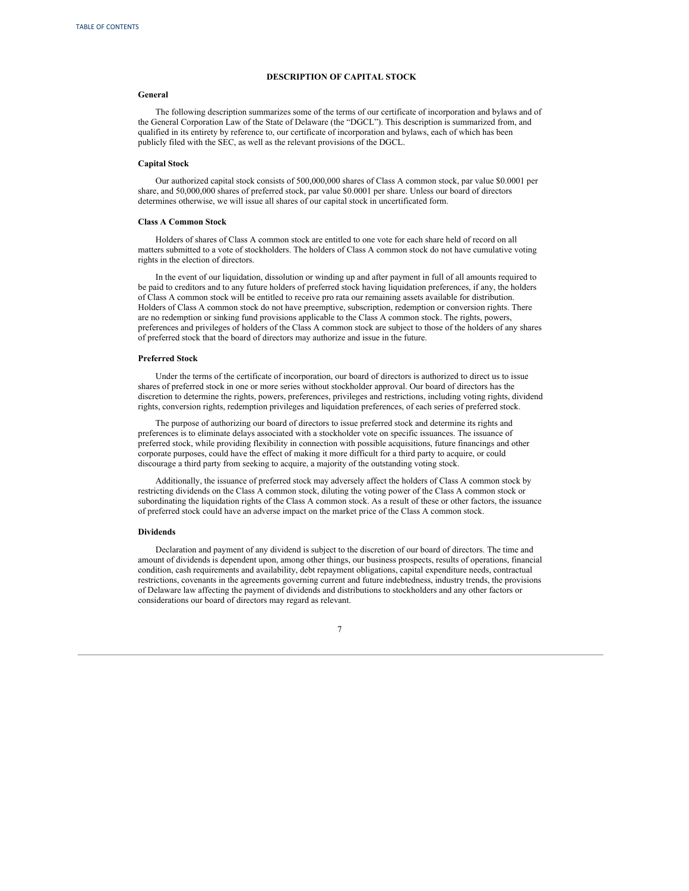## DESCRIPTION OF CAPITAL STOCK

### General

The following description summarizes some of the terms of our certificate of incorporation and bylaws and of the General Corporation Law of the State of Delaware (the "DGCL"). This description is summarized from, and qualified in its entirety by reference to, our certificate of incorporation and bylaws, each of which has been publicly filed with the SEC, as well as the relevant provisions of the DGCL.

### Capital Stock

Our authorized capital stock consists of 500,000,000 shares of Class A common stock, par value $0.0001 per share, and 50,000,000 shares of preferred stock, par value $0.0001 per share. Unless our board of directors determines otherwise, we will issue all shares of our capital stock in uncertificated form.

### Class A Common Stock

Holders of shares of Class A common stock are entitled to one vote for each share held of record on all matters submitted to a vote of stockholders. The holders of Class A common stock do not have cumulative voting rights in the election of directors.

In the event of our liquidation, dissolution or winding up and after payment in full of all amounts required to be paid to creditors and to any future holders of preferred stock having liquidation preferences, if any, the holders of Class A common stock will be entitled to receive pro rata our remaining assets available for distribution. Holders of Class A common stock do not have preemptive, subscription, redemption or conversion rights. There are no redemption or sinking fund provisions applicable to the Class A common stock. The rights, powers, preferences and privileges of holders of the Class A common stock are subject to those of the holders of any shares of preferred stock that the board of directors may authorize and issue in the future.

### Preferred Stock

Under the terms of the certificate of incorporation, our board of directors is authorized to direct us to issue shares of preferred stock in one or more series without stockholder approval. Our board of directors has the discretion to determine the rights, powers, preferences, privileges and restrictions, including voting rights, dividend rights, conversion rights, redemption privileges and liquidation preferences, of each series of preferred stock.

The purpose of authorizing our board of directors to issue preferred stock and determine its rights and preferences is to eliminate delays associated with a stockholder vote on specific issuances. The issuance of preferred stock, while providing flexibility in connection with possible acquisitions, future financings and other corporate purposes, could have the effect of making it more difficult for a third party to acquire, or could discourage a third party from seeking to acquire, a majority of the outstanding voting stock.

Additionally, the issuance of preferred stock may adversely affect the holders of Class A common stock by restricting dividends on the Class A common stock, diluting the voting power of the Class A common stock or subordinating the liquidation rights of the Class A common stock. As a result of these or other factors, the issuance of preferred stock could have an adverse impact on the market price of the Class A common stock.

### Dividends

Declaration and payment of any dividend is subject to the discretion of our board of directors. The time and amount of dividends is dependent upon, among other things, our business prospects, results of operations, financial condition, cash requirements and availability, debt repayment obligations, capital expenditure needs, contractual restrictions, covenants in the agreements governing current and future indebtedness, industry trends, the provisions of Delaware law affecting the payment of dividends and distributions to stockholders and any other factors or considerations our board of directors may regard as relevant.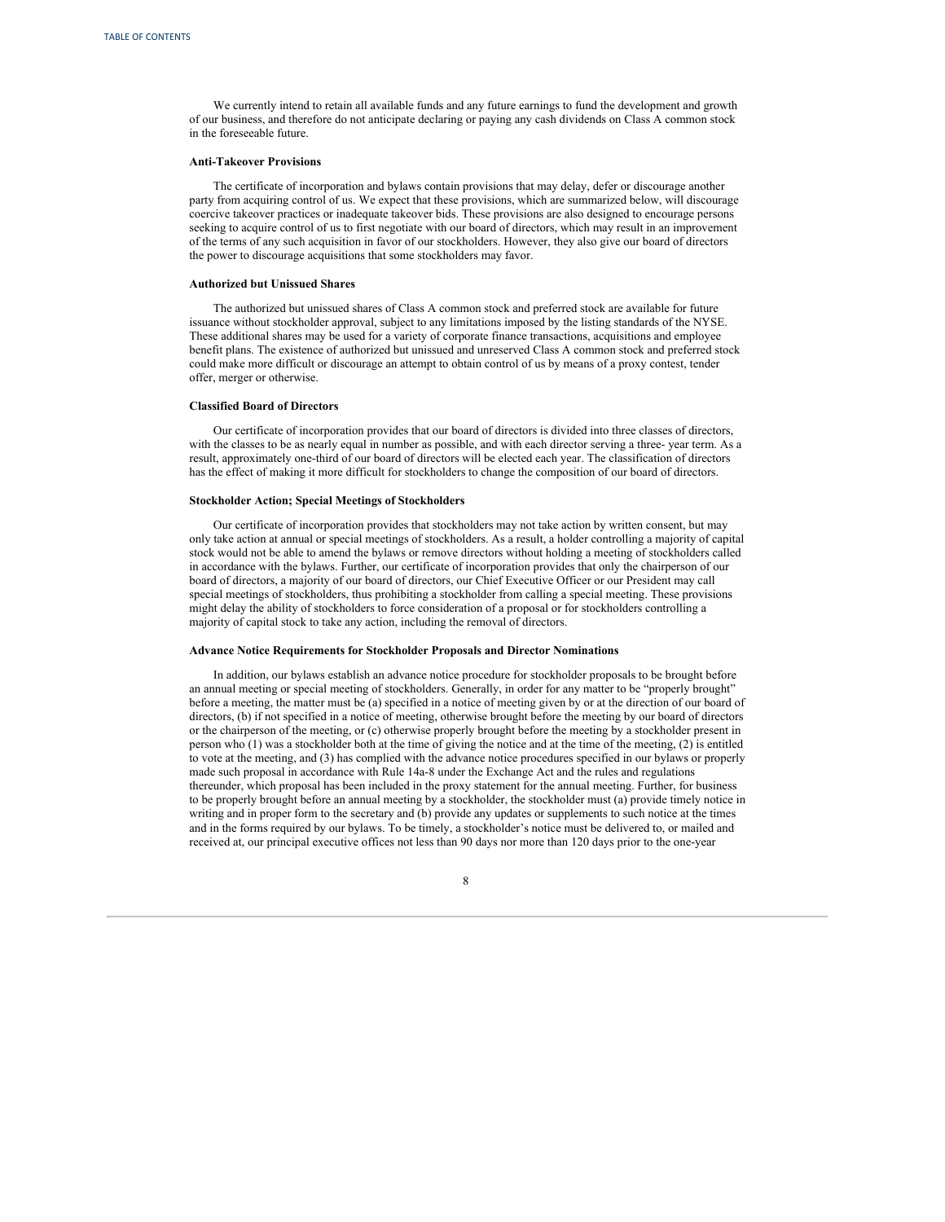We currently intend to retain all available funds and any future earnings to fund the development and growth of our business, and therefore do not anticipate declaring or paying any cash dividends on Class A common stock in the foreseeable future.

**Anti-Takeover Provisions**

The certificate of incorporation and bylaws contain provisions that may delay, defer or discourage another party from acquiring control of us. We expect that these provisions, which are summarized below, will discourage coercive takeover practices or inadequate takeover bids. These provisions are also designed to encourage persons seeking to acquire control of us to first negotiate with our board of directors, which may result in an improvement of the terms of any such acquisition in favor of our stockholders. However, they also give our board of directors the power to discourage acquisitions that some stockholders may favor.

**Authorized but Unissued Shares**

The authorized but unissued shares of Class A common stock and preferred stock are available for future issuance without stockholder approval, subject to any limitations imposed by the listing standards of the NYSE. These additional shares may be used for a variety of corporate finance transactions, acquisitions and employee benefit plans. The existence of authorized but unissued and unreserved Class A common stock and preferred stock could make more difficult or discourage an attempt to obtain control of us by means of a proxy contest, tender offer, merger or otherwise.

**Classified Board of Directors**

Our certificate of incorporation provides that our board of directors is divided into three classes of directors, with the classes to be as nearly equal in number as possible, and with each director serving a three- year term. As a result, approximately one-third of our board of directors will be elected each year. The classification of directors has the effect of making it more difficult for stockholders to change the composition of our board of directors.

**Stockholder Action; Special Meetings of Stockholders**

Our certificate of incorporation provides that stockholders may not take action by written consent, but may only take action at annual or special meetings of stockholders. As a result, a holder controlling a majority of capital stock would not be able to amend the bylaws or remove directors without holding a meeting of stockholders called in accordance with the bylaws. Further, our certificate of incorporation provides that only the chairperson of our board of directors, a majority of our board of directors, our Chief Executive Officer or our President may call special meetings of stockholders, thus prohibiting a stockholder from calling a special meeting. These provisions might delay the ability of stockholders to force consideration of a proposal or for stockholders controlling a majority of capital stock to take any action, including the removal of directors.

**Advance Notice Requirements for Stockholder Proposals and Director Nominations**

In addition, our bylaws establish an advance notice procedure for stockholder proposals to be brought before an annual meeting or special meeting of stockholders. Generally, in order for any matter to be "properly brought" before a meeting, the matter must be (a) specified in a notice of meeting given by or at the direction of our board of directors, (b) if not specified in a notice of meeting, otherwise brought before the meeting by our board of directors or the chairperson of the meeting, or (c) otherwise properly brought before the meeting by a stockholder present in person who (1) was a stockholder both at the time of giving the notice and at the time of the meeting, (2) is entitled to vote at the meeting, and (3) has complied with the advance notice procedures specified in our bylaws or properly made such proposal in accordance with Rule 14a-8 under the Exchange Act and the rules and regulations thereunder, which proposal has been included in the proxy statement for the annual meeting. Further, for business to be properly brought before an annual meeting by a stockholder, the stockholder must (a) provide timely notice in writing and in proper form to the secretary and (b) provide any updates or supplements to such notice at the times and in the forms required by our bylaws. To be timely, a stockholder's notice must be delivered to, or mailed and received at, our principal executive offices not less than 90 days nor more than 120 days prior to the one-year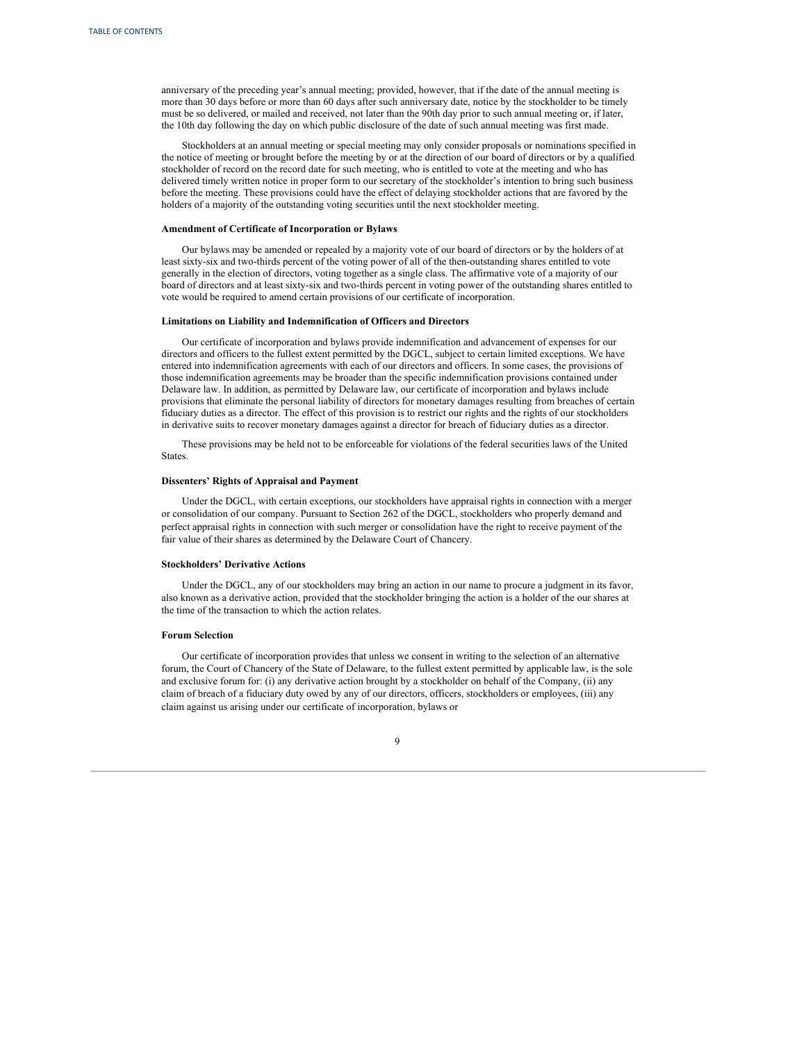anniversary of the preceding year's annual meeting; provided, however, that if the date of the annual meeting is more than 30 days before or more than 60 days after such anniversary date, notice by the stockholder to be timely must be so delivered, or mailed and received, not later than the 90th day prior to such annual meeting or, if later, the 10th day following the day on which public disclosure of the date of such annual meeting was first made.

Stockholders at an annual meeting or special meeting may only consider proposals or nominations specified in the notice of meeting or brought before the meeting by or at the direction of our board of directors or by a qualified stockholder of record on the record date for such meeting, who is entitled to vote at the meeting and who has delivered timely written notice in proper form to our secretary of the stockholder's intention to bring such business before the meeting. These provisions could have the effect of delaying stockholder actions that are favored by the holders of a majority of the outstanding voting securities until the next stockholder meeting.

**Amendment of Certificate of Incorporation or Bylaws**

Our bylaws may be amended or repealed by a majority vote of our board of directors or by the holders of at least sixty-six and two-thirds percent of the voting power of all of the then-outstanding shares entitled to vote generally in the election of directors, voting together as a single class. The affirmative vote of a majority of our board of directors and at least sixty-six and two-thirds percent in voting power of the outstanding shares entitled to vote would be required to amend certain provisions of our certificate of incorporation.

**Limitations on Liability and Indemnification of Officers and Directors**

Our certificate of incorporation and bylaws provide indemnification and advancement of expenses for our directors and officers to the fullest extent permitted by the DGCL, subject to certain limited exceptions. We have entered into indemnification agreements with each of our directors and officers. In some cases, the provisions of those indemnification agreements may be broader than the specific indemnification provisions contained under Delaware law. In addition, as permitted by Delaware law, our certificate of incorporation and bylaws include provisions that eliminate the personal liability of directors for monetary damages resulting from breaches of certain fiduciary duties as a director. The effect of this provision is to restrict our rights and the rights of our stockholders in derivative suits to recover monetary damages against a director for breach of fiduciary duties as a director.

These provisions may be held not to be enforceable for violations of the federal securities laws of the United States.

**Dissenters' Rights of Appraisal and Payment**

Under the DGCL, with certain exceptions, our stockholders have appraisal rights in connection with a merger or consolidation of our company. Pursuant to Section 262 of the DGCL, stockholders who properly demand and perfect appraisal rights in connection with such merger or consolidation have the right to receive payment of the fair value of their shares as determined by the Delaware Court of Chancery.

**Stockholders' Derivative Actions**

Under the DGCL, any of our stockholders may bring an action in our name to procure a judgment in its favor, also known as a derivative action, provided that the stockholder bringing the action is a holder of the our shares at the time of the transaction to which the action relates.

**Forum Selection**

Our certificate of incorporation provides that unless we consent in writing to the selection of an alternative forum, the Court of Chancery of the State of Delaware, to the fullest extent permitted by applicable law, is the sole and exclusive forum for: (i) any derivative action brought by a stockholder on behalf of the Company, (ii) any claim of breach of a fiduciary duty owed by any of our directors, officers, stockholders or employees, (iii) any claim against us arising under our certificate of incorporation, bylaws or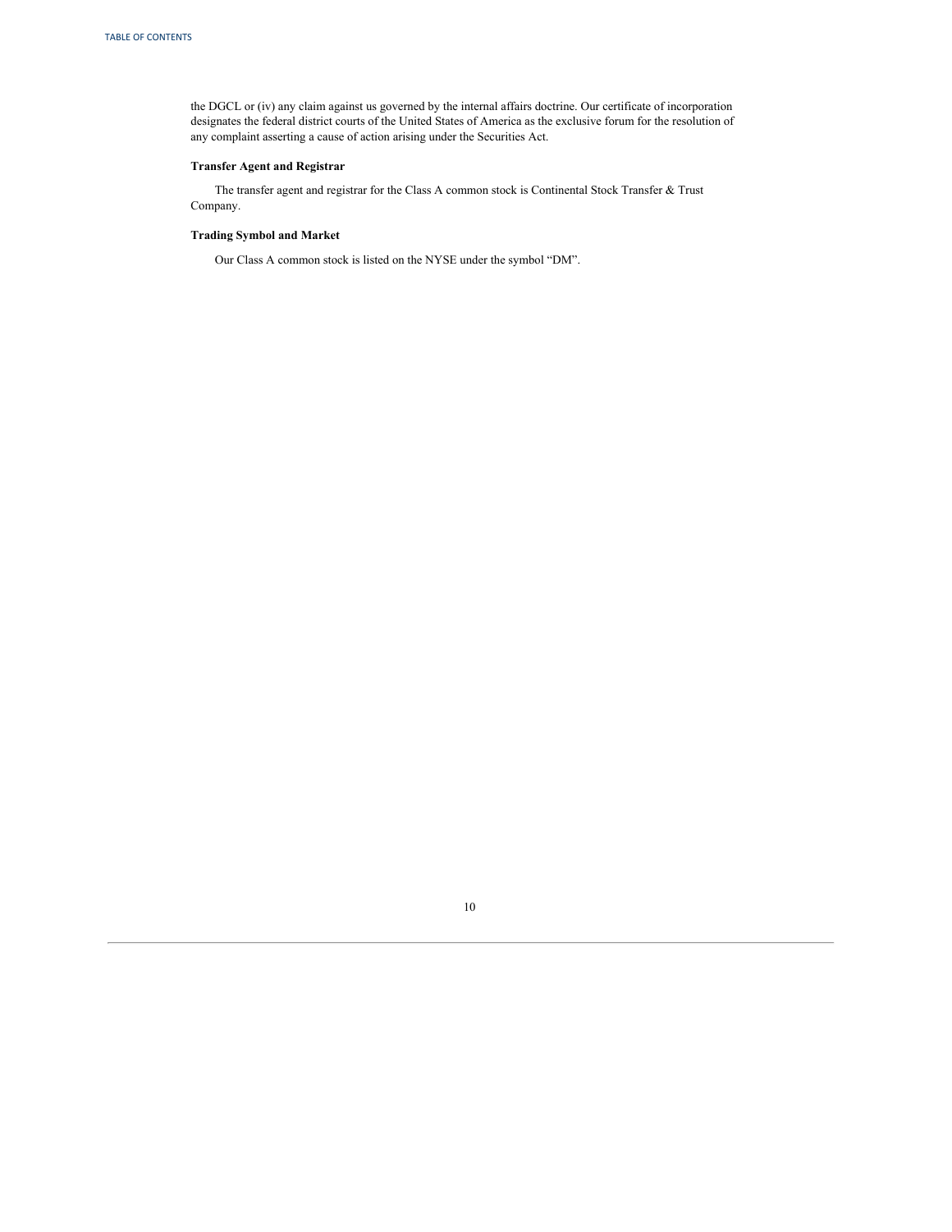the DGCL or (iv) any claim against us governed by the internal affairs doctrine. Our certificate of incorporation designates the federal district courts of the United States of America as the exclusive forum for the resolution of any complaint asserting a cause of action arising under the Securities Act.

**Transfer Agent and Registrar**

The transfer agent and registrar for the Class A common stock is Continental Stock Transfer & Trust Company.

**Trading Symbol and Market**

Our Class A common stock is listed on the NYSE under the symbol "DM".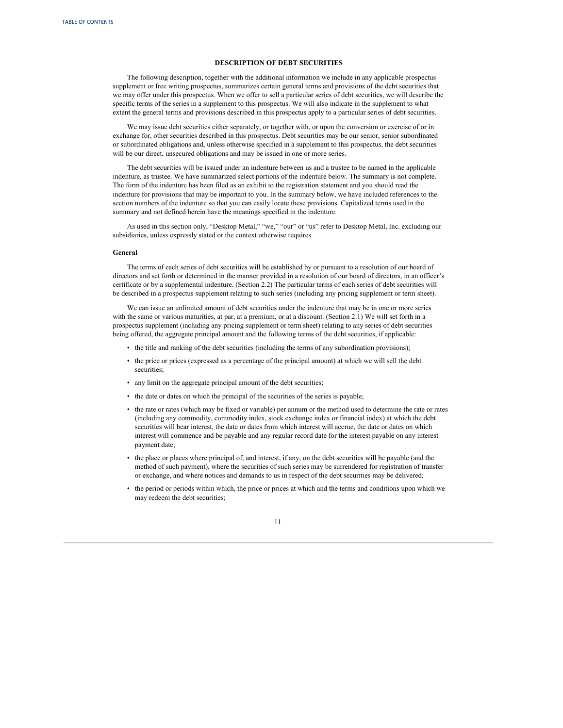## DESCRIPTION OF DEBT SECURITIES

The following description, together with the additional information we include in any applicable prospectus supplement or free writing prospectus, summarizes certain general terms and provisions of the debt securities that we may offer under this prospectus. When we offer to sell a particular series of debt securities, we will describe the specific terms of the series in a supplement to this prospectus. We will also indicate in the supplement to what extent the general terms and provisions described in this prospectus apply to a particular series of debt securities.

We may issue debt securities either separately, or together with, or upon the conversion or exercise of or in exchange for, other securities described in this prospectus. Debt securities may be our senior, senior subordinated or subordinated obligations and, unless otherwise specified in a supplement to this prospectus, the debt securities will be our direct, unsecured obligations and may be issued in one or more series.

The debt securities will be issued under an indenture between us and a trustee to be named in the applicable indenture, as trustee. We have summarized select portions of the indenture below. The summary is not complete. The form of the indenture has been filed as an exhibit to the registration statement and you should read the indenture for provisions that may be important to you. In the summary below, we have included references to the section numbers of the indenture so that you can easily locate these provisions. Capitalized terms used in the summary and not defined herein have the meanings specified in the indenture.

As used in this section only, "Desktop Metal," "we," "our" or "us" refer to Desktop Metal, Inc. excluding our subsidiaries, unless expressly stated or the context otherwise requires.

### General

The terms of each series of debt securities will be established by or pursuant to a resolution of our board of directors and set forth or determined in the manner provided in a resolution of our board of directors, in an officer's certificate or by a supplemental indenture. (Section 2.2) The particular terms of each series of debt securities will be described in a prospectus supplement relating to such series (including any pricing supplement or term sheet).

We can issue an unlimited amount of debt securities under the indenture that may be in one or more series with the same or various maturities, at par, at a premium, or at a discount. (Section 2.1) We will set forth in a prospectus supplement (including any pricing supplement or term sheet) relating to any series of debt securities being offered, the aggregate principal amount and the following terms of the debt securities, if applicable:

- the title and ranking of the debt securities (including the terms of any subordination provisions);
- the price or prices (expressed as a percentage of the principal amount) at which we will sell the debt securities;
- any limit on the aggregate principal amount of the debt securities;
- the date or dates on which the principal of the securities of the series is payable;
- the rate or rates (which may be fixed or variable) per annum or the method used to determine the rate or rates (including any commodity, commodity index, stock exchange index or financial index) at which the debt securities will bear interest, the date or dates from which interest will accrue, the date or dates on which interest will commence and be payable and any regular record date for the interest payable on any interest payment date;
- the place or places where principal of, and interest, if any, on the debt securities will be payable (and the method of such payment), where the securities of such series may be surrendered for registration of transfer or exchange, and where notices and demands to us in respect of the debt securities may be delivered;
- the period or periods within which, the price or prices at which and the terms and conditions upon which we may redeem the debt securities;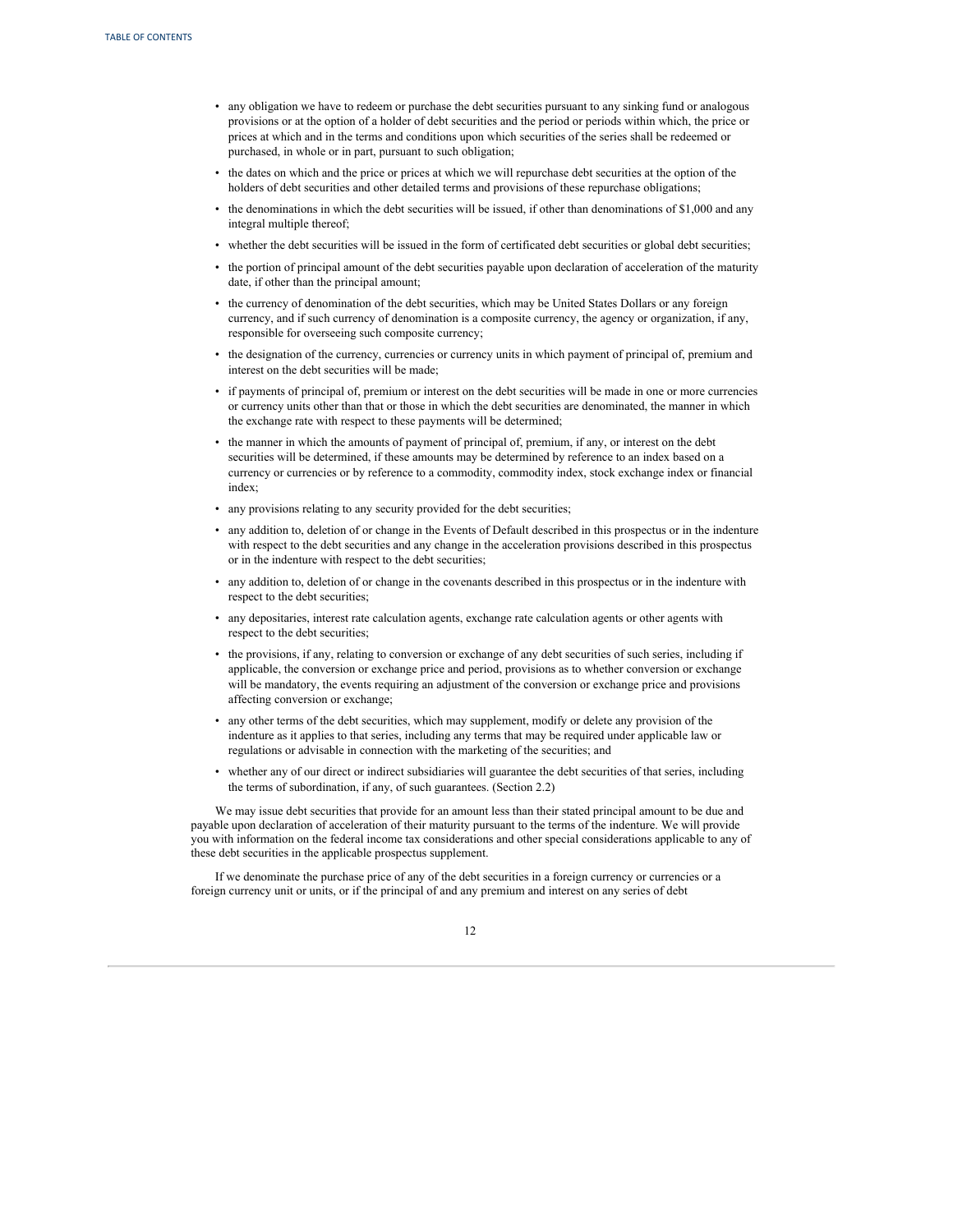- any obligation we have to redeem or purchase the debt securities pursuant to any sinking fund or analogous provisions or at the option of a holder of debt securities and the period or periods within which, the price or prices at which and in the terms and conditions upon which securities of the series shall be redeemed or purchased, in whole or in part, pursuant to such obligation;
- the dates on which and the price or prices at which we will repurchase debt securities at the option of the holders of debt securities and other detailed terms and provisions of these repurchase obligations;
- the denominations in which the debt securities will be issued, if other than denominations of $1,000 and any integral multiple thereof;
- whether the debt securities will be issued in the form of certificated debt securities or global debt securities;
- the portion of principal amount of the debt securities payable upon declaration of acceleration of the maturity date, if other than the principal amount;
- the currency of denomination of the debt securities, which may be United States Dollars or any foreign currency, and if such currency of denomination is a composite currency, the agency or organization, if any, responsible for overseeing such composite currency;
- the designation of the currency, currencies or currency units in which payment of principal of, premium and interest on the debt securities will be made;
- if payments of principal of, premium or interest on the debt securities will be made in one or more currencies or currency units other than that or those in which the debt securities are denominated, the manner in which the exchange rate with respect to these payments will be determined;
- the manner in which the amounts of payment of principal of, premium, if any, or interest on the debt securities will be determined, if these amounts may be determined by reference to an index based on a currency or currencies or by reference to a commodity, commodity index, stock exchange index or financial index;
- any provisions relating to any security provided for the debt securities;
- any addition to, deletion of or change in the Events of Default described in this prospectus or in the indenture with respect to the debt securities and any change in the acceleration provisions described in this prospectus or in the indenture with respect to the debt securities;
- any addition to, deletion of or change in the covenants described in this prospectus or in the indenture with respect to the debt securities;
- any depositaries, interest rate calculation agents, exchange rate calculation agents or other agents with respect to the debt securities;
- the provisions, if any, relating to conversion or exchange of any debt securities of such series, including if applicable, the conversion or exchange price and period, provisions as to whether conversion or exchange will be mandatory, the events requiring an adjustment of the conversion or exchange price and provisions affecting conversion or exchange;
- any other terms of the debt securities, which may supplement, modify or delete any provision of the indenture as it applies to that series, including any terms that may be required under applicable law or regulations or advisable in connection with the marketing of the securities; and
- whether any of our direct or indirect subsidiaries will guarantee the debt securities of that series, including the terms of subordination, if any, of such guarantees. (Section 2.2)

We may issue debt securities that provide for an amount less than their stated principal amount to be due and payable upon declaration of acceleration of their maturity pursuant to the terms of the indenture. We will provide you with information on the federal income tax considerations and other special considerations applicable to any of these debt securities in the applicable prospectus supplement.

If we denominate the purchase price of any of the debt securities in a foreign currency or currencies or a foreign currency unit or units, or if the principal of and any premium and interest on any series of debt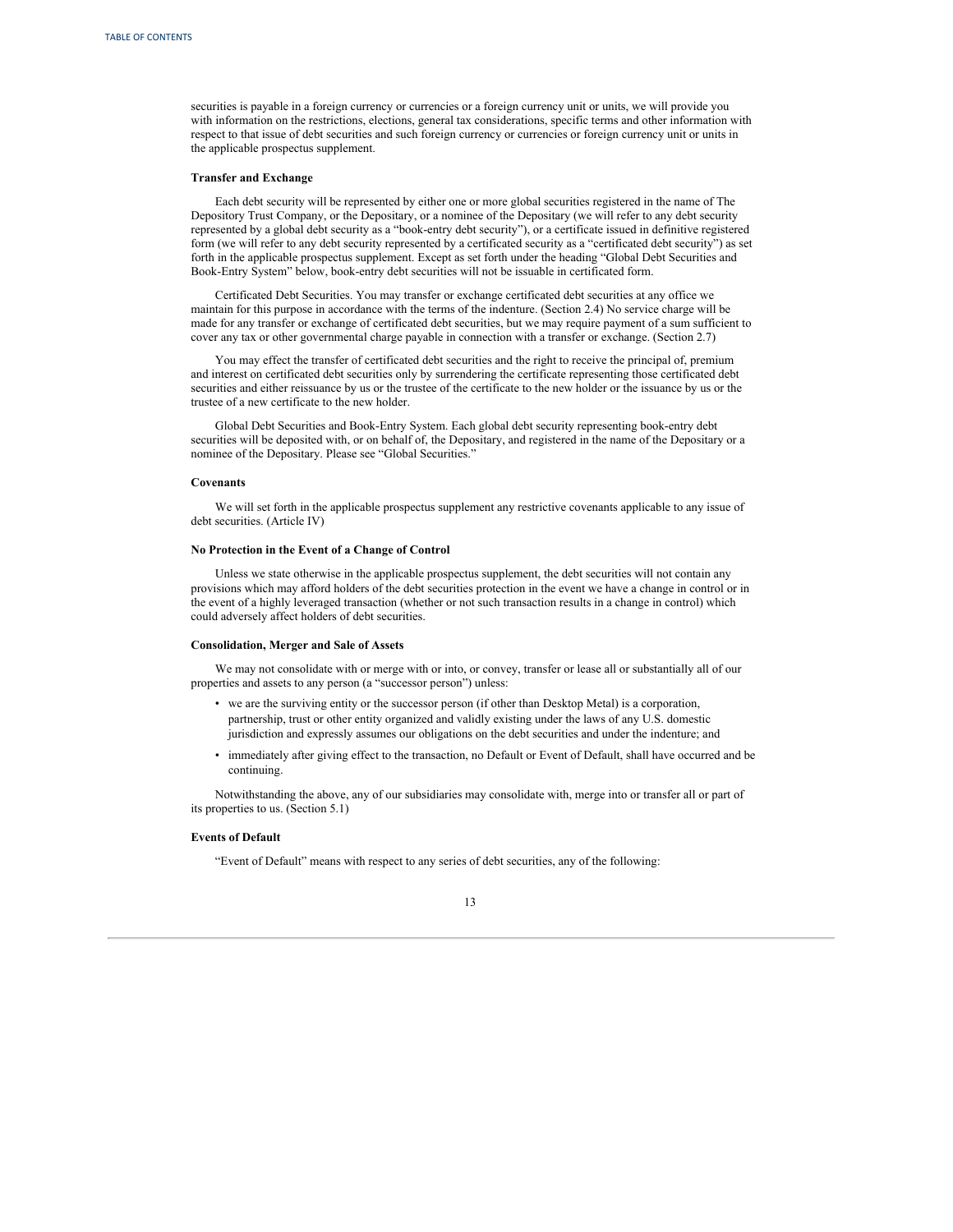securities is payable in a foreign currency or currencies or a foreign currency unit or units, we will provide you with information on the restrictions, elections, general tax considerations, specific terms and other information with respect to that issue of debt securities and such foreign currency or currencies or foreign currency unit or units in the applicable prospectus supplement.

### Transfer and Exchange

Each debt security will be represented by either one or more global securities registered in the name of The Depository Trust Company, or the Depositary, or a nominee of the Depositary (we will refer to any debt security represented by a global debt security as a "book-entry debt security"), or a certificate issued in definitive registered form (we will refer to any debt security represented by a certificated security as a "certificated debt security") as set forth in the applicable prospectus supplement. Except as set forth under the heading "Global Debt Securities and Book-Entry System" below, book-entry debt securities will not be issuable in certificated form.

Certificated Debt Securities. You may transfer or exchange certificated debt securities at any office we maintain for this purpose in accordance with the terms of the indenture. (Section 2.4) No service charge will be made for any transfer or exchange of certificated debt securities, but we may require payment of a sum sufficient to cover any tax or other governmental charge payable in connection with a transfer or exchange. (Section 2.7)

You may effect the transfer of certificated debt securities and the right to receive the principal of, premium and interest on certificated debt securities only by surrendering the certificate representing those certificated debt securities and either reissuance by us or the trustee of the certificate to the new holder or the issuance by us or the trustee of a new certificate to the new holder.

Global Debt Securities and Book-Entry System. Each global debt security representing book-entry debt securities will be deposited with, or on behalf of, the Depositary, and registered in the name of the Depositary or a nominee of the Depositary. Please see "Global Securities."

### Covenants

We will set forth in the applicable prospectus supplement any restrictive covenants applicable to any issue of debt securities. (Article IV)

### No Protection in the Event of a Change of Control

Unless we state otherwise in the applicable prospectus supplement, the debt securities will not contain any provisions which may afford holders of the debt securities protection in the event we have a change in control or in the event of a highly leveraged transaction (whether or not such transaction results in a change in control) which could adversely affect holders of debt securities.

### Consolidation, Merger and Sale of Assets

We may not consolidate with or merge with or into, or convey, transfer or lease all or substantially all of our properties and assets to any person (a "successor person") unless:

- we are the surviving entity or the successor person (if other than Desktop Metal) is a corporation, partnership, trust or other entity organized and validly existing under the laws of any U.S. domestic jurisdiction and expressly assumes our obligations on the debt securities and under the indenture; and
- immediately after giving effect to the transaction, no Default or Event of Default, shall have occurred and be continuing.

Notwithstanding the above, any of our subsidiaries may consolidate with, merge into or transfer all or part of its properties to us. (Section 5.1)

### Events of Default

"Event of Default" means with respect to any series of debt securities, any of the following: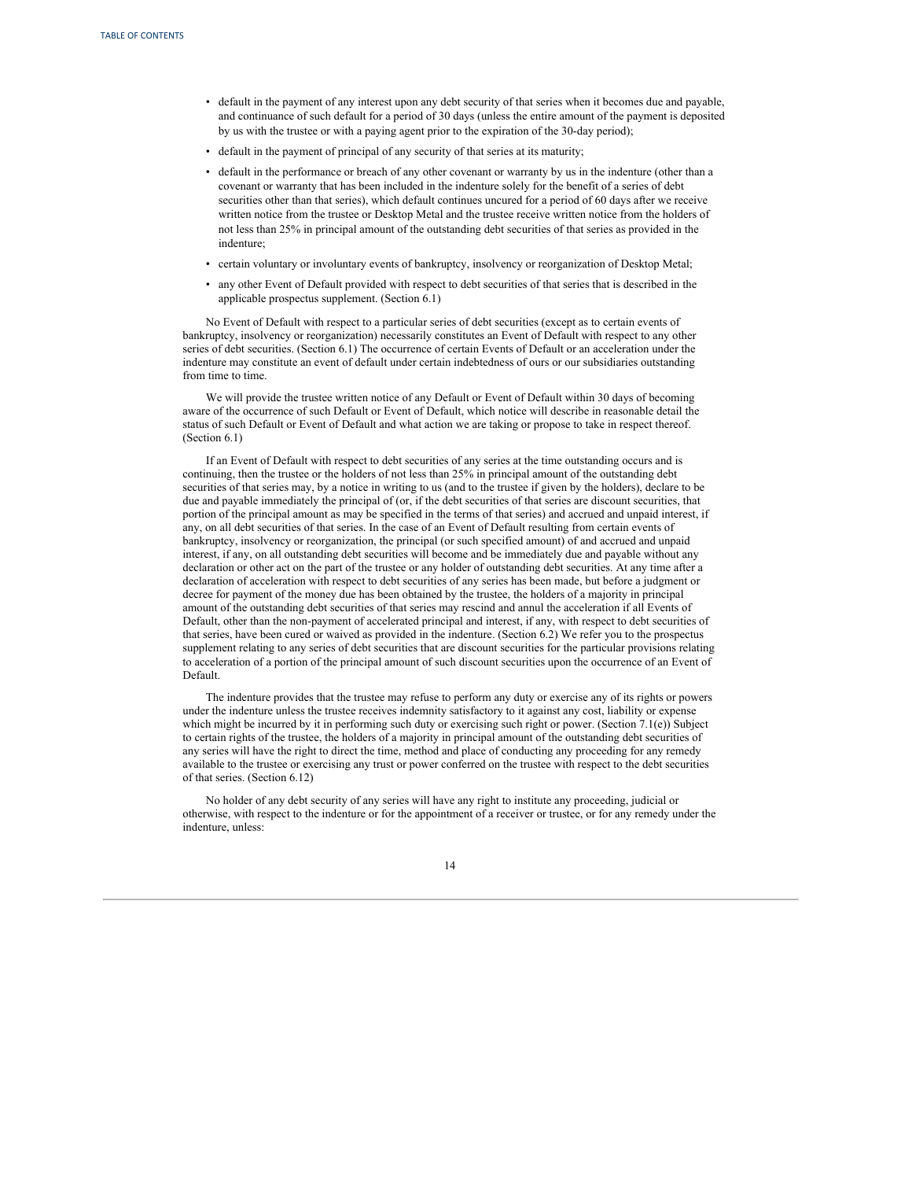- default in the payment of any interest upon any debt security of that series when it becomes due and payable, and continuance of such default for a period of 30 days (unless the entire amount of the payment is deposited by us with the trustee or with a paying agent prior to the expiration of the 30-day period);
- default in the payment of principal of any security of that series at its maturity;
- default in the performance or breach of any other covenant or warranty by us in the indenture (other than a covenant or warranty that has been included in the indenture solely for the benefit of a series of debt securities other than that series), which default continues uncured for a period of 60 days after we receive written notice from the trustee or Desktop Metal and the trustee receive written notice from the holders of not less than 25% in principal amount of the outstanding debt securities of that series as provided in the indenture;
- certain voluntary or involuntary events of bankruptcy, insolvency or reorganization of Desktop Metal;
- any other Event of Default provided with respect to debt securities of that series that is described in the applicable prospectus supplement. (Section 6.1)

No Event of Default with respect to a particular series of debt securities (except as to certain events of bankruptcy, insolvency or reorganization) necessarily constitutes an Event of Default with respect to any other series of debt securities. (Section 6.1) The occurrence of certain Events of Default or an acceleration under the indenture may constitute an event of default under certain indebtedness of ours or our subsidiaries outstanding from time to time.

We will provide the trustee written notice of any Default or Event of Default within 30 days of becoming aware of the occurrence of such Default or Event of Default, which notice will describe in reasonable detail the status of such Default or Event of Default and what action we are taking or propose to take in respect thereof. (Section 6.1)

If an Event of Default with respect to debt securities of any series at the time outstanding occurs and is continuing, then the trustee or the holders of not less than 25% in principal amount of the outstanding debt securities of that series may, by a notice in writing to us (and to the trustee if given by the holders), declare to be due and payable immediately the principal of (or, if the debt securities of that series are discount securities, that portion of the principal amount as may be specified in the terms of that series) and accrued and unpaid interest, if any, on all debt securities of that series. In the case of an Event of Default resulting from certain events of bankruptcy, insolvency or reorganization, the principal (or such specified amount) of and accrued and unpaid interest, if any, on all outstanding debt securities will become and be immediately due and payable without any declaration or other act on the part of the trustee or any holder of outstanding debt securities. At any time after a declaration of acceleration with respect to debt securities of any series has been made, but before a judgment or decree for payment of the money due has been obtained by the trustee, the holders of a majority in principal amount of the outstanding debt securities of that series may rescind and annul the acceleration if all Events of Default, other than the non-payment of accelerated principal and interest, if any, with respect to debt securities of that series, have been cured or waived as provided in the indenture. (Section 6.2) We refer you to the prospectus supplement relating to any series of debt securities that are discount securities for the particular provisions relating to acceleration of a portion of the principal amount of such discount securities upon the occurrence of an Event of Default.

The indenture provides that the trustee may refuse to perform any duty or exercise any of its rights or powers under the indenture unless the trustee receives indemnity satisfactory to it against any cost, liability or expense which might be incurred by it in performing such duty or exercising such right or power. (Section 7.1(e)) Subject to certain rights of the trustee, the holders of a majority in principal amount of the outstanding debt securities of any series will have the right to direct the time, method and place of conducting any proceeding for any remedy available to the trustee or exercising any trust or power conferred on the trustee with respect to the debt securities of that series. (Section 6.12)

No holder of any debt security of any series will have any right to institute any proceeding, judicial or otherwise, with respect to the indenture or for the appointment of a receiver or trustee, or for any remedy under the indenture, unless: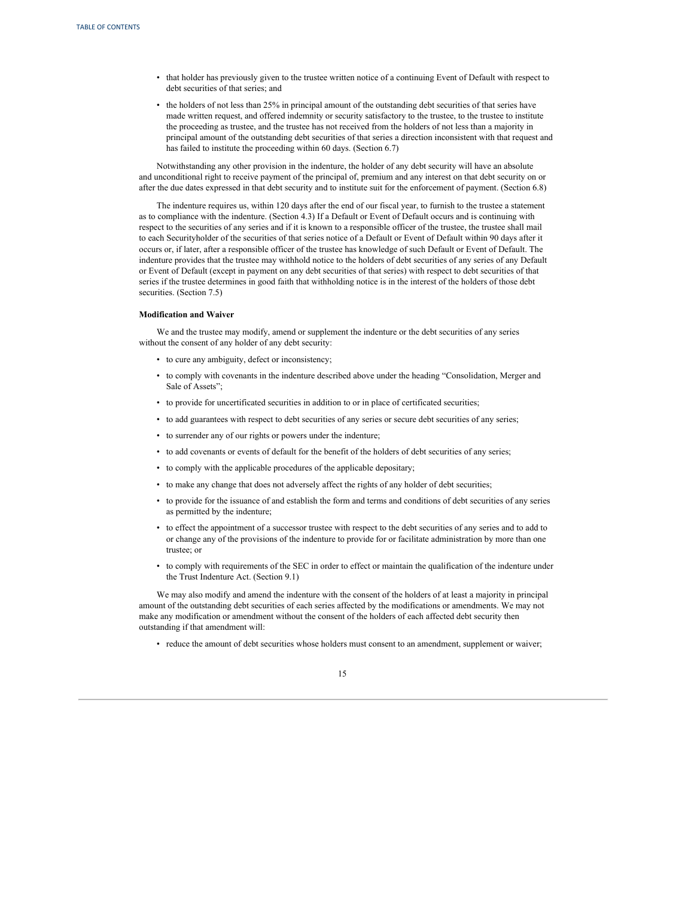- that holder has previously given to the trustee written notice of a continuing Event of Default with respect to debt securities of that series; and
- the holders of not less than 25% in principal amount of the outstanding debt securities of that series have made written request, and offered indemnity or security satisfactory to the trustee, to the trustee to institute the proceeding as trustee, and the trustee has not received from the holders of not less than a majority in principal amount of the outstanding debt securities of that series a direction inconsistent with that request and has failed to institute the proceeding within 60 days. (Section 6.7)

Notwithstanding any other provision in the indenture, the holder of any debt security will have an absolute and unconditional right to receive payment of the principal of, premium and any interest on that debt security on or after the due dates expressed in that debt security and to institute suit for the enforcement of payment. (Section 6.8)

The indenture requires us, within 120 days after the end of our fiscal year, to furnish to the trustee a statement as to compliance with the indenture. (Section 4.3) If a Default or Event of Default occurs and is continuing with respect to the securities of any series and if it is known to a responsible officer of the trustee, the trustee shall mail to each Securityholder of the securities of that series notice of a Default or Event of Default within 90 days after it occurs or, if later, after a responsible officer of the trustee has knowledge of such Default or Event of Default. The indenture provides that the trustee may withhold notice to the holders of debt securities of any series of any Default or Event of Default (except in payment on any debt securities of that series) with respect to debt securities of that series if the trustee determines in good faith that withholding notice is in the interest of the holders of those debt securities. (Section 7.5)

**Modification and Waiver**

We and the trustee may modify, amend or supplement the indenture or the debt securities of any series without the consent of any holder of any debt security:

- to cure any ambiguity, defect or inconsistency;
- to comply with covenants in the indenture described above under the heading "Consolidation, Merger and Sale of Assets";
- to provide for uncertificated securities in addition to or in place of certificated securities;
- to add guarantees with respect to debt securities of any series or secure debt securities of any series;
- to surrender any of our rights or powers under the indenture;
- to add covenants or events of default for the benefit of the holders of debt securities of any series;
- to comply with the applicable procedures of the applicable depositary;
- to make any change that does not adversely affect the rights of any holder of debt securities;
- to provide for the issuance of and establish the form and terms and conditions of debt securities of any series as permitted by the indenture;
- to effect the appointment of a successor trustee with respect to the debt securities of any series and to add to or change any of the provisions of the indenture to provide for or facilitate administration by more than one trustee; or
- to comply with requirements of the SEC in order to effect or maintain the qualification of the indenture under the Trust Indenture Act. (Section 9.1)

We may also modify and amend the indenture with the consent of the holders of at least a majority in principal amount of the outstanding debt securities of each series affected by the modifications or amendments. We may not make any modification or amendment without the consent of the holders of each affected debt security then outstanding if that amendment will:

- reduce the amount of debt securities whose holders must consent to an amendment, supplement or waiver;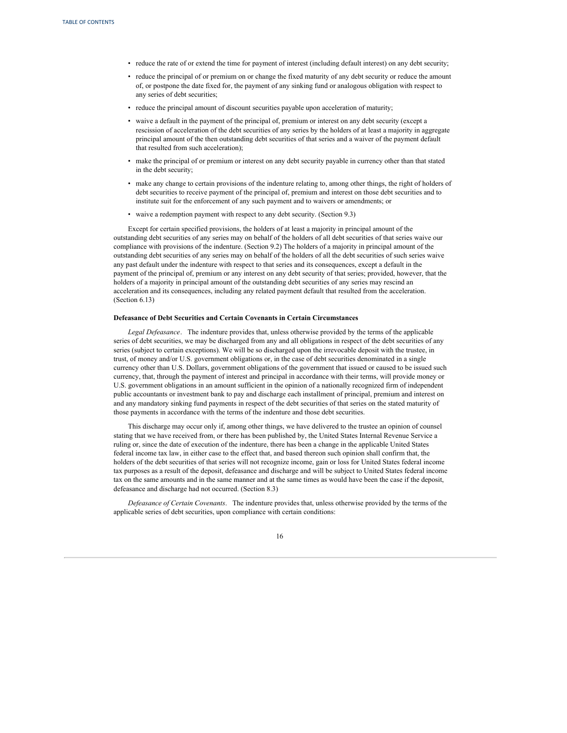- reduce the rate of or extend the time for payment of interest (including default interest) on any debt security;
- reduce the principal of or premium on or change the fixed maturity of any debt security or reduce the amount of, or postpone the date fixed for, the payment of any sinking fund or analogous obligation with respect to any series of debt securities;
- reduce the principal amount of discount securities payable upon acceleration of maturity;
- waive a default in the payment of the principal of, premium or interest on any debt security (except a rescission of acceleration of the debt securities of any series by the holders of at least a majority in aggregate principal amount of the then outstanding debt securities of that series and a waiver of the payment default that resulted from such acceleration);
- make the principal of or premium or interest on any debt security payable in currency other than that stated in the debt security;
- make any change to certain provisions of the indenture relating to, among other things, the right of holders of debt securities to receive payment of the principal of, premium and interest on those debt securities and to institute suit for the enforcement of any such payment and to waivers or amendments; or
- waive a redemption payment with respect to any debt security. (Section 9.3)

Except for certain specified provisions, the holders of at least a majority in principal amount of the outstanding debt securities of any series may on behalf of the holders of all debt securities of that series waive our compliance with provisions of the indenture. (Section 9.2) The holders of a majority in principal amount of the outstanding debt securities of any series may on behalf of the holders of all the debt securities of such series waive any past default under the indenture with respect to that series and its consequences, except a default in the payment of the principal of, premium or any interest on any debt security of that series; provided, however, that the holders of a majority in principal amount of the outstanding debt securities of any series may rescind an acceleration and its consequences, including any related payment default that resulted from the acceleration. (Section 6.13)

**Defeasance of Debt Securities and Certain Covenants in Certain Circumstances**

*Legal Defeasance*. The indenture provides that, unless otherwise provided by the terms of the applicable series of debt securities, we may be discharged from any and all obligations in respect of the debt securities of any series (subject to certain exceptions). We will be so discharged upon the irrevocable deposit with the trustee, in trust, of money and/or U.S. government obligations or, in the case of debt securities denominated in a single currency other than U.S. Dollars, government obligations of the government that issued or caused to be issued such currency, that, through the payment of interest and principal in accordance with their terms, will provide money or U.S. government obligations in an amount sufficient in the opinion of a nationally recognized firm of independent public accountants or investment bank to pay and discharge each installment of principal, premium and interest on and any mandatory sinking fund payments in respect of the debt securities of that series on the stated maturity of those payments in accordance with the terms of the indenture and those debt securities.

This discharge may occur only if, among other things, we have delivered to the trustee an opinion of counsel stating that we have received from, or there has been published by, the United States Internal Revenue Service a ruling or, since the date of execution of the indenture, there has been a change in the applicable United States federal income tax law, in either case to the effect that, and based thereon such opinion shall confirm that, the holders of the debt securities of that series will not recognize income, gain or loss for United States federal income tax purposes as a result of the deposit, defeasance and discharge and will be subject to United States federal income tax on the same amounts and in the same manner and at the same times as would have been the case if the deposit, defeasance and discharge had not occurred. (Section 8.3)

*Defeasance of Certain Covenants*. The indenture provides that, unless otherwise provided by the terms of the applicable series of debt securities, upon compliance with certain conditions: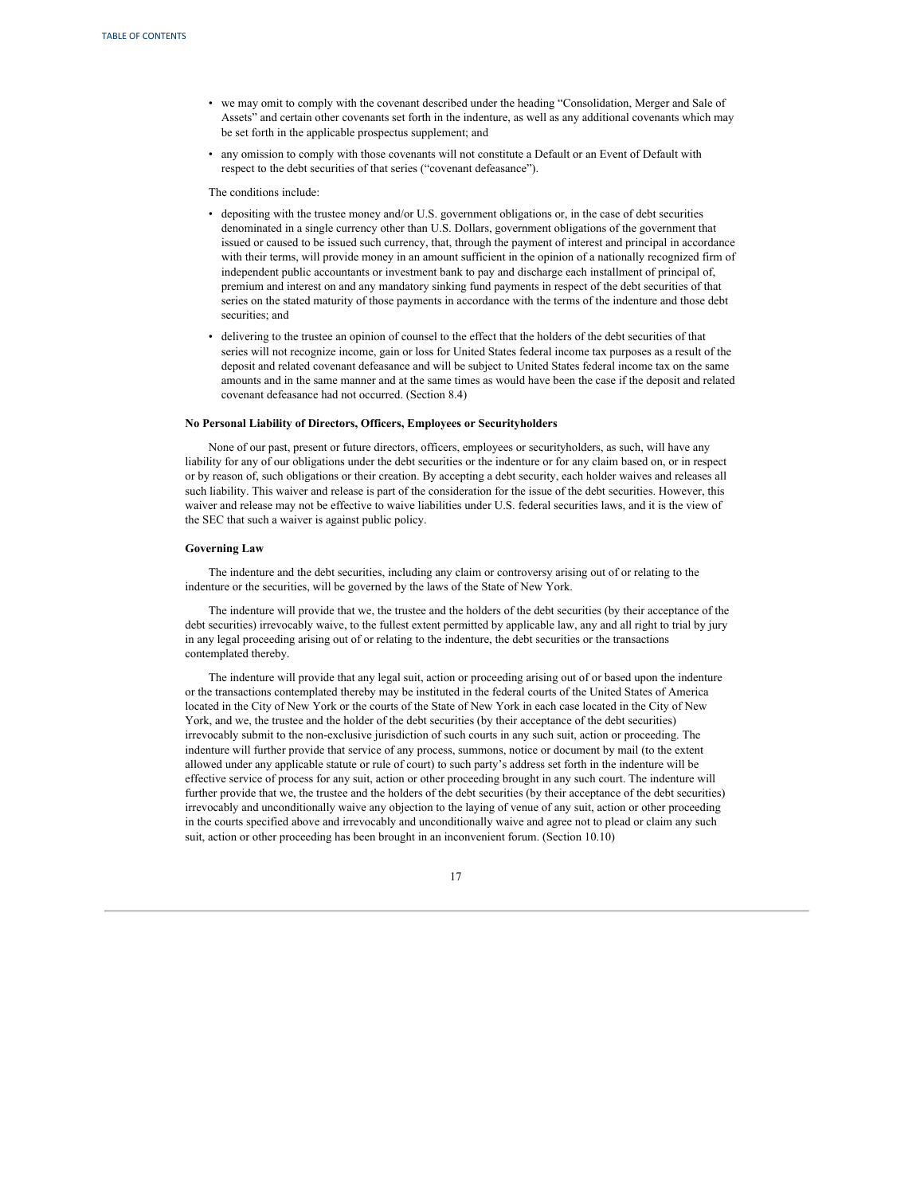- we may omit to comply with the covenant described under the heading "Consolidation, Merger and Sale of Assets" and certain other covenants set forth in the indenture, as well as any additional covenants which may be set forth in the applicable prospectus supplement; and
- any omission to comply with those covenants will not constitute a Default or an Event of Default with respect to the debt securities of that series ("covenant defeasance").

The conditions include:

- depositing with the trustee money and/or U.S. government obligations or, in the case of debt securities denominated in a single currency other than U.S. Dollars, government obligations of the government that issued or caused to be issued such currency, that, through the payment of interest and principal in accordance with their terms, will provide money in an amount sufficient in the opinion of a nationally recognized firm of independent public accountants or investment bank to pay and discharge each installment of principal of, premium and interest on and any mandatory sinking fund payments in respect of the debt securities of that series on the stated maturity of those payments in accordance with the terms of the indenture and those debt securities; and
- delivering to the trustee an opinion of counsel to the effect that the holders of the debt securities of that series will not recognize income, gain or loss for United States federal income tax purposes as a result of the deposit and related covenant defeasance and will be subject to United States federal income tax on the same amounts and in the same manner and at the same times as would have been the case if the deposit and related covenant defeasance had not occurred. (Section 8.4)

**No Personal Liability of Directors, Officers, Employees or Securityholders**

None of our past, present or future directors, officers, employees or securityholders, as such, will have any liability for any of our obligations under the debt securities or the indenture or for any claim based on, or in respect or by reason of, such obligations or their creation. By accepting a debt security, each holder waives and releases all such liability. This waiver and release is part of the consideration for the issue of the debt securities. However, this waiver and release may not be effective to waive liabilities under U.S. federal securities laws, and it is the view of the SEC that such a waiver is against public policy.

**Governing Law**

The indenture and the debt securities, including any claim or controversy arising out of or relating to the indenture or the securities, will be governed by the laws of the State of New York.

The indenture will provide that we, the trustee and the holders of the debt securities (by their acceptance of the debt securities) irrevocably waive, to the fullest extent permitted by applicable law, any and all right to trial by jury in any legal proceeding arising out of or relating to the indenture, the debt securities or the transactions contemplated thereby.

The indenture will provide that any legal suit, action or proceeding arising out of or based upon the indenture or the transactions contemplated thereby may be instituted in the federal courts of the United States of America located in the City of New York or the courts of the State of New York in each case located in the City of New York, and we, the trustee and the holder of the debt securities (by their acceptance of the debt securities) irrevocably submit to the non-exclusive jurisdiction of such courts in any such suit, action or proceeding. The indenture will further provide that service of any process, summons, notice or document by mail (to the extent allowed under any applicable statute or rule of court) to such party's address set forth in the indenture will be effective service of process for any suit, action or other proceeding brought in any such court. The indenture will further provide that we, the trustee and the holders of the debt securities (by their acceptance of the debt securities) irrevocably and unconditionally waive any objection to the laying of venue of any suit, action or other proceeding in the courts specified above and irrevocably and unconditionally waive and agree not to plead or claim any such suit, action or other proceeding has been brought in an inconvenient forum. (Section 10.10)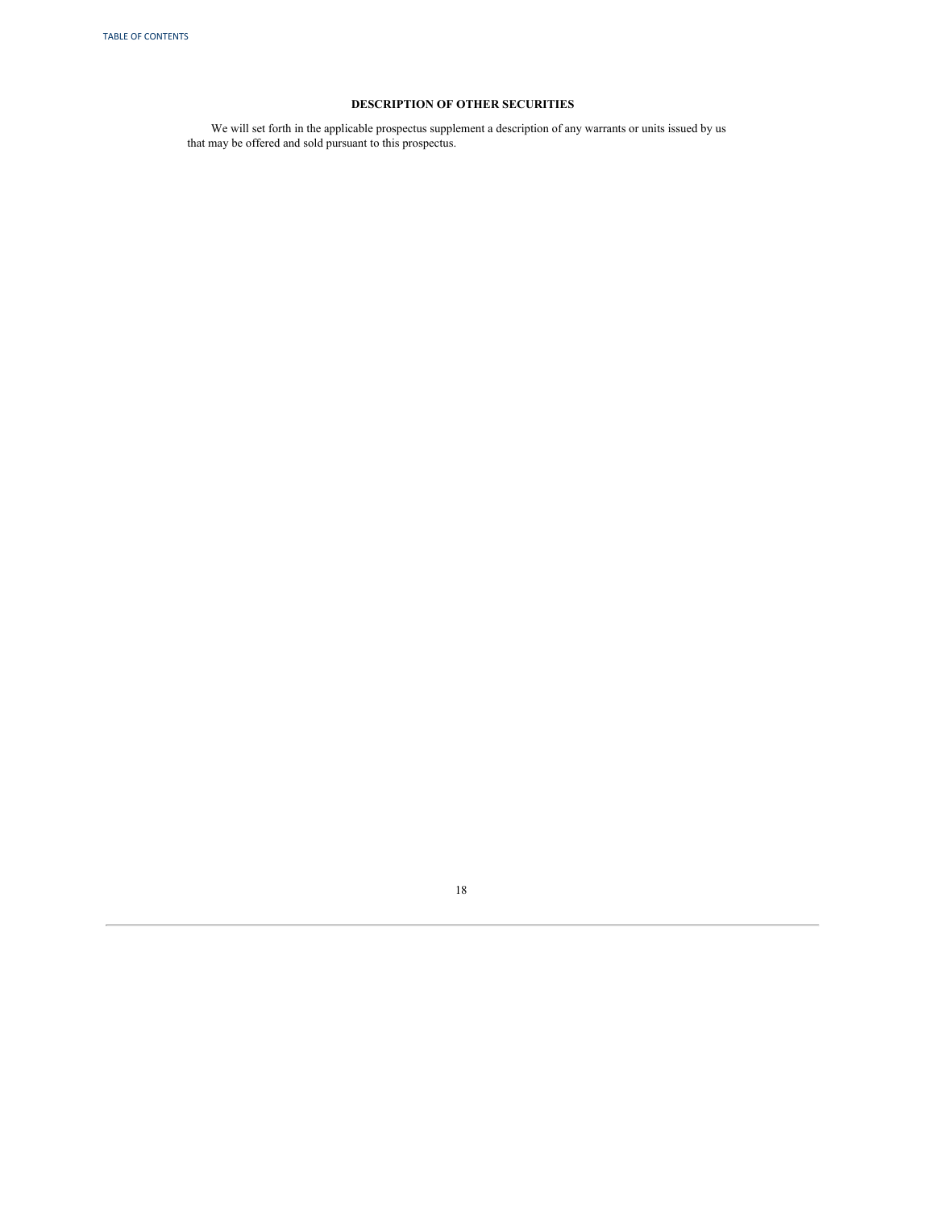## DESCRIPTION OF OTHER SECURITIES

We will set forth in the applicable prospectus supplement a description of any warrants or units issued by us that may be offered and sold pursuant to this prospectus.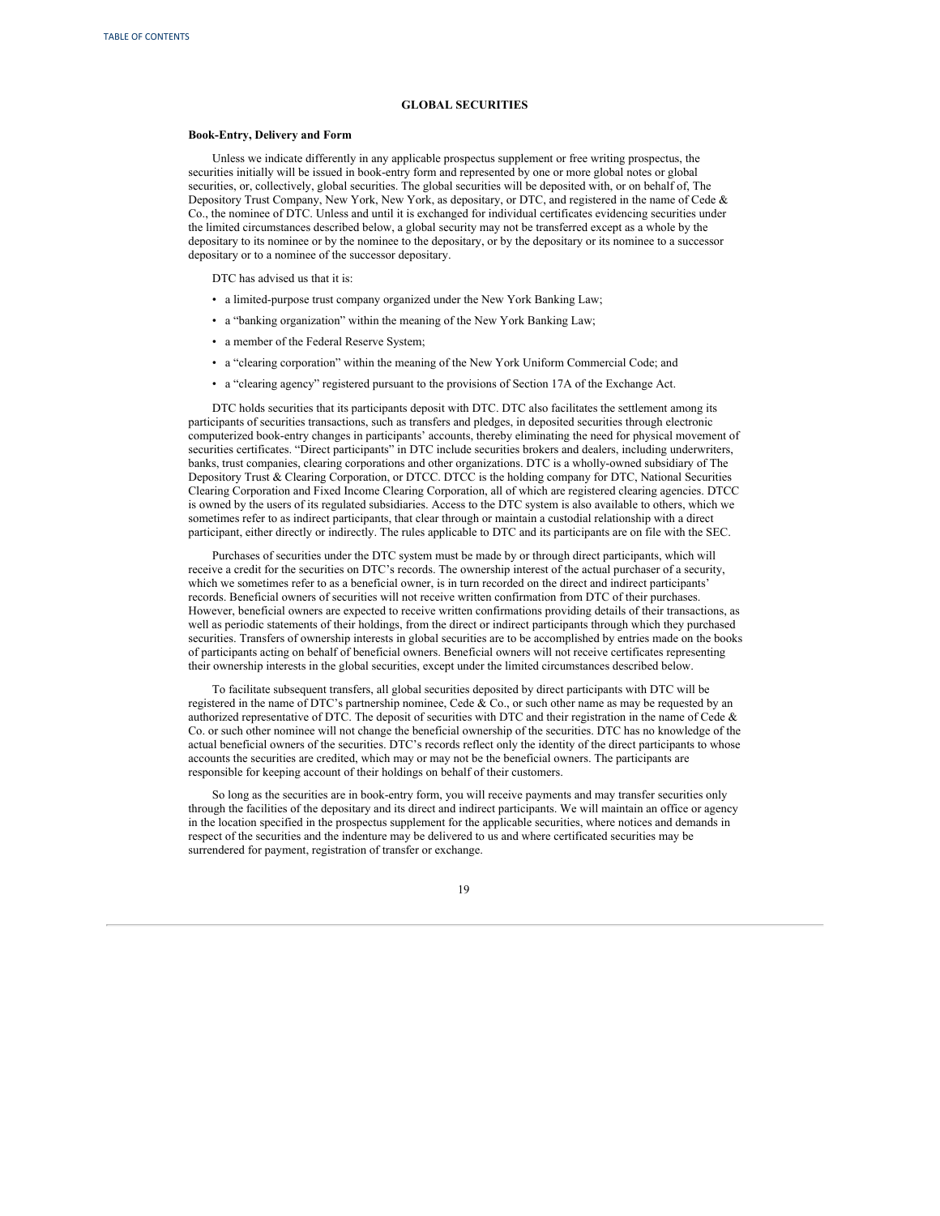## GLOBAL SECURITIES

### Book-Entry, Delivery and Form

Unless we indicate differently in any applicable prospectus supplement or free writing prospectus, the securities initially will be issued in book-entry form and represented by one or more global notes or global securities, or, collectively, global securities. The global securities will be deposited with, or on behalf of, The Depository Trust Company, New York, New York, as depositary, or DTC, and registered in the name of Cede & Co., the nominee of DTC. Unless and until it is exchanged for individual certificates evidencing securities under the limited circumstances described below, a global security may not be transferred except as a whole by the depositary to its nominee or by the nominee to the depositary, or by the depositary or its nominee to a successor depositary or to a nominee of the successor depositary.

DTC has advised us that it is:

- a limited-purpose trust company organized under the New York Banking Law;
- a "banking organization" within the meaning of the New York Banking Law;
- a member of the Federal Reserve System;
- a "clearing corporation" within the meaning of the New York Uniform Commercial Code; and
- a "clearing agency" registered pursuant to the provisions of Section 17A of the Exchange Act.

DTC holds securities that its participants deposit with DTC. DTC also facilitates the settlement among its participants of securities transactions, such as transfers and pledges, in deposited securities through electronic computerized book-entry changes in participants' accounts, thereby eliminating the need for physical movement of securities certificates. "Direct participants" in DTC include securities brokers and dealers, including underwriters, banks, trust companies, clearing corporations and other organizations. DTC is a wholly-owned subsidiary of The Depository Trust & Clearing Corporation, or DTCC. DTCC is the holding company for DTC, National Securities Clearing Corporation and Fixed Income Clearing Corporation, all of which are registered clearing agencies. DTCC is owned by the users of its regulated subsidiaries. Access to the DTC system is also available to others, which we sometimes refer to as indirect participants, that clear through or maintain a custodial relationship with a direct participant, either directly or indirectly. The rules applicable to DTC and its participants are on file with the SEC.

Purchases of securities under the DTC system must be made by or through direct participants, which will receive a credit for the securities on DTC's records. The ownership interest of the actual purchaser of a security, which we sometimes refer to as a beneficial owner, is in turn recorded on the direct and indirect participants' records. Beneficial owners of securities will not receive written confirmation from DTC of their purchases. However, beneficial owners are expected to receive written confirmations providing details of their transactions, as well as periodic statements of their holdings, from the direct or indirect participants through which they purchased securities. Transfers of ownership interests in global securities are to be accomplished by entries made on the books of participants acting on behalf of beneficial owners. Beneficial owners will not receive certificates representing their ownership interests in the global securities, except under the limited circumstances described below.

To facilitate subsequent transfers, all global securities deposited by direct participants with DTC will be registered in the name of DTC's partnership nominee, Cede & Co., or such other name as may be requested by an authorized representative of DTC. The deposit of securities with DTC and their registration in the name of Cede & Co. or such other nominee will not change the beneficial ownership of the securities. DTC has no knowledge of the actual beneficial owners of the securities. DTC's records reflect only the identity of the direct participants to whose accounts the securities are credited, which may or may not be the beneficial owners. The participants are responsible for keeping account of their holdings on behalf of their customers.

So long as the securities are in book-entry form, you will receive payments and may transfer securities only through the facilities of the depositary and its direct and indirect participants. We will maintain an office or agency in the location specified in the prospectus supplement for the applicable securities, where notices and demands in respect of the securities and the indenture may be delivered to us and where certificated securities may be surrendered for payment, registration of transfer or exchange.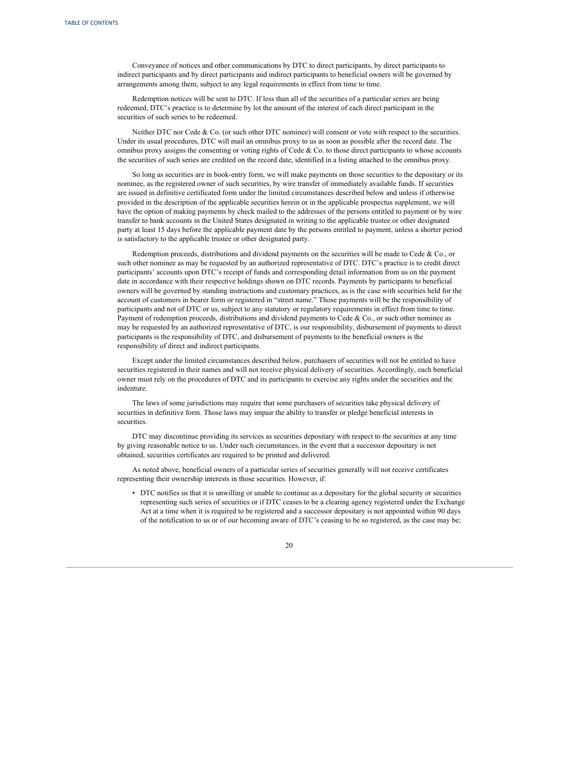Conveyance of notices and other communications by DTC to direct participants, by direct participants to indirect participants and by direct participants and indirect participants to beneficial owners will be governed by arrangements among them, subject to any legal requirements in effect from time to time.

Redemption notices will be sent to DTC. If less than all of the securities of a particular series are being redeemed, DTC's practice is to determine by lot the amount of the interest of each direct participant in the securities of such series to be redeemed.

Neither DTC nor Cede & Co. (or such other DTC nominee) will consent or vote with respect to the securities. Under its usual procedures, DTC will mail an omnibus proxy to us as soon as possible after the record date. The omnibus proxy assigns the consenting or voting rights of Cede & Co. to those direct participants to whose accounts the securities of such series are credited on the record date, identified in a listing attached to the omnibus proxy.

So long as securities are in book-entry form, we will make payments on those securities to the depositary or its nominee, as the registered owner of such securities, by wire transfer of immediately available funds. If securities are issued in definitive certificated form under the limited circumstances described below and unless if otherwise provided in the description of the applicable securities herein or in the applicable prospectus supplement, we will have the option of making payments by check mailed to the addresses of the persons entitled to payment or by wire transfer to bank accounts in the United States designated in writing to the applicable trustee or other designated party at least 15 days before the applicable payment date by the persons entitled to payment, unless a shorter period is satisfactory to the applicable trustee or other designated party.

Redemption proceeds, distributions and dividend payments on the securities will be made to Cede & Co., or such other nominee as may be requested by an authorized representative of DTC. DTC's practice is to credit direct participants' accounts upon DTC's receipt of funds and corresponding detail information from us on the payment date in accordance with their respective holdings shown on DTC records. Payments by participants to beneficial owners will be governed by standing instructions and customary practices, as is the case with securities held for the account of customers in bearer form or registered in "street name." Those payments will be the responsibility of participants and not of DTC or us, subject to any statutory or regulatory requirements in effect from time to time. Payment of redemption proceeds, distributions and dividend payments to Cede & Co., or such other nominee as may be requested by an authorized representative of DTC, is our responsibility, disbursement of payments to direct participants is the responsibility of DTC, and disbursement of payments to the beneficial owners is the responsibility of direct and indirect participants.

Except under the limited circumstances described below, purchasers of securities will not be entitled to have securities registered in their names and will not receive physical delivery of securities. Accordingly, each beneficial owner must rely on the procedures of DTC and its participants to exercise any rights under the securities and the indenture.

The laws of some jurisdictions may require that some purchasers of securities take physical delivery of securities in definitive form. Those laws may impair the ability to transfer or pledge beneficial interests in securities.

DTC may discontinue providing its services as securities depositary with respect to the securities at any time by giving reasonable notice to us. Under such circumstances, in the event that a successor depositary is not obtained, securities certificates are required to be printed and delivered.

As noted above, beneficial owners of a particular series of securities generally will not receive certificates representing their ownership interests in those securities. However, if:

- DTC notifies us that it is unwilling or unable to continue as a depositary for the global security or securities representing such series of securities or if DTC ceases to be a clearing agency registered under the Exchange Act at a time when it is required to be registered and a successor depositary is not appointed within 90 days of the notification to us or of our becoming aware of DTC's ceasing to be so registered, as the case may be;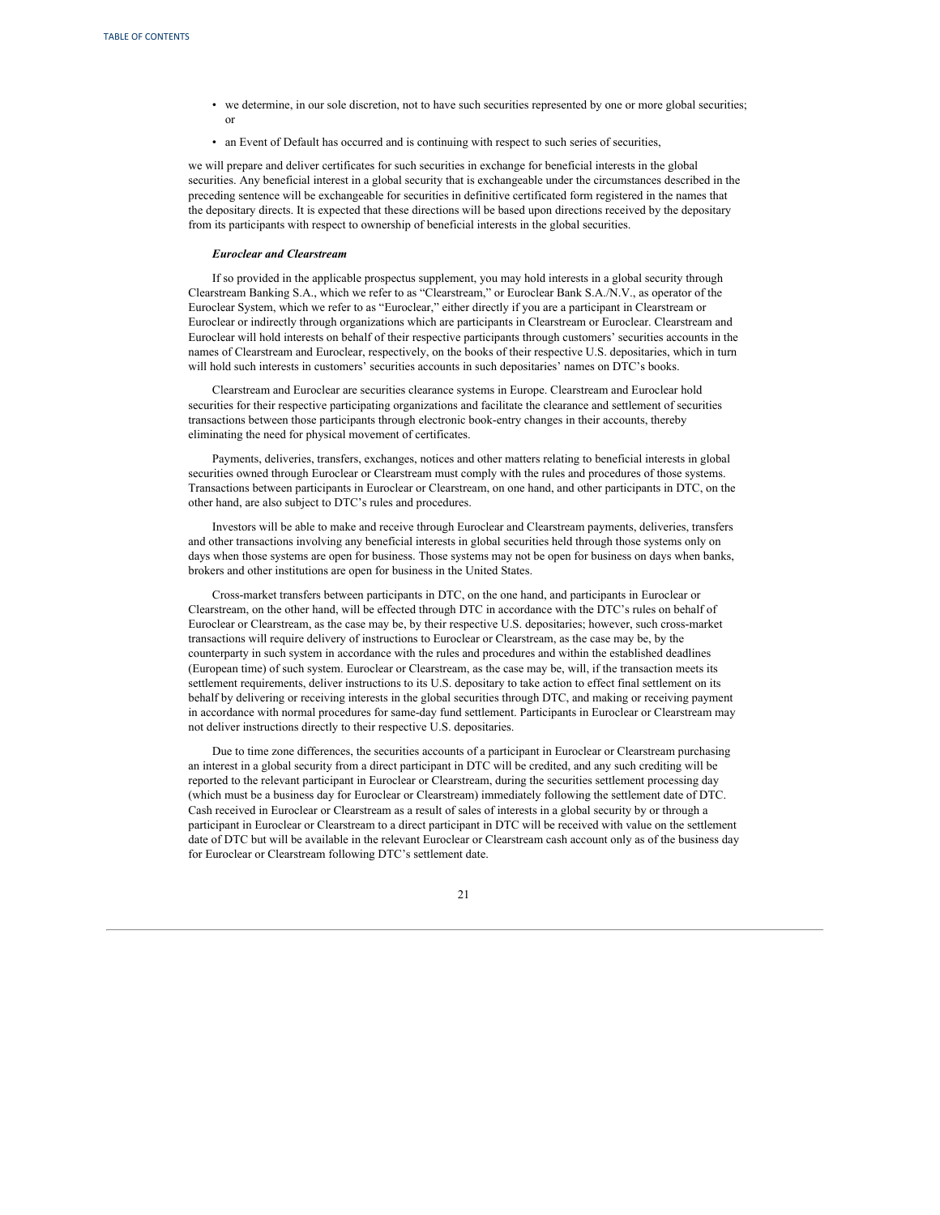- we determine, in our sole discretion, not to have such securities represented by one or more global securities; or
- an Event of Default has occurred and is continuing with respect to such series of securities,

we will prepare and deliver certificates for such securities in exchange for beneficial interests in the global securities. Any beneficial interest in a global security that is exchangeable under the circumstances described in the preceding sentence will be exchangeable for securities in definitive certificated form registered in the names that the depositary directs. It is expected that these directions will be based upon directions received by the depositary from its participants with respect to ownership of beneficial interests in the global securities.

***Euroclear and Clearstream***

If so provided in the applicable prospectus supplement, you may hold interests in a global security through Clearstream Banking S.A., which we refer to as "Clearstream," or Euroclear Bank S.A./N.V., as operator of the Euroclear System, which we refer to as "Euroclear," either directly if you are a participant in Clearstream or Euroclear or indirectly through organizations which are participants in Clearstream or Euroclear. Clearstream and Euroclear will hold interests on behalf of their respective participants through customers' securities accounts in the names of Clearstream and Euroclear, respectively, on the books of their respective U.S. depositaries, which in turn will hold such interests in customers' securities accounts in such depositaries' names on DTC's books.

Clearstream and Euroclear are securities clearance systems in Europe. Clearstream and Euroclear hold securities for their respective participating organizations and facilitate the clearance and settlement of securities transactions between those participants through electronic book-entry changes in their accounts, thereby eliminating the need for physical movement of certificates.

Payments, deliveries, transfers, exchanges, notices and other matters relating to beneficial interests in global securities owned through Euroclear or Clearstream must comply with the rules and procedures of those systems. Transactions between participants in Euroclear or Clearstream, on one hand, and other participants in DTC, on the other hand, are also subject to DTC's rules and procedures.

Investors will be able to make and receive through Euroclear and Clearstream payments, deliveries, transfers and other transactions involving any beneficial interests in global securities held through those systems only on days when those systems are open for business. Those systems may not be open for business on days when banks, brokers and other institutions are open for business in the United States.

Cross-market transfers between participants in DTC, on the one hand, and participants in Euroclear or Clearstream, on the other hand, will be effected through DTC in accordance with the DTC's rules on behalf of Euroclear or Clearstream, as the case may be, by their respective U.S. depositaries; however, such cross-market transactions will require delivery of instructions to Euroclear or Clearstream, as the case may be, by the counterparty in such system in accordance with the rules and procedures and within the established deadlines (European time) of such system. Euroclear or Clearstream, as the case may be, will, if the transaction meets its settlement requirements, deliver instructions to its U.S. depositary to take action to effect final settlement on its behalf by delivering or receiving interests in the global securities through DTC, and making or receiving payment in accordance with normal procedures for same-day fund settlement. Participants in Euroclear or Clearstream may not deliver instructions directly to their respective U.S. depositaries.

Due to time zone differences, the securities accounts of a participant in Euroclear or Clearstream purchasing an interest in a global security from a direct participant in DTC will be credited, and any such crediting will be reported to the relevant participant in Euroclear or Clearstream, during the securities settlement processing day (which must be a business day for Euroclear or Clearstream) immediately following the settlement date of DTC. Cash received in Euroclear or Clearstream as a result of sales of interests in a global security by or through a participant in Euroclear or Clearstream to a direct participant in DTC will be received with value on the settlement date of DTC but will be available in the relevant Euroclear or Clearstream cash account only as of the business day for Euroclear or Clearstream following DTC's settlement date.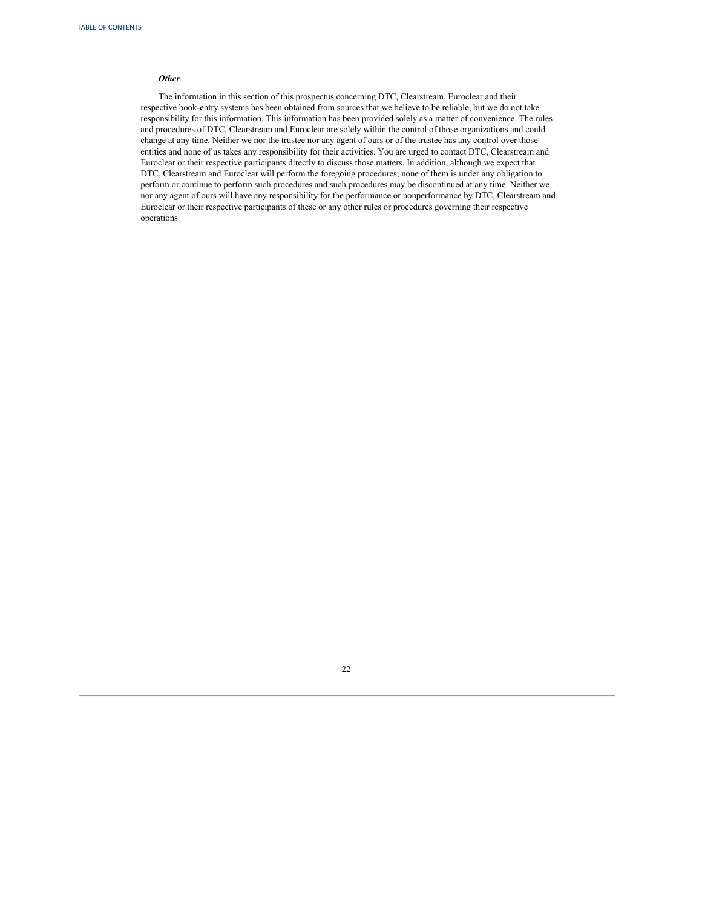***Other***

The information in this section of this prospectus concerning DTC, Clearstream, Euroclear and their respective book-entry systems has been obtained from sources that we believe to be reliable, but we do not take responsibility for this information. This information has been provided solely as a matter of convenience. The rules and procedures of DTC, Clearstream and Euroclear are solely within the control of those organizations and could change at any time. Neither we nor the trustee nor any agent of ours or of the trustee has any control over those entities and none of us takes any responsibility for their activities. You are urged to contact DTC, Clearstream and Euroclear or their respective participants directly to discuss those matters. In addition, although we expect that DTC, Clearstream and Euroclear will perform the foregoing procedures, none of them is under any obligation to perform or continue to perform such procedures and such procedures may be discontinued at any time. Neither we nor any agent of ours will have any responsibility for the performance or nonperformance by DTC, Clearstream and Euroclear or their respective participants of these or any other rules or procedures governing their respective operations.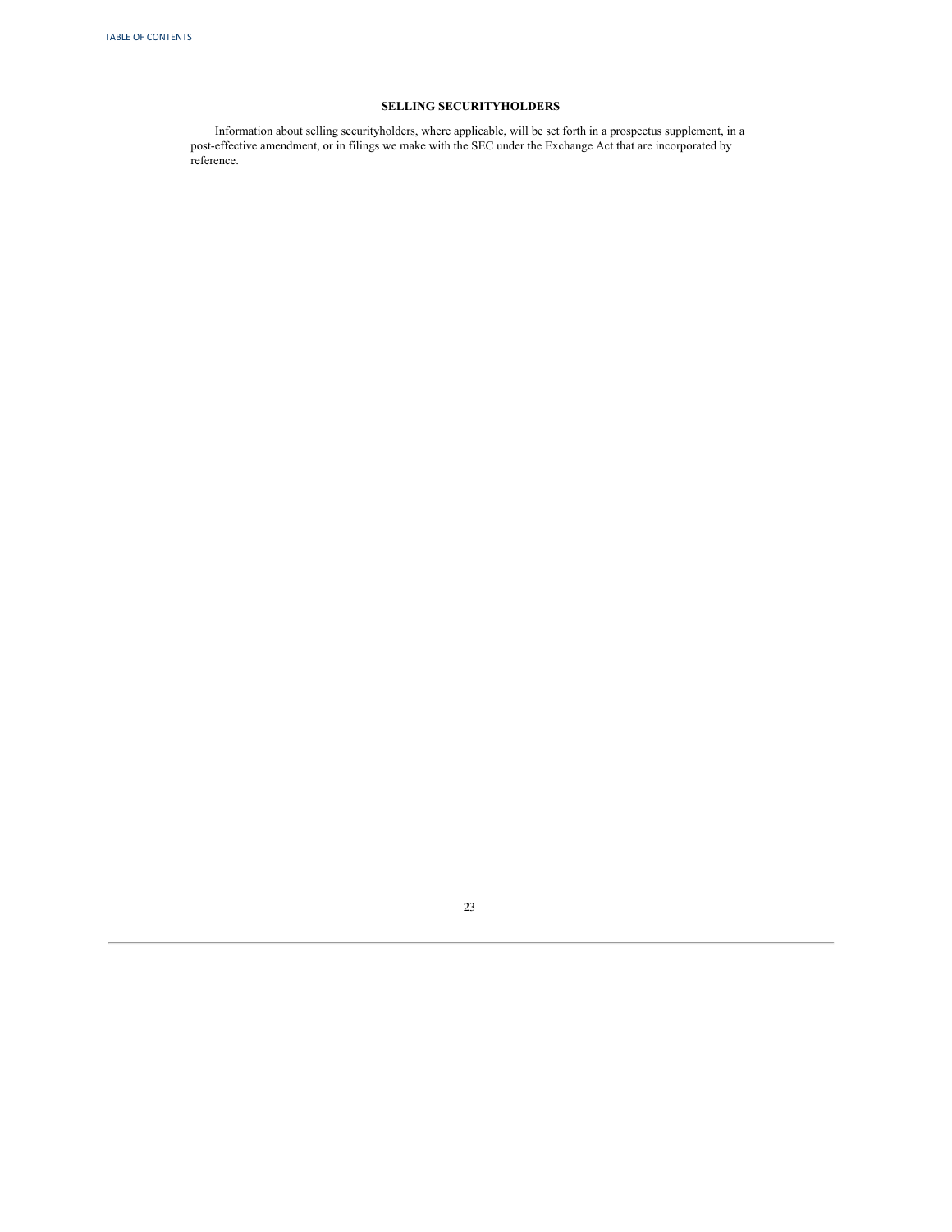## SELLING SECURITYHOLDERS

Information about selling securityholders, where applicable, will be set forth in a prospectus supplement, in a post-effective amendment, or in filings we make with the SEC under the Exchange Act that are incorporated by reference.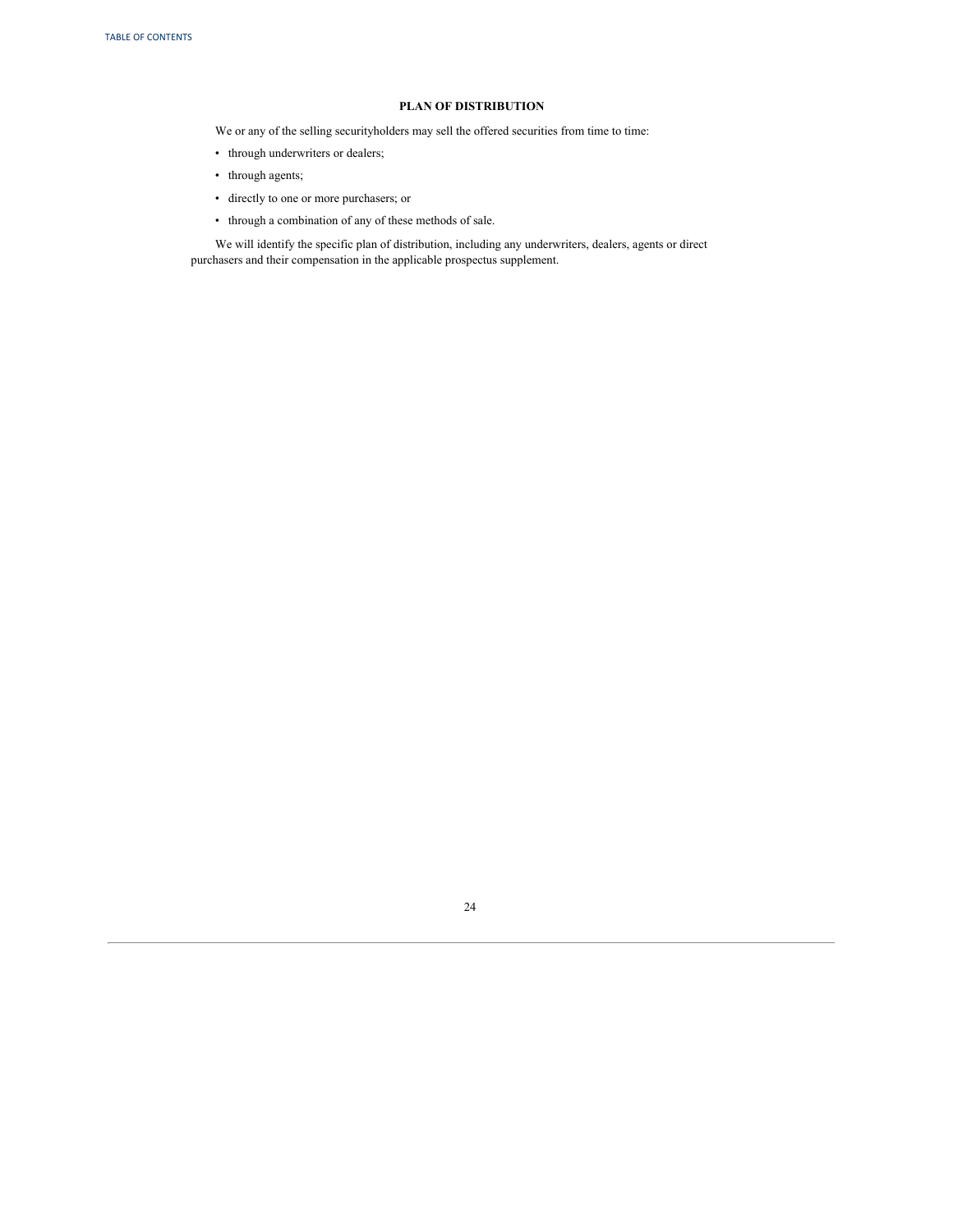## PLAN OF DISTRIBUTION

We or any of the selling securityholders may sell the offered securities from time to time:

- through underwriters or dealers;
- through agents;
- directly to one or more purchasers; or
- through a combination of any of these methods of sale.

We will identify the specific plan of distribution, including any underwriters, dealers, agents or direct purchasers and their compensation in the applicable prospectus supplement.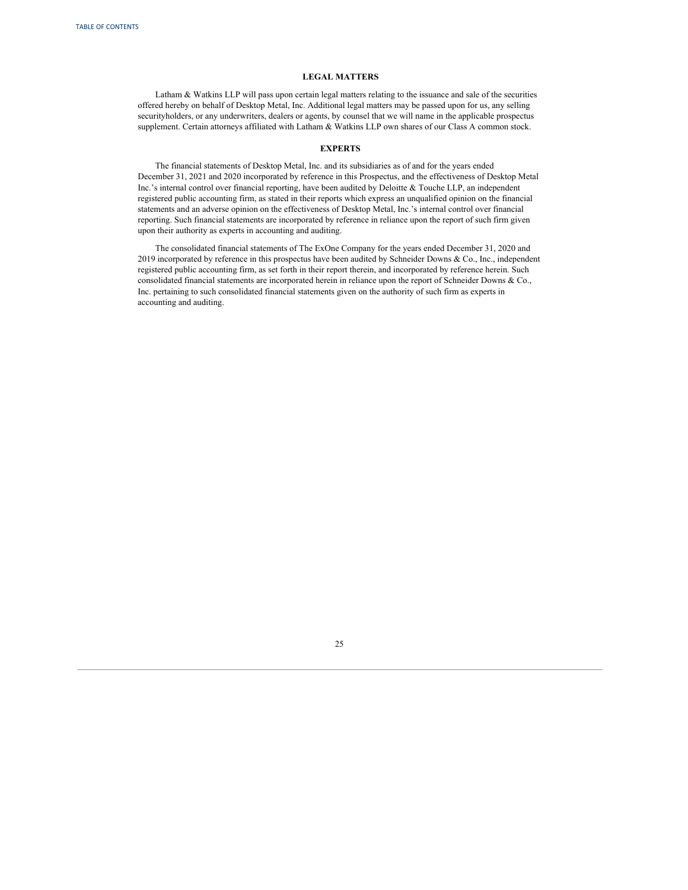## LEGAL MATTERS

Latham & Watkins LLP will pass upon certain legal matters relating to the issuance and sale of the securities offered hereby on behalf of Desktop Metal, Inc. Additional legal matters may be passed upon for us, any selling securityholders, or any underwriters, dealers or agents, by counsel that we will name in the applicable prospectus supplement. Certain attorneys affiliated with Latham & Watkins LLP own shares of our Class A common stock.

## EXPERTS

The financial statements of Desktop Metal, Inc. and its subsidiaries as of and for the years ended December 31, 2021 and 2020 incorporated by reference in this Prospectus, and the effectiveness of Desktop Metal Inc.'s internal control over financial reporting, have been audited by Deloitte & Touche LLP, an independent registered public accounting firm, as stated in their reports which express an unqualified opinion on the financial statements and an adverse opinion on the effectiveness of Desktop Metal, Inc.'s internal control over financial reporting. Such financial statements are incorporated by reference in reliance upon the report of such firm given upon their authority as experts in accounting and auditing.

The consolidated financial statements of The ExOne Company for the years ended December 31, 2020 and 2019 incorporated by reference in this prospectus have been audited by Schneider Downs & Co., Inc., independent registered public accounting firm, as set forth in their report therein, and incorporated by reference herein. Such consolidated financial statements are incorporated herein in reliance upon the report of Schneider Downs & Co., Inc. pertaining to such consolidated financial statements given on the authority of such firm as experts in accounting and auditing.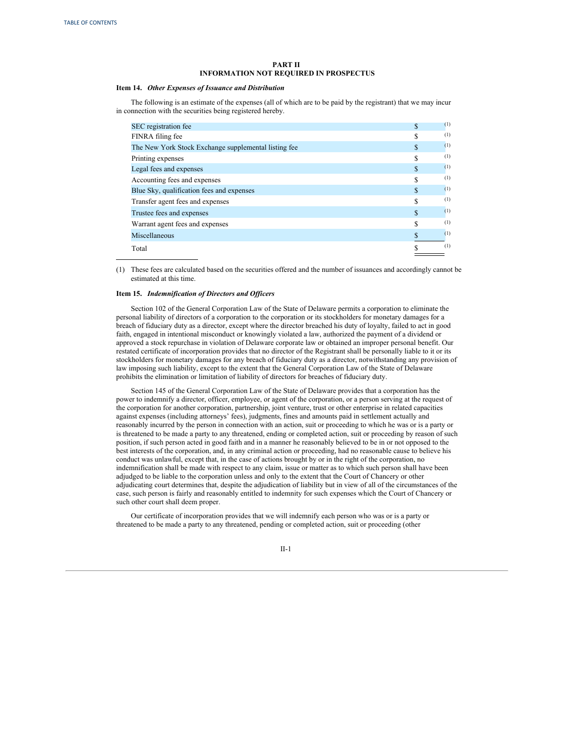## PART II
## INFORMATION NOT REQUIRED IN PROSPECTUS

### Item 14. *Other Expenses of Issuance and Distribution*

The following is an estimate of the expenses (all of which are to be paid by the registrant) that we may incur in connection with the securities being registered hereby.

| | |
|---|---|
| SEC registration fee | $ (1) |
| FINRA filing fee | $ (1) |
| The New York Stock Exchange supplemental listing fee | $ (1) |
| Printing expenses | $ (1) |
| Legal fees and expenses | $ (1) |
| Accounting fees and expenses | $ (1) |
| Blue Sky, qualification fees and expenses | $ (1) |
| Transfer agent fees and expenses | $ (1) |
| Trustee fees and expenses | $ (1) |
| Warrant agent fees and expenses | $ (1) |
| Miscellaneous | $ (1) |
| Total | $ (1) |

(1) These fees are calculated based on the securities offered and the number of issuances and accordingly cannot be estimated at this time.

### Item 15. *Indemnification of Directors and Officers*

Section 102 of the General Corporation Law of the State of Delaware permits a corporation to eliminate the personal liability of directors of a corporation to the corporation or its stockholders for monetary damages for a breach of fiduciary duty as a director, except where the director breached his duty of loyalty, failed to act in good faith, engaged in intentional misconduct or knowingly violated a law, authorized the payment of a dividend or approved a stock repurchase in violation of Delaware corporate law or obtained an improper personal benefit. Our restated certificate of incorporation provides that no director of the Registrant shall be personally liable to it or its stockholders for monetary damages for any breach of fiduciary duty as a director, notwithstanding any provision of law imposing such liability, except to the extent that the General Corporation Law of the State of Delaware prohibits the elimination or limitation of liability of directors for breaches of fiduciary duty.

Section 145 of the General Corporation Law of the State of Delaware provides that a corporation has the power to indemnify a director, officer, employee, or agent of the corporation, or a person serving at the request of the corporation for another corporation, partnership, joint venture, trust or other enterprise in related capacities against expenses (including attorneys' fees), judgments, fines and amounts paid in settlement actually and reasonably incurred by the person in connection with an action, suit or proceeding to which he was or is a party or is threatened to be made a party to any threatened, ending or completed action, suit or proceeding by reason of such position, if such person acted in good faith and in a manner he reasonably believed to be in or not opposed to the best interests of the corporation, and, in any criminal action or proceeding, had no reasonable cause to believe his conduct was unlawful, except that, in the case of actions brought by or in the right of the corporation, no indemnification shall be made with respect to any claim, issue or matter as to which such person shall have been adjudged to be liable to the corporation unless and only to the extent that the Court of Chancery or other adjudicating court determines that, despite the adjudication of liability but in view of all of the circumstances of the case, such person is fairly and reasonably entitled to indemnity for such expenses which the Court of Chancery or such other court shall deem proper.

Our certificate of incorporation provides that we will indemnify each person who was or is a party or threatened to be made a party to any threatened, pending or completed action, suit or proceeding (other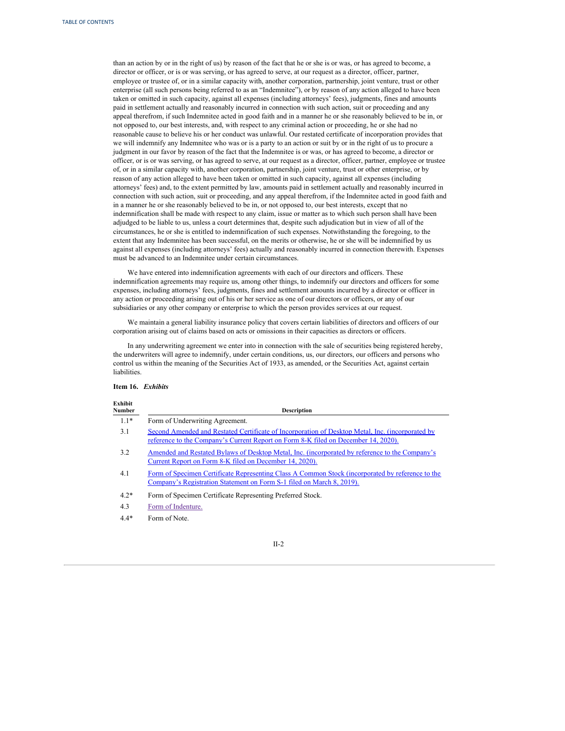than an action by or in the right of us) by reason of the fact that he or she is or was, or has agreed to become, a director or officer, or is or was serving, or has agreed to serve, at our request as a director, officer, partner, employee or trustee of, or in a similar capacity with, another corporation, partnership, joint venture, trust or other enterprise (all such persons being referred to as an "Indemnitee"), or by reason of any action alleged to have been taken or omitted in such capacity, against all expenses (including attorneys' fees), judgments, fines and amounts paid in settlement actually and reasonably incurred in connection with such action, suit or proceeding and any appeal therefrom, if such Indemnitee acted in good faith and in a manner he or she reasonably believed to be in, or not opposed to, our best interests, and, with respect to any criminal action or proceeding, he or she had no reasonable cause to believe his or her conduct was unlawful. Our restated certificate of incorporation provides that we will indemnify any Indemnitee who was or is a party to an action or suit by or in the right of us to procure a judgment in our favor by reason of the fact that the Indemnitee is or was, or has agreed to become, a director or officer, or is or was serving, or has agreed to serve, at our request as a director, officer, partner, employee or trustee of, or in a similar capacity with, another corporation, partnership, joint venture, trust or other enterprise, or by reason of any action alleged to have been taken or omitted in such capacity, against all expenses (including attorneys' fees) and, to the extent permitted by law, amounts paid in settlement actually and reasonably incurred in connection with such action, suit or proceeding, and any appeal therefrom, if the Indemnitee acted in good faith and in a manner he or she reasonably believed to be in, or not opposed to, our best interests, except that no indemnification shall be made with respect to any claim, issue or matter as to which such person shall have been adjudged to be liable to us, unless a court determines that, despite such adjudication but in view of all of the circumstances, he or she is entitled to indemnification of such expenses. Notwithstanding the foregoing, to the extent that any Indemnitee has been successful, on the merits or otherwise, he or she will be indemnified by us against all expenses (including attorneys' fees) actually and reasonably incurred in connection therewith. Expenses must be advanced to an Indemnitee under certain circumstances.

We have entered into indemnification agreements with each of our directors and officers. These indemnification agreements may require us, among other things, to indemnify our directors and officers for some expenses, including attorneys' fees, judgments, fines and settlement amounts incurred by a director or officer in any action or proceeding arising out of his or her service as one of our directors or officers, or any of our subsidiaries or any other company or enterprise to which the person provides services at our request.

We maintain a general liability insurance policy that covers certain liabilities of directors and officers of our corporation arising out of claims based on acts or omissions in their capacities as directors or officers.

In any underwriting agreement we enter into in connection with the sale of securities being registered hereby, the underwriters will agree to indemnify, under certain conditions, us, our directors, our officers and persons who control us within the meaning of the Securities Act of 1933, as amended, or the Securities Act, against certain liabilities.

**Item 16.** ***Exhibits***

| Exhibit Number | Description |
|---|---|
| 1.1* | Form of Underwriting Agreement. |
| 3.1 | Second Amended and Restated Certificate of Incorporation of Desktop Metal, Inc. (incorporated by reference to the Company's Current Report on Form 8-K filed on December 14, 2020). |
| 3.2 | Amended and Restated Bylaws of Desktop Metal, Inc. (incorporated by reference to the Company's Current Report on Form 8-K filed on December 14, 2020). |
| 4.1 | Form of Specimen Certificate Representing Class A Common Stock (incorporated by reference to the Company's Registration Statement on Form S-1 filed on March 8, 2019). |
| 4.2* | Form of Specimen Certificate Representing Preferred Stock. |
| 4.3 | Form of Indenture. |
| 4.4* | Form of Note. |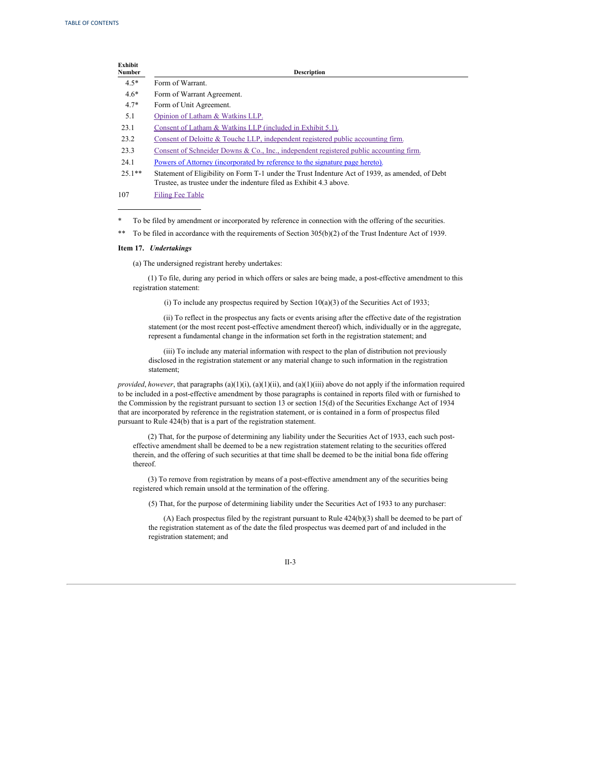| Exhibit Number | Description |
|---|---|
| 4.5* | Form of Warrant. |
| 4.6* | Form of Warrant Agreement. |
| 4.7* | Form of Unit Agreement. |
| 5.1 | Opinion of Latham & Watkins LLP. |
| 23.1 | Consent of Latham & Watkins LLP (included in Exhibit 5.1). |
| 23.2 | Consent of Deloitte & Touche LLP, independent registered public accounting firm. |
| 23.3 | Consent of Schneider Downs & Co., Inc., independent registered public accounting firm. |
| 24.1 | Powers of Attorney (incorporated by reference to the signature page hereto). |
| 25.1** | Statement of Eligibility on Form T-1 under the Trust Indenture Act of 1939, as amended, of Debt Trustee, as trustee under the indenture filed as Exhibit 4.3 above. |
| 107 | Filing Fee Table |

\* To be filed by amendment or incorporated by reference in connection with the offering of the securities.

\*\* To be filed in accordance with the requirements of Section 305(b)(2) of the Trust Indenture Act of 1939.

**Item 17.** ***Undertakings***

(a) The undersigned registrant hereby undertakes:

(1) To file, during any period in which offers or sales are being made, a post-effective amendment to this registration statement:

(i) To include any prospectus required by Section 10(a)(3) of the Securities Act of 1933;

(ii) To reflect in the prospectus any facts or events arising after the effective date of the registration statement (or the most recent post-effective amendment thereof) which, individually or in the aggregate, represent a fundamental change in the information set forth in the registration statement; and

(iii) To include any material information with respect to the plan of distribution not previously disclosed in the registration statement or any material change to such information in the registration statement;

*provided*, *however*, that paragraphs (a)(1)(i), (a)(1)(ii), and (a)(1)(iii) above do not apply if the information required to be included in a post-effective amendment by those paragraphs is contained in reports filed with or furnished to the Commission by the registrant pursuant to section 13 or section 15(d) of the Securities Exchange Act of 1934 that are incorporated by reference in the registration statement, or is contained in a form of prospectus filed pursuant to Rule 424(b) that is a part of the registration statement.

(2) That, for the purpose of determining any liability under the Securities Act of 1933, each such post-effective amendment shall be deemed to be a new registration statement relating to the securities offered therein, and the offering of such securities at that time shall be deemed to be the initial bona fide offering thereof.

(3) To remove from registration by means of a post-effective amendment any of the securities being registered which remain unsold at the termination of the offering.

(5) That, for the purpose of determining liability under the Securities Act of 1933 to any purchaser:

(A) Each prospectus filed by the registrant pursuant to Rule 424(b)(3) shall be deemed to be part of the registration statement as of the date the filed prospectus was deemed part of and included in the registration statement; and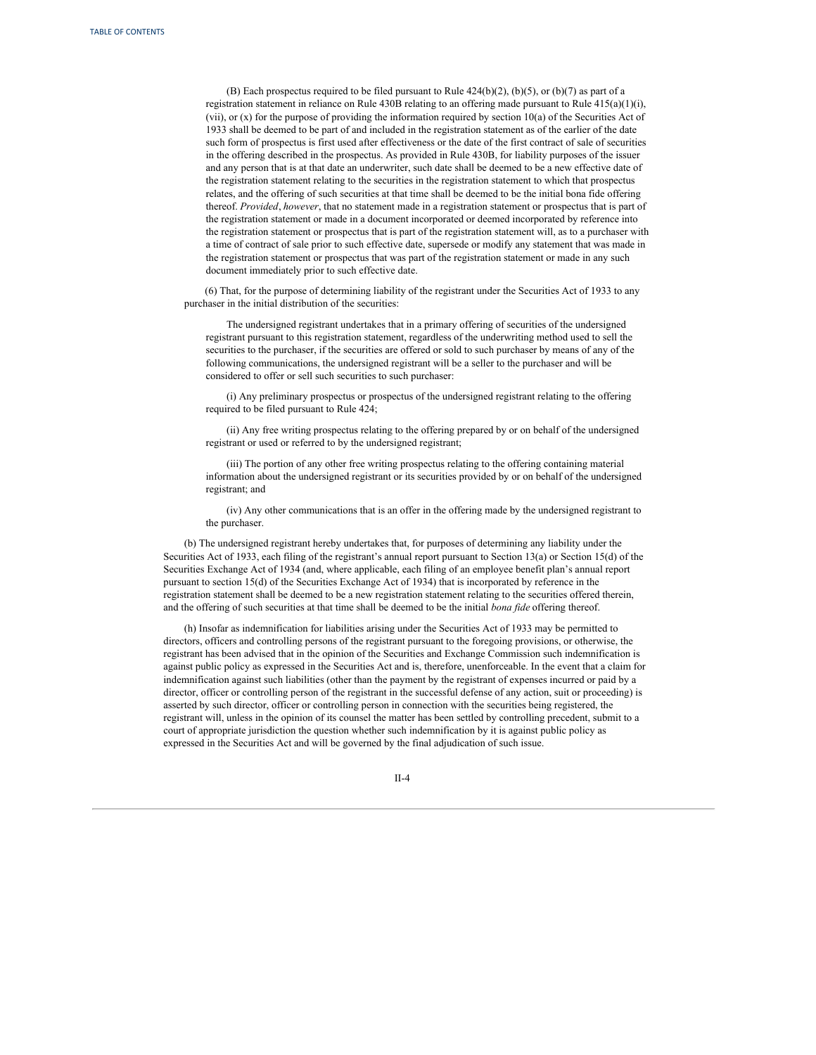(B) Each prospectus required to be filed pursuant to Rule 424(b)(2), (b)(5), or (b)(7) as part of a registration statement in reliance on Rule 430B relating to an offering made pursuant to Rule 415(a)(1)(i), (vii), or (x) for the purpose of providing the information required by section 10(a) of the Securities Act of 1933 shall be deemed to be part of and included in the registration statement as of the earlier of the date such form of prospectus is first used after effectiveness or the date of the first contract of sale of securities in the offering described in the prospectus. As provided in Rule 430B, for liability purposes of the issuer and any person that is at that date an underwriter, such date shall be deemed to be a new effective date of the registration statement relating to the securities in the registration statement to which that prospectus relates, and the offering of such securities at that time shall be deemed to be the initial bona fide offering thereof. *Provided*, *however*, that no statement made in a registration statement or prospectus that is part of the registration statement or made in a document incorporated or deemed incorporated by reference into the registration statement or prospectus that is part of the registration statement will, as to a purchaser with a time of contract of sale prior to such effective date, supersede or modify any statement that was made in the registration statement or prospectus that was part of the registration statement or made in any such document immediately prior to such effective date.

(6) That, for the purpose of determining liability of the registrant under the Securities Act of 1933 to any purchaser in the initial distribution of the securities:

The undersigned registrant undertakes that in a primary offering of securities of the undersigned registrant pursuant to this registration statement, regardless of the underwriting method used to sell the securities to the purchaser, if the securities are offered or sold to such purchaser by means of any of the following communications, the undersigned registrant will be a seller to the purchaser and will be considered to offer or sell such securities to such purchaser:

(i) Any preliminary prospectus or prospectus of the undersigned registrant relating to the offering required to be filed pursuant to Rule 424;

(ii) Any free writing prospectus relating to the offering prepared by or on behalf of the undersigned registrant or used or referred to by the undersigned registrant;

(iii) The portion of any other free writing prospectus relating to the offering containing material information about the undersigned registrant or its securities provided by or on behalf of the undersigned registrant; and

(iv) Any other communications that is an offer in the offering made by the undersigned registrant to the purchaser.

(b) The undersigned registrant hereby undertakes that, for purposes of determining any liability under the Securities Act of 1933, each filing of the registrant's annual report pursuant to Section 13(a) or Section 15(d) of the Securities Exchange Act of 1934 (and, where applicable, each filing of an employee benefit plan's annual report pursuant to section 15(d) of the Securities Exchange Act of 1934) that is incorporated by reference in the registration statement shall be deemed to be a new registration statement relating to the securities offered therein, and the offering of such securities at that time shall be deemed to be the initial *bona fide* offering thereof.

(h) Insofar as indemnification for liabilities arising under the Securities Act of 1933 may be permitted to directors, officers and controlling persons of the registrant pursuant to the foregoing provisions, or otherwise, the registrant has been advised that in the opinion of the Securities and Exchange Commission such indemnification is against public policy as expressed in the Securities Act and is, therefore, unenforceable. In the event that a claim for indemnification against such liabilities (other than the payment by the registrant of expenses incurred or paid by a director, officer or controlling person of the registrant in the successful defense of any action, suit or proceeding) is asserted by such director, officer or controlling person in connection with the securities being registered, the registrant will, unless in the opinion of its counsel the matter has been settled by controlling precedent, submit to a court of appropriate jurisdiction the question whether such indemnification by it is against public policy as expressed in the Securities Act and will be governed by the final adjudication of such issue.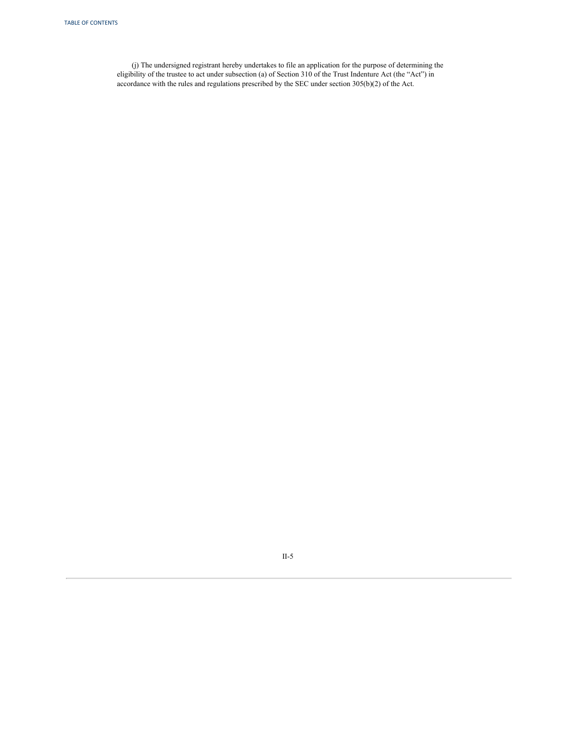(j) The undersigned registrant hereby undertakes to file an application for the purpose of determining the eligibility of the trustee to act under subsection (a) of Section 310 of the Trust Indenture Act (the "Act") in accordance with the rules and regulations prescribed by the SEC under section 305(b)(2) of the Act.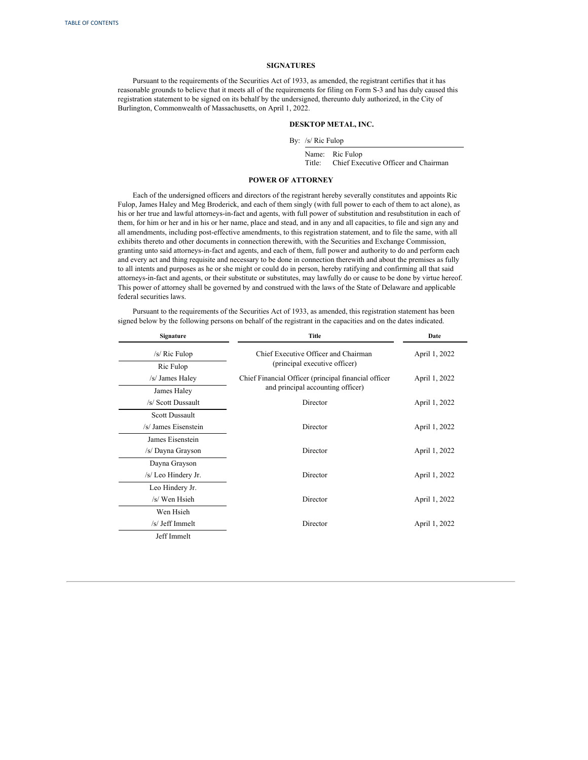## SIGNATURES

Pursuant to the requirements of the Securities Act of 1933, as amended, the registrant certifies that it has reasonable grounds to believe that it meets all of the requirements for filing on Form S-3 and has duly caused this registration statement to be signed on its behalf by the undersigned, thereunto duly authorized, in the City of Burlington, Commonwealth of Massachusetts, on April 1, 2022.

**DESKTOP METAL, INC.**

By: /s/ Ric Fulop

Name: Ric Fulop
Title: Chief Executive Officer and Chairman

## POWER OF ATTORNEY

Each of the undersigned officers and directors of the registrant hereby severally constitutes and appoints Ric Fulop, James Haley and Meg Broderick, and each of them singly (with full power to each of them to act alone), as his or her true and lawful attorneys-in-fact and agents, with full power of substitution and resubstitution in each of them, for him or her and in his or her name, place and stead, and in any and all capacities, to file and sign any and all amendments, including post-effective amendments, to this registration statement, and to file the same, with all exhibits thereto and other documents in connection therewith, with the Securities and Exchange Commission, granting unto said attorneys-in-fact and agents, and each of them, full power and authority to do and perform each and every act and thing requisite and necessary to be done in connection therewith and about the premises as fully to all intents and purposes as he or she might or could do in person, hereby ratifying and confirming all that said attorneys-in-fact and agents, or their substitute or substitutes, may lawfully do or cause to be done by virtue hereof. This power of attorney shall be governed by and construed with the laws of the State of Delaware and applicable federal securities laws.

Pursuant to the requirements of the Securities Act of 1933, as amended, this registration statement has been signed below by the following persons on behalf of the registrant in the capacities and on the dates indicated.

| Signature | Title | Date |
|---|---|---|
| /s/ Ric Fulop<br>Ric Fulop | Chief Executive Officer and Chairman (principal executive officer) | April 1, 2022 |
| /s/ James Haley<br>James Haley | Chief Financial Officer (principal financial officer and principal accounting officer) | April 1, 2022 |
| /s/ Scott Dussault<br>Scott Dussault | Director | April 1, 2022 |
| /s/ James Eisenstein<br>James Eisenstein | Director | April 1, 2022 |
| /s/ Dayna Grayson<br>Dayna Grayson | Director | April 1, 2022 |
| /s/ Leo Hindery Jr.<br>Leo Hindery Jr. | Director | April 1, 2022 |
| /s/ Wen Hsieh<br>Wen Hsieh | Director | April 1, 2022 |
| /s/ Jeff Immelt<br>Jeff Immelt | Director | April 1, 2022 |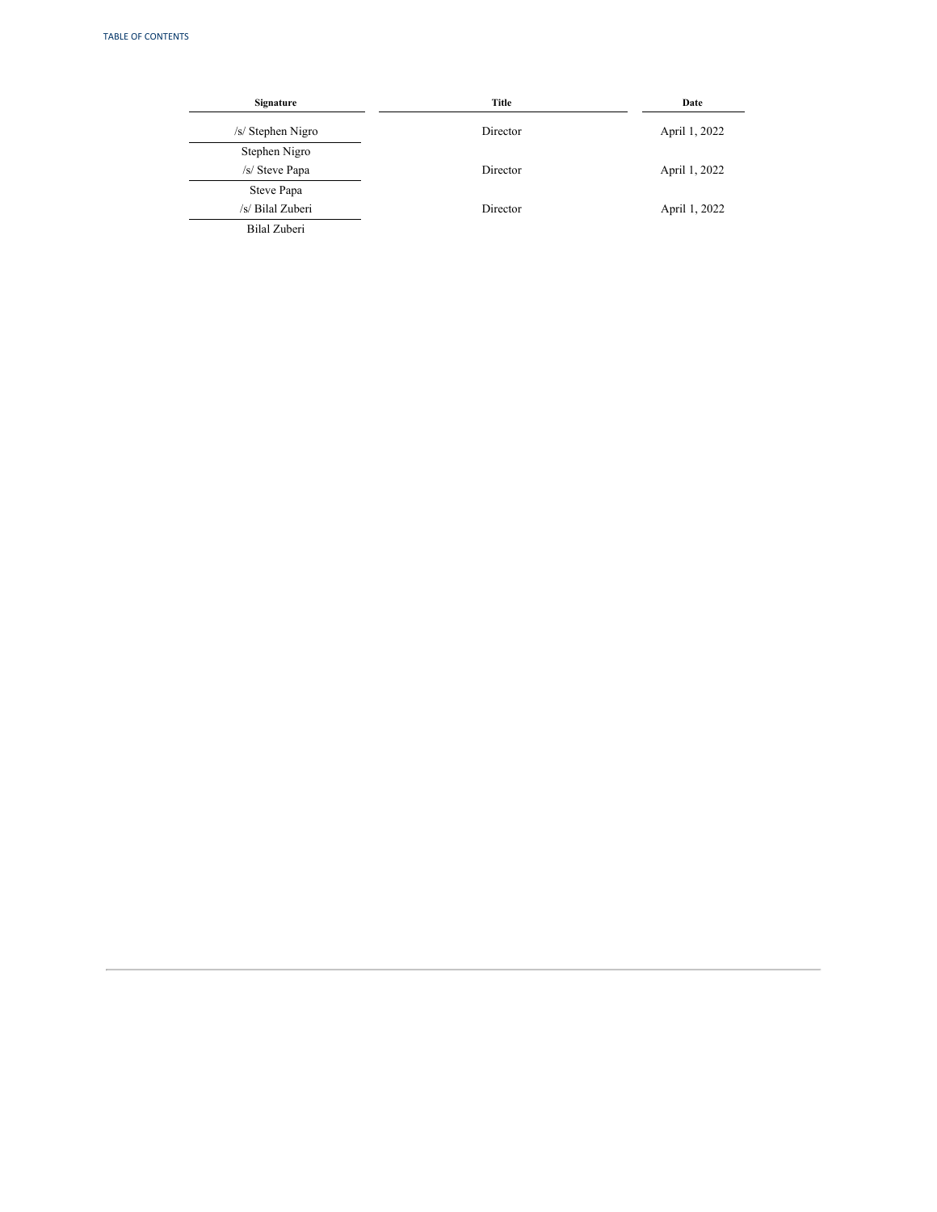| Signature | Title | Date |
| --- | --- | --- |
| /s/ Stephen Nigro<br>Stephen Nigro | Director | April 1, 2022 |
| /s/ Steve Papa<br>Steve Papa | Director | April 1, 2022 |
| /s/ Bilal Zuberi<br>Bilal Zuberi | Director | April 1, 2022 |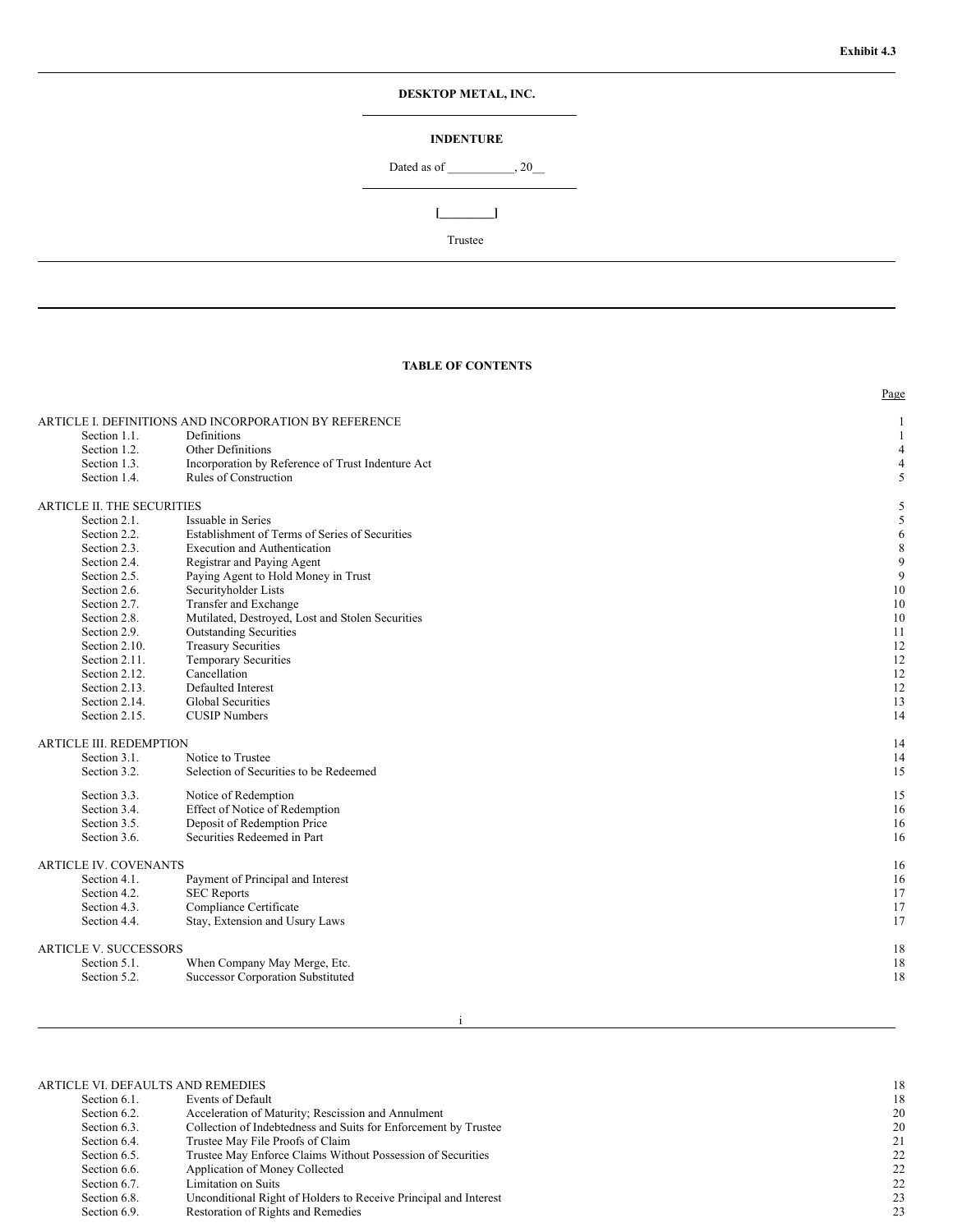**Exhibit 4.3**

**DESKTOP METAL, INC.**

**INDENTURE**

Dated as of ___________, 20__

**[_________]**

Trustee

**TABLE OF CONTENTS**

| | | Page |
|---|---|---|
| ARTICLE I. DEFINITIONS AND INCORPORATION BY REFERENCE | | 1 |
| Section 1.1. | Definitions | 1 |
| Section 1.2. | Other Definitions | 4 |
| Section 1.3. | Incorporation by Reference of Trust Indenture Act | 4 |
| Section 1.4. | Rules of Construction | 5 |
| ARTICLE II. THE SECURITIES | | 5 |
| Section 2.1. | Issuable in Series | 5 |
| Section 2.2. | Establishment of Terms of Series of Securities | 6 |
| Section 2.3. | Execution and Authentication | 8 |
| Section 2.4. | Registrar and Paying Agent | 9 |
| Section 2.5. | Paying Agent to Hold Money in Trust | 9 |
| Section 2.6. | Securityholder Lists | 10 |
| Section 2.7. | Transfer and Exchange | 10 |
| Section 2.8. | Mutilated, Destroyed, Lost and Stolen Securities | 10 |
| Section 2.9. | Outstanding Securities | 11 |
| Section 2.10. | Treasury Securities | 12 |
| Section 2.11. | Temporary Securities | 12 |
| Section 2.12. | Cancellation | 12 |
| Section 2.13. | Defaulted Interest | 12 |
| Section 2.14. | Global Securities | 13 |
| Section 2.15. | CUSIP Numbers | 14 |
| ARTICLE III. REDEMPTION | | 14 |
| Section 3.1. | Notice to Trustee | 14 |
| Section 3.2. | Selection of Securities to be Redeemed | 15 |
| Section 3.3. | Notice of Redemption | 15 |
| Section 3.4. | Effect of Notice of Redemption | 16 |
| Section 3.5. | Deposit of Redemption Price | 16 |
| Section 3.6. | Securities Redeemed in Part | 16 |
| ARTICLE IV. COVENANTS | | 16 |
| Section 4.1. | Payment of Principal and Interest | 16 |
| Section 4.2. | SEC Reports | 17 |
| Section 4.3. | Compliance Certificate | 17 |
| Section 4.4. | Stay, Extension and Usury Laws | 17 |
| ARTICLE V. SUCCESSORS | | 18 |
| Section 5.1. | When Company May Merge, Etc. | 18 |
| Section 5.2. | Successor Corporation Substituted | 18 |
| ARTICLE VI. DEFAULTS AND REMEDIES | | 18 |
| Section 6.1. | Events of Default | 18 |
| Section 6.2. | Acceleration of Maturity; Rescission and Annulment | 20 |
| Section 6.3. | Collection of Indebtedness and Suits for Enforcement by Trustee | 20 |
| Section 6.4. | Trustee May File Proofs of Claim | 21 |
| Section 6.5. | Trustee May Enforce Claims Without Possession of Securities | 22 |
| Section 6.6. | Application of Money Collected | 22 |
| Section 6.7. | Limitation on Suits | 22 |
| Section 6.8. | Unconditional Right of Holders to Receive Principal and Interest | 23 |
| Section 6.9. | Restoration of Rights and Remedies | 23 |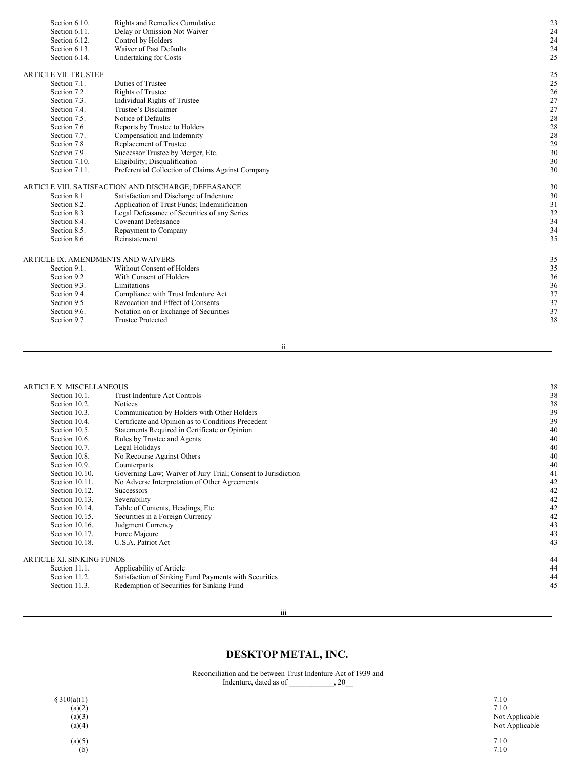| | | |
|---|---|---|
| Section 6.10. | Rights and Remedies Cumulative | 23 |
| Section 6.11. | Delay or Omission Not Waiver | 24 |
| Section 6.12. | Control by Holders | 24 |
| Section 6.13. | Waiver of Past Defaults | 24 |
| Section 6.14. | Undertaking for Costs | 25 |
| ARTICLE VII. TRUSTEE | | 25 |
| Section 7.1. | Duties of Trustee | 25 |
| Section 7.2. | Rights of Trustee | 26 |
| Section 7.3. | Individual Rights of Trustee | 27 |
| Section 7.4. | Trustee's Disclaimer | 27 |
| Section 7.5. | Notice of Defaults | 28 |
| Section 7.6. | Reports by Trustee to Holders | 28 |
| Section 7.7. | Compensation and Indemnity | 28 |
| Section 7.8. | Replacement of Trustee | 29 |
| Section 7.9. | Successor Trustee by Merger, Etc. | 30 |
| Section 7.10. | Eligibility; Disqualification | 30 |
| Section 7.11. | Preferential Collection of Claims Against Company | 30 |
| ARTICLE VIII. SATISFACTION AND DISCHARGE; DEFEASANCE | | 30 |
| Section 8.1. | Satisfaction and Discharge of Indenture | 30 |
| Section 8.2. | Application of Trust Funds; Indemnification | 31 |
| Section 8.3. | Legal Defeasance of Securities of any Series | 32 |
| Section 8.4. | Covenant Defeasance | 34 |
| Section 8.5. | Repayment to Company | 34 |
| Section 8.6. | Reinstatement | 35 |
| ARTICLE IX. AMENDMENTS AND WAIVERS | | 35 |
| Section 9.1. | Without Consent of Holders | 35 |
| Section 9.2. | With Consent of Holders | 36 |
| Section 9.3. | Limitations | 36 |
| Section 9.4. | Compliance with Trust Indenture Act | 37 |
| Section 9.5. | Revocation and Effect of Consents | 37 |
| Section 9.6. | Notation on or Exchange of Securities | 37 |
| Section 9.7. | Trustee Protected | 38 |

| | | |
|---|---|---|
| ARTICLE X. MISCELLANEOUS | | 38 |
| Section 10.1. | Trust Indenture Act Controls | 38 |
| Section 10.2. | Notices | 38 |
| Section 10.3. | Communication by Holders with Other Holders | 39 |
| Section 10.4. | Certificate and Opinion as to Conditions Precedent | 39 |
| Section 10.5. | Statements Required in Certificate or Opinion | 40 |
| Section 10.6. | Rules by Trustee and Agents | 40 |
| Section 10.7. | Legal Holidays | 40 |
| Section 10.8. | No Recourse Against Others | 40 |
| Section 10.9. | Counterparts | 40 |
| Section 10.10. | Governing Law; Waiver of Jury Trial; Consent to Jurisdiction | 41 |
| Section 10.11. | No Adverse Interpretation of Other Agreements | 42 |
| Section 10.12. | Successors | 42 |
| Section 10.13. | Severability | 42 |
| Section 10.14. | Table of Contents, Headings, Etc. | 42 |
| Section 10.15. | Securities in a Foreign Currency | 42 |
| Section 10.16. | Judgment Currency | 43 |
| Section 10.17. | Force Majeure | 43 |
| Section 10.18. | U.S.A. Patriot Act | 43 |
| ARTICLE XI. SINKING FUNDS | | 44 |
| Section 11.1. | Applicability of Article | 44 |
| Section 11.2. | Satisfaction of Sinking Fund Payments with Securities | 44 |
| Section 11.3. | Redemption of Securities for Sinking Fund | 45 |

# DESKTOP METAL, INC.

Reconciliation and tie between Trust Indenture Act of 1939 and Indenture, dated as of ____________, 20__

| | |
|---|---|
| § 310(a)(1) | 7.10 |
| (a)(2) | 7.10 |
| (a)(3) | Not Applicable |
| (a)(4) | Not Applicable |
| (a)(5) | 7.10 |
| (b) | 7.10 |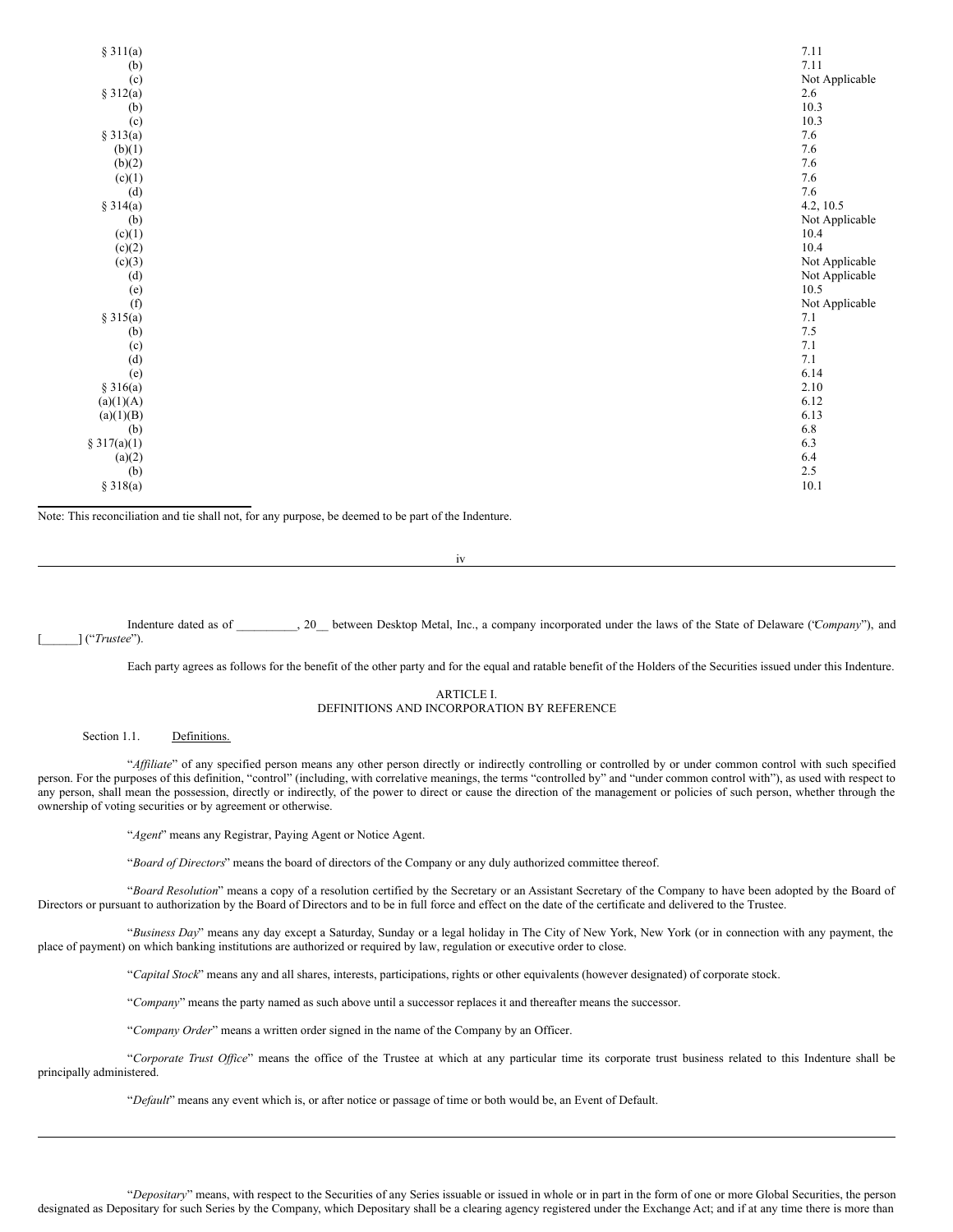| | |
|---|---|
| § 311(a) | 7.11 |
| (b) | 7.11 |
| (c) | Not Applicable |
| § 312(a) | 2.6 |
| (b) | 10.3 |
| (c) | 10.3 |
| § 313(a) | 7.6 |
| (b)(1) | 7.6 |
| (b)(2) | 7.6 |
| (c)(1) | 7.6 |
| (d) | 7.6 |
| § 314(a) | 4.2, 10.5 |
| (b) | Not Applicable |
| (c)(1) | 10.4 |
| (c)(2) | 10.4 |
| (c)(3) | Not Applicable |
| (d) | Not Applicable |
| (e) | 10.5 |
| (f) | Not Applicable |
| § 315(a) | 7.1 |
| (b) | 7.5 |
| (c) | 7.1 |
| (d) | 7.1 |
| (e) | 6.14 |
| § 316(a) | 2.10 |
| (a)(1)(A) | 6.12 |
| (a)(1)(B) | 6.13 |
| (b) | 6.8 |
| § 317(a)(1) | 6.3 |
| (a)(2) | 6.4 |
| (b) | 2.5 |
| § 318(a) | 10.1 |

Note: This reconciliation and tie shall not, for any purpose, be deemed to be part of the Indenture.

Indenture dated as of __________, 20__ between Desktop Metal, Inc., a company incorporated under the laws of the State of Delaware ("*Company*"), and [______] ("*Trustee*").

Each party agrees as follows for the benefit of the other party and for the equal and ratable benefit of the Holders of the Securities issued under this Indenture.

## ARTICLE I.
## DEFINITIONS AND INCORPORATION BY REFERENCE

Section 1.1. Definitions.

"*Affiliate*" of any specified person means any other person directly or indirectly controlling or controlled by or under common control with such specified person. For the purposes of this definition, "control" (including, with correlative meanings, the terms "controlled by" and "under common control with"), as used with respect to any person, shall mean the possession, directly or indirectly, of the power to direct or cause the direction of the management or policies of such person, whether through the ownership of voting securities or by agreement or otherwise.

"*Agent*" means any Registrar, Paying Agent or Notice Agent.

"*Board of Directors*" means the board of directors of the Company or any duly authorized committee thereof.

"*Board Resolution*" means a copy of a resolution certified by the Secretary or an Assistant Secretary of the Company to have been adopted by the Board of Directors or pursuant to authorization by the Board of Directors and to be in full force and effect on the date of the certificate and delivered to the Trustee.

"*Business Day*" means any day except a Saturday, Sunday or a legal holiday in The City of New York, New York (or in connection with any payment, the place of payment) on which banking institutions are authorized or required by law, regulation or executive order to close.

"*Capital Stock*" means any and all shares, interests, participations, rights or other equivalents (however designated) of corporate stock.

"*Company*" means the party named as such above until a successor replaces it and thereafter means the successor.

"*Company Order*" means a written order signed in the name of the Company by an Officer.

"*Corporate Trust Office*" means the office of the Trustee at which at any particular time its corporate trust business related to this Indenture shall be principally administered.

"*Default*" means any event which is, or after notice or passage of time or both would be, an Event of Default.

"*Depositary*" means, with respect to the Securities of any Series issuable or issued in whole or in part in the form of one or more Global Securities, the person designated as Depositary for such Series by the Company, which Depositary shall be a clearing agency registered under the Exchange Act; and if at any time there is more than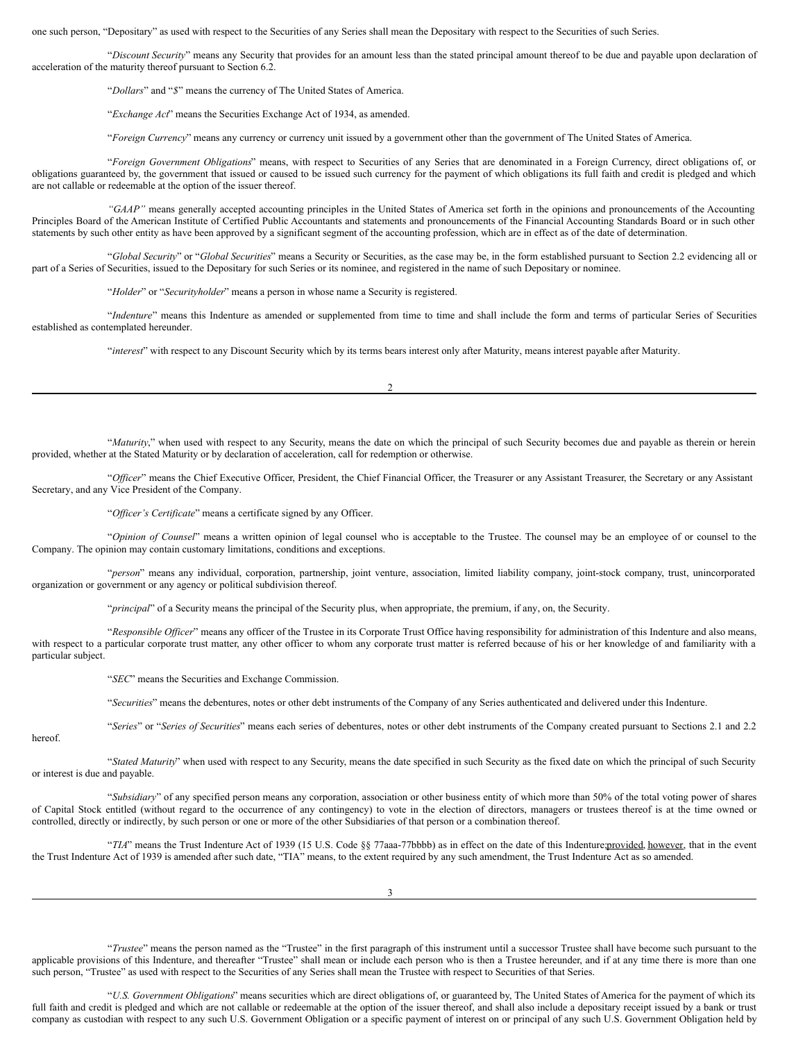one such person, "Depositary" as used with respect to the Securities of any Series shall mean the Depositary with respect to the Securities of such Series.

"*Discount Security*" means any Security that provides for an amount less than the stated principal amount thereof to be due and payable upon declaration of acceleration of the maturity thereof pursuant to Section 6.2.

"*Dollars*" and "*$*" means the currency of The United States of America.

"*Exchange Act*" means the Securities Exchange Act of 1934, as amended.

"*Foreign Currency*" means any currency or currency unit issued by a government other than the government of The United States of America.

"*Foreign Government Obligations*" means, with respect to Securities of any Series that are denominated in a Foreign Currency, direct obligations of, or obligations guaranteed by, the government that issued or caused to be issued such currency for the payment of which obligations its full faith and credit is pledged and which are not callable or redeemable at the option of the issuer thereof.

*"GAAP"* means generally accepted accounting principles in the United States of America set forth in the opinions and pronouncements of the Accounting Principles Board of the American Institute of Certified Public Accountants and statements and pronouncements of the Financial Accounting Standards Board or in such other statements by such other entity as have been approved by a significant segment of the accounting profession, which are in effect as of the date of determination.

"*Global Security*" or "*Global Securities*" means a Security or Securities, as the case may be, in the form established pursuant to Section 2.2 evidencing all or part of a Series of Securities, issued to the Depositary for such Series or its nominee, and registered in the name of such Depositary or nominee.

"*Holder*" or "*Securityholder*" means a person in whose name a Security is registered.

"*Indenture*" means this Indenture as amended or supplemented from time to time and shall include the form and terms of particular Series of Securities established as contemplated hereunder.

"*interest*" with respect to any Discount Security which by its terms bears interest only after Maturity, means interest payable after Maturity.

"*Maturity*," when used with respect to any Security, means the date on which the principal of such Security becomes due and payable as therein or herein provided, whether at the Stated Maturity or by declaration of acceleration, call for redemption or otherwise.

"*Officer*" means the Chief Executive Officer, President, the Chief Financial Officer, the Treasurer or any Assistant Treasurer, the Secretary or any Assistant Secretary, and any Vice President of the Company.

"*Officer's Certificate*" means a certificate signed by any Officer.

"*Opinion of Counsel*" means a written opinion of legal counsel who is acceptable to the Trustee. The counsel may be an employee of or counsel to the Company. The opinion may contain customary limitations, conditions and exceptions.

"*person*" means any individual, corporation, partnership, joint venture, association, limited liability company, joint-stock company, trust, unincorporated organization or government or any agency or political subdivision thereof.

"*principal*" of a Security means the principal of the Security plus, when appropriate, the premium, if any, on, the Security.

"*Responsible Officer*" means any officer of the Trustee in its Corporate Trust Office having responsibility for administration of this Indenture and also means, with respect to a particular corporate trust matter, any other officer to whom any corporate trust matter is referred because of his or her knowledge of and familiarity with a particular subject.

"*SEC*" means the Securities and Exchange Commission.

"*Securities*" means the debentures, notes or other debt instruments of the Company of any Series authenticated and delivered under this Indenture.

"*Series*" or "*Series of Securities*" means each series of debentures, notes or other debt instruments of the Company created pursuant to Sections 2.1 and 2.2 hereof.

"*Stated Maturity*" when used with respect to any Security, means the date specified in such Security as the fixed date on which the principal of such Security or interest is due and payable.

"*Subsidiary*" of any specified person means any corporation, association or other business entity of which more than 50% of the total voting power of shares of Capital Stock entitled (without regard to the occurrence of any contingency) to vote in the election of directors, managers or trustees thereof is at the time owned or controlled, directly or indirectly, by such person or one or more of the other Subsidiaries of that person or a combination thereof.

"*TIA*" means the Trust Indenture Act of 1939 (15 U.S. Code §§ 77aaa-77bbbb) as in effect on the date of this Indenture; provided, however, that in the event the Trust Indenture Act of 1939 is amended after such date, "TIA" means, to the extent required by any such amendment, the Trust Indenture Act as so amended.

"*Trustee*" means the person named as the "Trustee" in the first paragraph of this instrument until a successor Trustee shall have become such pursuant to the applicable provisions of this Indenture, and thereafter "Trustee" shall mean or include each person who is then a Trustee hereunder, and if at any time there is more than one such person, "Trustee" as used with respect to the Securities of any Series shall mean the Trustee with respect to Securities of that Series.

"*U.S. Government Obligations*" means securities which are direct obligations of, or guaranteed by, The United States of America for the payment of which its full faith and credit is pledged and which are not callable or redeemable at the option of the issuer thereof, and shall also include a depositary receipt issued by a bank or trust company as custodian with respect to any such U.S. Government Obligation or a specific payment of interest on or principal of any such U.S. Government Obligation held by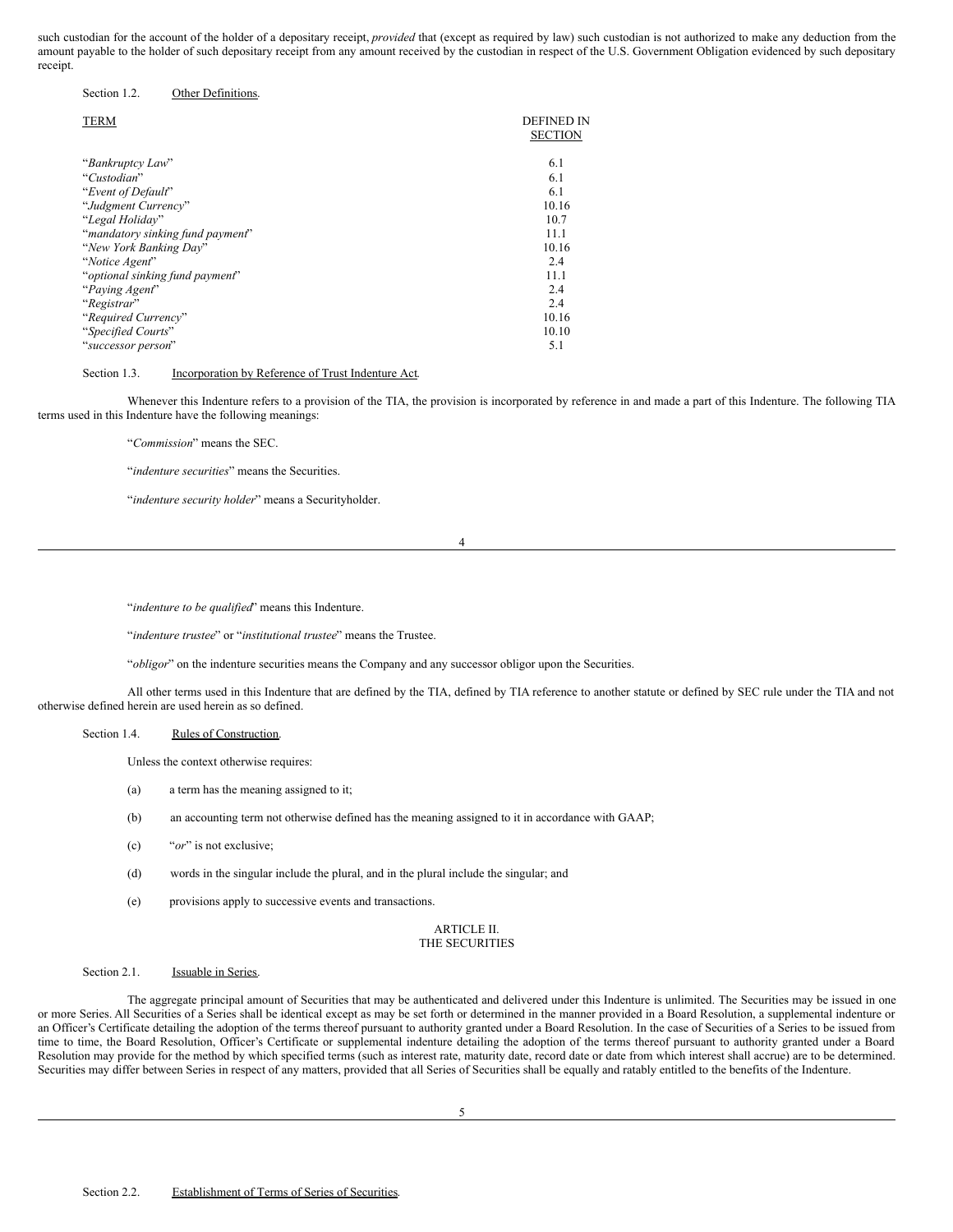such custodian for the account of the holder of a depositary receipt, *provided* that (except as required by law) such custodian is not authorized to make any deduction from the amount payable to the holder of such depositary receipt from any amount received by the custodian in respect of the U.S. Government Obligation evidenced by such depositary receipt.

Section 1.2. Other Definitions.

| TERM | DEFINED IN SECTION |
|---|---|
| "*Bankruptcy Law*" | 6.1 |
| "*Custodian*" | 6.1 |
| "*Event of Default*" | 6.1 |
| "*Judgment Currency*" | 10.16 |
| "*Legal Holiday*" | 10.7 |
| "*mandatory sinking fund payment*" | 11.1 |
| "*New York Banking Day*" | 10.16 |
| "*Notice Agent*" | 2.4 |
| "*optional sinking fund payment*" | 11.1 |
| "*Paying Agent*" | 2.4 |
| "*Registrar*" | 2.4 |
| "*Required Currency*" | 10.16 |
| "*Specified Courts*" | 10.10 |
| "*successor person*" | 5.1 |

Section 1.3. Incorporation by Reference of Trust Indenture Act.

Whenever this Indenture refers to a provision of the TIA, the provision is incorporated by reference in and made a part of this Indenture. The following TIA terms used in this Indenture have the following meanings:

"*Commission*" means the SEC.

"*indenture securities*" means the Securities.

"*indenture security holder*" means a Securityholder.

"*indenture to be qualified*" means this Indenture.

"*indenture trustee*" or "*institutional trustee*" means the Trustee.

"*obligor*" on the indenture securities means the Company and any successor obligor upon the Securities.

All other terms used in this Indenture that are defined by the TIA, defined by TIA reference to another statute or defined by SEC rule under the TIA and not otherwise defined herein are used herein as so defined.

Section 1.4. Rules of Construction.

Unless the context otherwise requires:

(a) a term has the meaning assigned to it;

(b) an accounting term not otherwise defined has the meaning assigned to it in accordance with GAAP;

(c) "*or*" is not exclusive;

(d) words in the singular include the plural, and in the plural include the singular; and

(e) provisions apply to successive events and transactions.

## ARTICLE II.
## THE SECURITIES

Section 2.1. Issuable in Series.

The aggregate principal amount of Securities that may be authenticated and delivered under this Indenture is unlimited. The Securities may be issued in one or more Series. All Securities of a Series shall be identical except as may be set forth or determined in the manner provided in a Board Resolution, a supplemental indenture or an Officer's Certificate detailing the adoption of the terms thereof pursuant to authority granted under a Board Resolution. In the case of Securities of a Series to be issued from time to time, the Board Resolution, Officer's Certificate or supplemental indenture detailing the adoption of the terms thereof pursuant to authority granted under a Board Resolution may provide for the method by which specified terms (such as interest rate, maturity date, record date or date from which interest shall accrue) are to be determined. Securities may differ between Series in respect of any matters, provided that all Series of Securities shall be equally and ratably entitled to the benefits of the Indenture.

Section 2.2. Establishment of Terms of Series of Securities.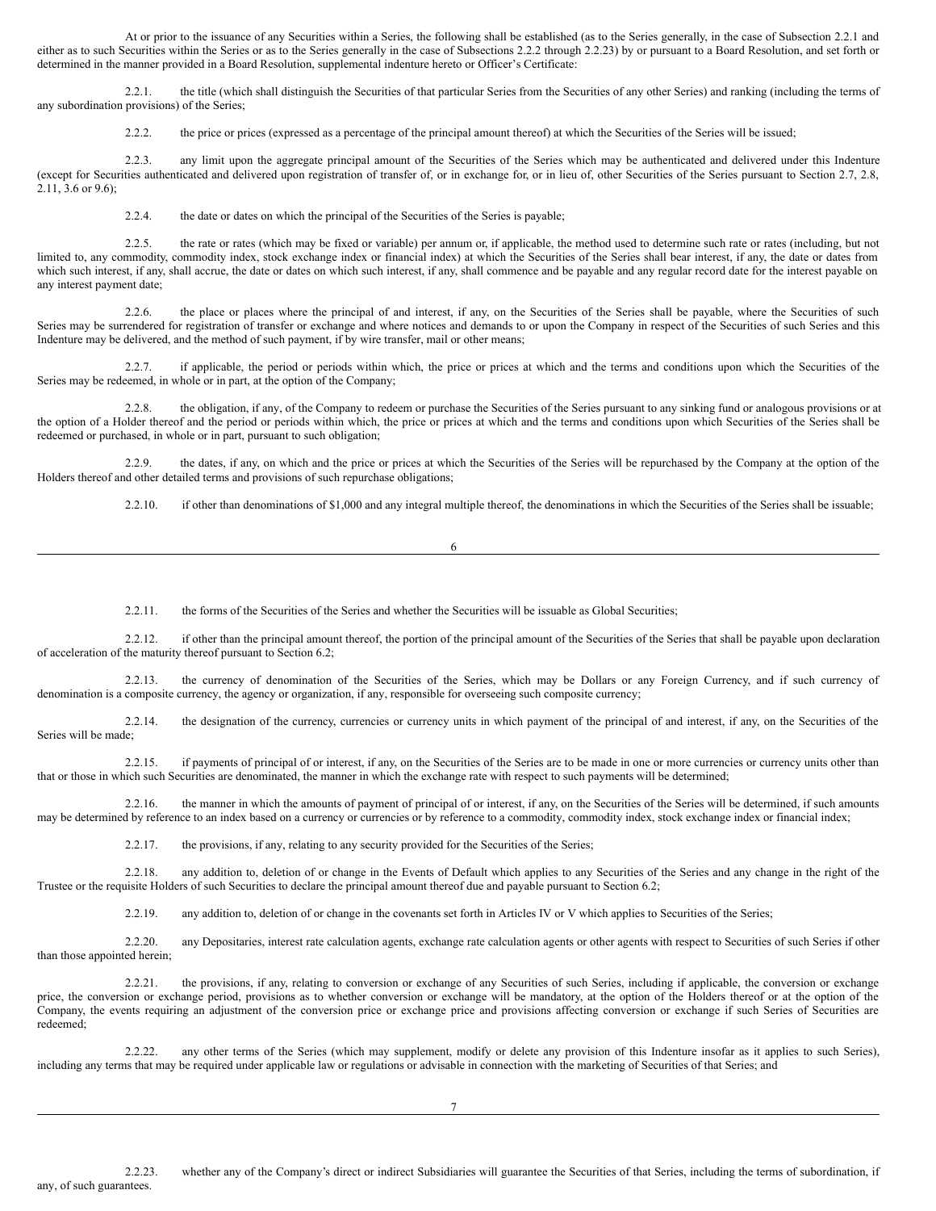At or prior to the issuance of any Securities within a Series, the following shall be established (as to the Series generally, in the case of Subsection 2.2.1 and either as to such Securities within the Series or as to the Series generally in the case of Subsections 2.2.2 through 2.2.23) by or pursuant to a Board Resolution, and set forth or determined in the manner provided in a Board Resolution, supplemental indenture hereto or Officer's Certificate:

2.2.1. the title (which shall distinguish the Securities of that particular Series from the Securities of any other Series) and ranking (including the terms of any subordination provisions) of the Series;

2.2.2. the price or prices (expressed as a percentage of the principal amount thereof) at which the Securities of the Series will be issued;

2.2.3. any limit upon the aggregate principal amount of the Securities of the Series which may be authenticated and delivered under this Indenture (except for Securities authenticated and delivered upon registration of transfer of, or in exchange for, or in lieu of, other Securities of the Series pursuant to Section 2.7, 2.8, 2.11, 3.6 or 9.6);

2.2.4. the date or dates on which the principal of the Securities of the Series is payable;

2.2.5. the rate or rates (which may be fixed or variable) per annum or, if applicable, the method used to determine such rate or rates (including, but not limited to, any commodity, commodity index, stock exchange index or financial index) at which the Securities of the Series shall bear interest, if any, the date or dates from which such interest, if any, shall accrue, the date or dates on which such interest, if any, shall commence and be payable and any regular record date for the interest payable on any interest payment date;

2.2.6. the place or places where the principal of and interest, if any, on the Securities of the Series shall be payable, where the Securities of such Series may be surrendered for registration of transfer or exchange and where notices and demands to or upon the Company in respect of the Securities of such Series and this Indenture may be delivered, and the method of such payment, if by wire transfer, mail or other means;

2.2.7. if applicable, the period or periods within which, the price or prices at which and the terms and conditions upon which the Securities of the Series may be redeemed, in whole or in part, at the option of the Company;

2.2.8. the obligation, if any, of the Company to redeem or purchase the Securities of the Series pursuant to any sinking fund or analogous provisions or at the option of a Holder thereof and the period or periods within which, the price or prices at which and the terms and conditions upon which Securities of the Series shall be redeemed or purchased, in whole or in part, pursuant to such obligation;

2.2.9. the dates, if any, on which and the price or prices at which the Securities of the Series will be repurchased by the Company at the option of the Holders thereof and other detailed terms and provisions of such repurchase obligations;

2.2.10. if other than denominations of $1,000 and any integral multiple thereof, the denominations in which the Securities of the Series shall be issuable;

2.2.11. the forms of the Securities of the Series and whether the Securities will be issuable as Global Securities;

2.2.12. if other than the principal amount thereof, the portion of the principal amount of the Securities of the Series that shall be payable upon declaration of acceleration of the maturity thereof pursuant to Section 6.2;

2.2.13. the currency of denomination of the Securities of the Series, which may be Dollars or any Foreign Currency, and if such currency of denomination is a composite currency, the agency or organization, if any, responsible for overseeing such composite currency;

2.2.14. the designation of the currency, currencies or currency units in which payment of the principal of and interest, if any, on the Securities of the Series will be made;

2.2.15. if payments of principal of or interest, if any, on the Securities of the Series are to be made in one or more currencies or currency units other than that or those in which such Securities are denominated, the manner in which the exchange rate with respect to such payments will be determined;

2.2.16. the manner in which the amounts of payment of principal of or interest, if any, on the Securities of the Series will be determined, if such amounts may be determined by reference to an index based on a currency or currencies or by reference to a commodity, commodity index, stock exchange index or financial index;

2.2.17. the provisions, if any, relating to any security provided for the Securities of the Series;

2.2.18. any addition to, deletion of or change in the Events of Default which applies to any Securities of the Series and any change in the right of the Trustee or the requisite Holders of such Securities to declare the principal amount thereof due and payable pursuant to Section 6.2;

2.2.19. any addition to, deletion of or change in the covenants set forth in Articles IV or V which applies to Securities of the Series;

2.2.20. any Depositaries, interest rate calculation agents, exchange rate calculation agents or other agents with respect to Securities of such Series if other than those appointed herein;

2.2.21. the provisions, if any, relating to conversion or exchange of any Securities of such Series, including if applicable, the conversion or exchange price, the conversion or exchange period, provisions as to whether conversion or exchange will be mandatory, at the option of the Holders thereof or at the option of the Company, the events requiring an adjustment of the conversion price or exchange price and provisions affecting conversion or exchange if such Series of Securities are redeemed;

2.2.22. any other terms of the Series (which may supplement, modify or delete any provision of this Indenture insofar as it applies to such Series), including any terms that may be required under applicable law or regulations or advisable in connection with the marketing of Securities of that Series; and

2.2.23. whether any of the Company's direct or indirect Subsidiaries will guarantee the Securities of that Series, including the terms of subordination, if any, of such guarantees.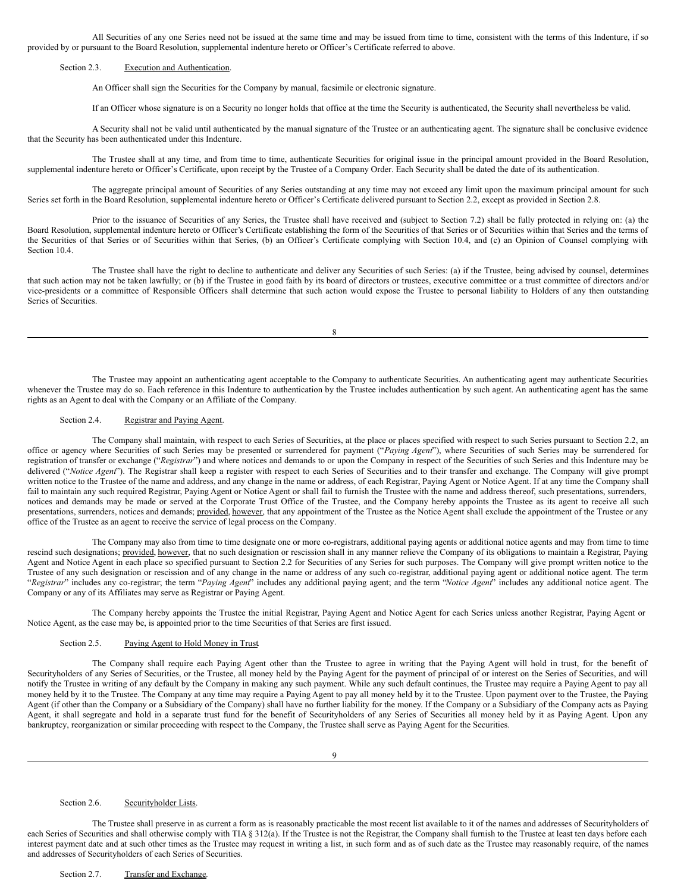All Securities of any one Series need not be issued at the same time and may be issued from time to time, consistent with the terms of this Indenture, if so provided by or pursuant to the Board Resolution, supplemental indenture hereto or Officer's Certificate referred to above.

Section 2.3. Execution and Authentication.

An Officer shall sign the Securities for the Company by manual, facsimile or electronic signature.

If an Officer whose signature is on a Security no longer holds that office at the time the Security is authenticated, the Security shall nevertheless be valid.

A Security shall not be valid until authenticated by the manual signature of the Trustee or an authenticating agent. The signature shall be conclusive evidence that the Security has been authenticated under this Indenture.

The Trustee shall at any time, and from time to time, authenticate Securities for original issue in the principal amount provided in the Board Resolution, supplemental indenture hereto or Officer's Certificate, upon receipt by the Trustee of a Company Order. Each Security shall be dated the date of its authentication.

The aggregate principal amount of Securities of any Series outstanding at any time may not exceed any limit upon the maximum principal amount for such Series set forth in the Board Resolution, supplemental indenture hereto or Officer's Certificate delivered pursuant to Section 2.2, except as provided in Section 2.8.

Prior to the issuance of Securities of any Series, the Trustee shall have received and (subject to Section 7.2) shall be fully protected in relying on: (a) the Board Resolution, supplemental indenture hereto or Officer's Certificate establishing the form of the Securities of that Series or of Securities within that Series and the terms of the Securities of that Series or of Securities within that Series, (b) an Officer's Certificate complying with Section 10.4, and (c) an Opinion of Counsel complying with Section 10.4.

The Trustee shall have the right to decline to authenticate and deliver any Securities of such Series: (a) if the Trustee, being advised by counsel, determines that such action may not be taken lawfully; or (b) if the Trustee in good faith by its board of directors or trustees, executive committee or a trust committee of directors and/or vice-presidents or a committee of Responsible Officers shall determine that such action would expose the Trustee to personal liability to Holders of any then outstanding Series of Securities.

The Trustee may appoint an authenticating agent acceptable to the Company to authenticate Securities. An authenticating agent may authenticate Securities whenever the Trustee may do so. Each reference in this Indenture to authentication by the Trustee includes authentication by such agent. An authenticating agent has the same rights as an Agent to deal with the Company or an Affiliate of the Company.

Section 2.4. Registrar and Paying Agent.

The Company shall maintain, with respect to each Series of Securities, at the place or places specified with respect to such Series pursuant to Section 2.2, an office or agency where Securities of such Series may be presented or surrendered for payment ("*Paying Agent*"), where Securities of such Series may be surrendered for registration of transfer or exchange ("*Registrar*") and where notices and demands to or upon the Company in respect of the Securities of such Series and this Indenture may be delivered ("*Notice Agent*"). The Registrar shall keep a register with respect to each Series of Securities and to their transfer and exchange. The Company will give prompt written notice to the Trustee of the name and address, and any change in the name or address, of each Registrar, Paying Agent or Notice Agent. If at any time the Company shall fail to maintain any such required Registrar, Paying Agent or Notice Agent or shall fail to furnish the Trustee with the name and address thereof, such presentations, surrenders, notices and demands may be made or served at the Corporate Trust Office of the Trustee, and the Company hereby appoints the Trustee as its agent to receive all such presentations, surrenders, notices and demands; provided, however, that any appointment of the Trustee as the Notice Agent shall exclude the appointment of the Trustee or any office of the Trustee as an agent to receive the service of legal process on the Company.

The Company may also from time to time designate one or more co-registrars, additional paying agents or additional notice agents and may from time to time rescind such designations; provided, however, that no such designation or rescission shall in any manner relieve the Company of its obligations to maintain a Registrar, Paying Agent and Notice Agent in each place so specified pursuant to Section 2.2 for Securities of any Series for such purposes. The Company will give prompt written notice to the Trustee of any such designation or rescission and of any change in the name or address of any such co-registrar, additional paying agent or additional notice agent. The term "*Registrar*" includes any co-registrar; the term "*Paying Agent*" includes any additional paying agent; and the term "*Notice Agent*" includes any additional notice agent. The Company or any of its Affiliates may serve as Registrar or Paying Agent.

The Company hereby appoints the Trustee the initial Registrar, Paying Agent and Notice Agent for each Series unless another Registrar, Paying Agent or Notice Agent, as the case may be, is appointed prior to the time Securities of that Series are first issued.

Section 2.5. Paying Agent to Hold Money in Trust.

The Company shall require each Paying Agent other than the Trustee to agree in writing that the Paying Agent will hold in trust, for the benefit of Securityholders of any Series of Securities, or the Trustee, all money held by the Paying Agent for the payment of principal of or interest on the Series of Securities, and will notify the Trustee in writing of any default by the Company in making any such payment. While any such default continues, the Trustee may require a Paying Agent to pay all money held by it to the Trustee. The Company at any time may require a Paying Agent to pay all money held by it to the Trustee. Upon payment over to the Trustee, the Paying Agent (if other than the Company or a Subsidiary of the Company) shall have no further liability for the money. If the Company or a Subsidiary of the Company acts as Paying Agent, it shall segregate and hold in a separate trust fund for the benefit of Securityholders of any Series of Securities all money held by it as Paying Agent. Upon any bankruptcy, reorganization or similar proceeding with respect to the Company, the Trustee shall serve as Paying Agent for the Securities.

Section 2.6. Securityholder Lists.

The Trustee shall preserve in as current a form as is reasonably practicable the most recent list available to it of the names and addresses of Securityholders of each Series of Securities and shall otherwise comply with TIA § 312(a). If the Trustee is not the Registrar, the Company shall furnish to the Trustee at least ten days before each interest payment date and at such other times as the Trustee may request in writing a list, in such form and as of such date as the Trustee may reasonably require, of the names and addresses of Securityholders of each Series of Securities.

Section 2.7. Transfer and Exchange.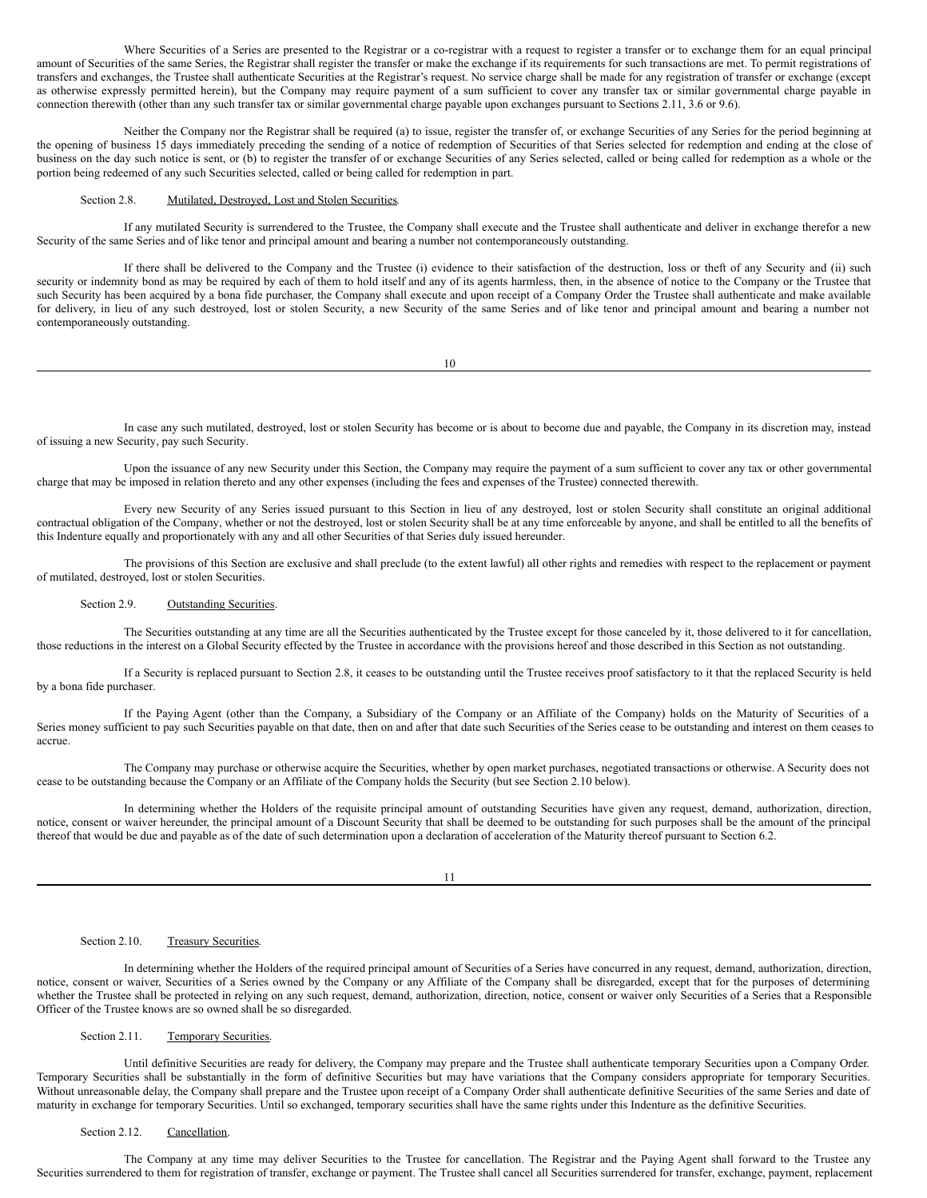Where Securities of a Series are presented to the Registrar or a co-registrar with a request to register a transfer or to exchange them for an equal principal amount of Securities of the same Series, the Registrar shall register the transfer or make the exchange if its requirements for such transactions are met. To permit registrations of transfers and exchanges, the Trustee shall authenticate Securities at the Registrar's request. No service charge shall be made for any registration of transfer or exchange (except as otherwise expressly permitted herein), but the Company may require payment of a sum sufficient to cover any transfer tax or similar governmental charge payable in connection therewith (other than any such transfer tax or similar governmental charge payable upon exchanges pursuant to Sections 2.11, 3.6 or 9.6).

Neither the Company nor the Registrar shall be required (a) to issue, register the transfer of, or exchange Securities of any Series for the period beginning at the opening of business 15 days immediately preceding the sending of a notice of redemption of Securities of that Series selected for redemption and ending at the close of business on the day such notice is sent, or (b) to register the transfer of or exchange Securities of any Series selected, called or being called for redemption as a whole or the portion being redeemed of any such Securities selected, called or being called for redemption in part.

Section 2.8. Mutilated, Destroyed, Lost and Stolen Securities.

If any mutilated Security is surrendered to the Trustee, the Company shall execute and the Trustee shall authenticate and deliver in exchange therefor a new Security of the same Series and of like tenor and principal amount and bearing a number not contemporaneously outstanding.

If there shall be delivered to the Company and the Trustee (i) evidence to their satisfaction of the destruction, loss or theft of any Security and (ii) such security or indemnity bond as may be required by each of them to hold itself and any of its agents harmless, then, in the absence of notice to the Company or the Trustee that such Security has been acquired by a bona fide purchaser, the Company shall execute and upon receipt of a Company Order the Trustee shall authenticate and make available for delivery, in lieu of any such destroyed, lost or stolen Security, a new Security of the same Series and of like tenor and principal amount and bearing a number not contemporaneously outstanding.

In case any such mutilated, destroyed, lost or stolen Security has become or is about to become due and payable, the Company in its discretion may, instead of issuing a new Security, pay such Security.

Upon the issuance of any new Security under this Section, the Company may require the payment of a sum sufficient to cover any tax or other governmental charge that may be imposed in relation thereto and any other expenses (including the fees and expenses of the Trustee) connected therewith.

Every new Security of any Series issued pursuant to this Section in lieu of any destroyed, lost or stolen Security shall constitute an original additional contractual obligation of the Company, whether or not the destroyed, lost or stolen Security shall be at any time enforceable by anyone, and shall be entitled to all the benefits of this Indenture equally and proportionately with any and all other Securities of that Series duly issued hereunder.

The provisions of this Section are exclusive and shall preclude (to the extent lawful) all other rights and remedies with respect to the replacement or payment of mutilated, destroyed, lost or stolen Securities.

Section 2.9. Outstanding Securities.

The Securities outstanding at any time are all the Securities authenticated by the Trustee except for those canceled by it, those delivered to it for cancellation, those reductions in the interest on a Global Security effected by the Trustee in accordance with the provisions hereof and those described in this Section as not outstanding.

If a Security is replaced pursuant to Section 2.8, it ceases to be outstanding until the Trustee receives proof satisfactory to it that the replaced Security is held by a bona fide purchaser.

If the Paying Agent (other than the Company, a Subsidiary of the Company or an Affiliate of the Company) holds on the Maturity of Securities of a Series money sufficient to pay such Securities payable on that date, then on and after that date such Securities of the Series cease to be outstanding and interest on them ceases to accrue.

The Company may purchase or otherwise acquire the Securities, whether by open market purchases, negotiated transactions or otherwise. A Security does not cease to be outstanding because the Company or an Affiliate of the Company holds the Security (but see Section 2.10 below).

In determining whether the Holders of the requisite principal amount of outstanding Securities have given any request, demand, authorization, direction, notice, consent or waiver hereunder, the principal amount of a Discount Security that shall be deemed to be outstanding for such purposes shall be the amount of the principal thereof that would be due and payable as of the date of such determination upon a declaration of acceleration of the Maturity thereof pursuant to Section 6.2.

Section 2.10. Treasury Securities.

In determining whether the Holders of the required principal amount of Securities of a Series have concurred in any request, demand, authorization, direction, notice, consent or waiver, Securities of a Series owned by the Company or any Affiliate of the Company shall be disregarded, except that for the purposes of determining whether the Trustee shall be protected in relying on any such request, demand, authorization, direction, notice, consent or waiver only Securities of a Series that a Responsible Officer of the Trustee knows are so owned shall be so disregarded.

Section 2.11. Temporary Securities.

Until definitive Securities are ready for delivery, the Company may prepare and the Trustee shall authenticate temporary Securities upon a Company Order. Temporary Securities shall be substantially in the form of definitive Securities but may have variations that the Company considers appropriate for temporary Securities. Without unreasonable delay, the Company shall prepare and the Trustee upon receipt of a Company Order shall authenticate definitive Securities of the same Series and date of maturity in exchange for temporary Securities. Until so exchanged, temporary securities shall have the same rights under this Indenture as the definitive Securities.

Section 2.12. Cancellation.

The Company at any time may deliver Securities to the Trustee for cancellation. The Registrar and the Paying Agent shall forward to the Trustee any Securities surrendered to them for registration of transfer, exchange or payment. The Trustee shall cancel all Securities surrendered for transfer, exchange, payment, replacement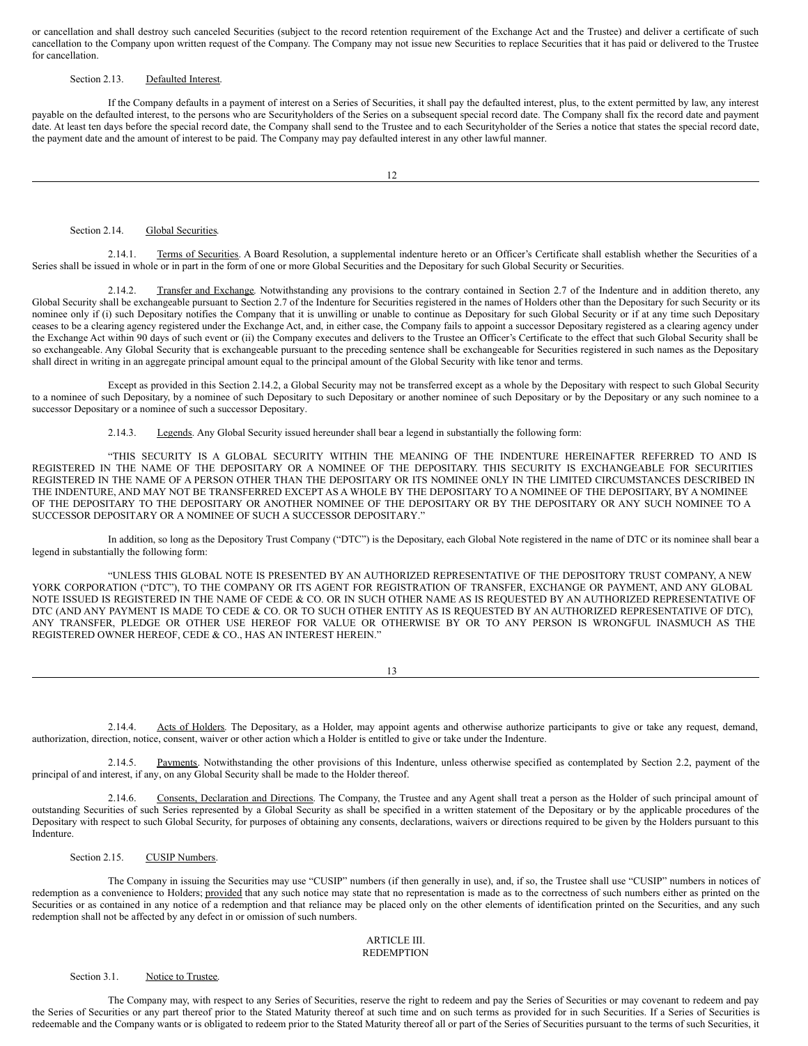or cancellation and shall destroy such canceled Securities (subject to the record retention requirement of the Exchange Act and the Trustee) and deliver a certificate of such cancellation to the Company upon written request of the Company. The Company may not issue new Securities to replace Securities that it has paid or delivered to the Trustee for cancellation.

Section 2.13. Defaulted Interest.

If the Company defaults in a payment of interest on a Series of Securities, it shall pay the defaulted interest, plus, to the extent permitted by law, any interest payable on the defaulted interest, to the persons who are Securityholders of the Series on a subsequent special record date. The Company shall fix the record date and payment date. At least ten days before the special record date, the Company shall send to the Trustee and to each Securityholder of the Series a notice that states the special record date, the payment date and the amount of interest to be paid. The Company may pay defaulted interest in any other lawful manner.

Section 2.14. Global Securities.

2.14.1. Terms of Securities. A Board Resolution, a supplemental indenture hereto or an Officer's Certificate shall establish whether the Securities of a Series shall be issued in whole or in part in the form of one or more Global Securities and the Depositary for such Global Security or Securities.

2.14.2. Transfer and Exchange. Notwithstanding any provisions to the contrary contained in Section 2.7 of the Indenture and in addition thereto, any Global Security shall be exchangeable pursuant to Section 2.7 of the Indenture for Securities registered in the names of Holders other than the Depositary for such Security or its nominee only if (i) such Depositary notifies the Company that it is unwilling or unable to continue as Depositary for such Global Security or if at any time such Depositary ceases to be a clearing agency registered under the Exchange Act, and, in either case, the Company fails to appoint a successor Depositary registered as a clearing agency under the Exchange Act within 90 days of such event or (ii) the Company executes and delivers to the Trustee an Officer's Certificate to the effect that such Global Security shall be so exchangeable. Any Global Security that is exchangeable pursuant to the preceding sentence shall be exchangeable for Securities registered in such names as the Depositary shall direct in writing in an aggregate principal amount equal to the principal amount of the Global Security with like tenor and terms.

Except as provided in this Section 2.14.2, a Global Security may not be transferred except as a whole by the Depositary with respect to such Global Security to a nominee of such Depositary, by a nominee of such Depositary to such Depositary or another nominee of such Depositary or by the Depositary or any such nominee to a successor Depositary or a nominee of such a successor Depositary.

2.14.3. Legends. Any Global Security issued hereunder shall bear a legend in substantially the following form:

"THIS SECURITY IS A GLOBAL SECURITY WITHIN THE MEANING OF THE INDENTURE HEREINAFTER REFERRED TO AND IS REGISTERED IN THE NAME OF THE DEPOSITARY OR A NOMINEE OF THE DEPOSITARY. THIS SECURITY IS EXCHANGEABLE FOR SECURITIES REGISTERED IN THE NAME OF A PERSON OTHER THAN THE DEPOSITARY OR ITS NOMINEE ONLY IN THE LIMITED CIRCUMSTANCES DESCRIBED IN THE INDENTURE, AND MAY NOT BE TRANSFERRED EXCEPT AS A WHOLE BY THE DEPOSITARY TO A NOMINEE OF THE DEPOSITARY, BY A NOMINEE OF THE DEPOSITARY TO THE DEPOSITARY OR ANOTHER NOMINEE OF THE DEPOSITARY OR BY THE DEPOSITARY OR ANY SUCH NOMINEE TO A SUCCESSOR DEPOSITARY OR A NOMINEE OF SUCH A SUCCESSOR DEPOSITARY."

In addition, so long as the Depository Trust Company ("DTC") is the Depositary, each Global Note registered in the name of DTC or its nominee shall bear a legend in substantially the following form:

"UNLESS THIS GLOBAL NOTE IS PRESENTED BY AN AUTHORIZED REPRESENTATIVE OF THE DEPOSITORY TRUST COMPANY, A NEW YORK CORPORATION ("DTC"), TO THE COMPANY OR ITS AGENT FOR REGISTRATION OF TRANSFER, EXCHANGE OR PAYMENT, AND ANY GLOBAL NOTE ISSUED IS REGISTERED IN THE NAME OF CEDE & CO. OR IN SUCH OTHER NAME AS IS REQUESTED BY AN AUTHORIZED REPRESENTATIVE OF DTC (AND ANY PAYMENT IS MADE TO CEDE & CO. OR TO SUCH OTHER ENTITY AS IS REQUESTED BY AN AUTHORIZED REPRESENTATIVE OF DTC), ANY TRANSFER, PLEDGE OR OTHER USE HEREOF FOR VALUE OR OTHERWISE BY OR TO ANY PERSON IS WRONGFUL INASMUCH AS THE REGISTERED OWNER HEREOF, CEDE & CO., HAS AN INTEREST HEREIN."

2.14.4. Acts of Holders. The Depositary, as a Holder, may appoint agents and otherwise authorize participants to give or take any request, demand, authorization, direction, notice, consent, waiver or other action which a Holder is entitled to give or take under the Indenture.

2.14.5. Payments. Notwithstanding the other provisions of this Indenture, unless otherwise specified as contemplated by Section 2.2, payment of the principal of and interest, if any, on any Global Security shall be made to the Holder thereof.

2.14.6. Consents, Declaration and Directions. The Company, the Trustee and any Agent shall treat a person as the Holder of such principal amount of outstanding Securities of such Series represented by a Global Security as shall be specified in a written statement of the Depositary or by the applicable procedures of the Depositary with respect to such Global Security, for purposes of obtaining any consents, declarations, waivers or directions required to be given by the Holders pursuant to this Indenture.

Section 2.15. CUSIP Numbers.

The Company in issuing the Securities may use "CUSIP" numbers (if then generally in use), and, if so, the Trustee shall use "CUSIP" numbers in notices of redemption as a convenience to Holders; provided that any such notice may state that no representation is made as to the correctness of such numbers either as printed on the Securities or as contained in any notice of a redemption and that reliance may be placed only on the other elements of identification printed on the Securities, and any such redemption shall not be affected by any defect in or omission of such numbers.

## ARTICLE III.
## REDEMPTION

Section 3.1. Notice to Trustee.

The Company may, with respect to any Series of Securities, reserve the right to redeem and pay the Series of Securities or may covenant to redeem and pay the Series of Securities or any part thereof prior to the Stated Maturity thereof at such time and on such terms as provided for in such Securities. If a Series of Securities is redeemable and the Company wants or is obligated to redeem prior to the Stated Maturity thereof all or part of the Series of Securities pursuant to the terms of such Securities, it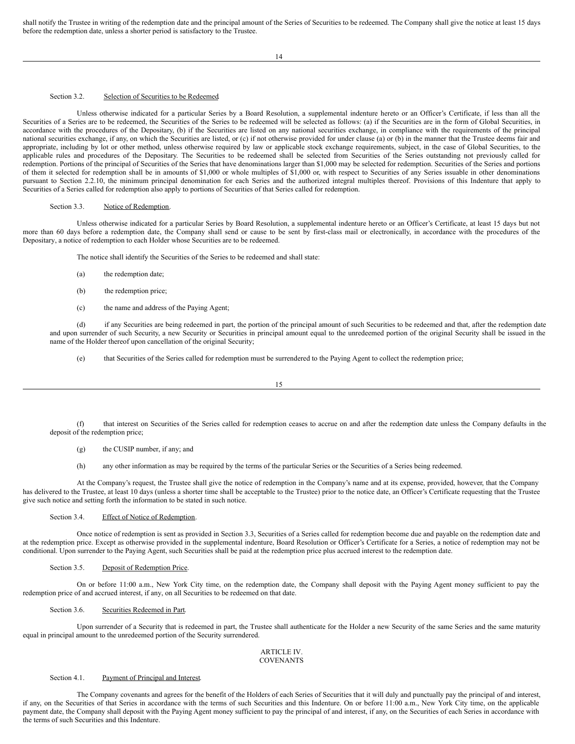shall notify the Trustee in writing of the redemption date and the principal amount of the Series of Securities to be redeemed. The Company shall give the notice at least 15 days before the redemption date, unless a shorter period is satisfactory to the Trustee.

Section 3.2. Selection of Securities to be Redeemed

Unless otherwise indicated for a particular Series by a Board Resolution, a supplemental indenture hereto or an Officer's Certificate, if less than all the Securities of a Series are to be redeemed, the Securities of the Series to be redeemed will be selected as follows: (a) if the Securities are in the form of Global Securities, in accordance with the procedures of the Depositary, (b) if the Securities are listed on any national securities exchange, in compliance with the requirements of the principal national securities exchange, if any, on which the Securities are listed, or (c) if not otherwise provided for under clause (a) or (b) in the manner that the Trustee deems fair and appropriate, including by lot or other method, unless otherwise required by law or applicable stock exchange requirements, subject, in the case of Global Securities, to the applicable rules and procedures of the Depositary. The Securities to be redeemed shall be selected from Securities of the Series outstanding not previously called for redemption. Portions of the principal of Securities of the Series that have denominations larger than $1,000 may be selected for redemption. Securities of the Series and portions of them it selected for redemption shall be in amounts of $1,000 or whole multiples of $1,000 or, with respect to Securities of any Series issuable in other denominations pursuant to Section 2.2.10, the minimum principal denomination for each Series and the authorized integral multiples thereof. Provisions of this Indenture that apply to Securities of a Series called for redemption also apply to portions of Securities of that Series called for redemption.

Section 3.3. Notice of Redemption.

Unless otherwise indicated for a particular Series by Board Resolution, a supplemental indenture hereto or an Officer's Certificate, at least 15 days but not more than 60 days before a redemption date, the Company shall send or cause to be sent by first-class mail or electronically, in accordance with the procedures of the Depositary, a notice of redemption to each Holder whose Securities are to be redeemed.

The notice shall identify the Securities of the Series to be redeemed and shall state:

(a) the redemption date;

(b) the redemption price;

(c) the name and address of the Paying Agent;

(d) if any Securities are being redeemed in part, the portion of the principal amount of such Securities to be redeemed and that, after the redemption date and upon surrender of such Security, a new Security or Securities in principal amount equal to the unredeemed portion of the original Security shall be issued in the name of the Holder thereof upon cancellation of the original Security;

(e) that Securities of the Series called for redemption must be surrendered to the Paying Agent to collect the redemption price;

(f) that interest on Securities of the Series called for redemption ceases to accrue on and after the redemption date unless the Company defaults in the deposit of the redemption price;

(g) the CUSIP number, if any; and

(h) any other information as may be required by the terms of the particular Series or the Securities of a Series being redeemed.

At the Company's request, the Trustee shall give the notice of redemption in the Company's name and at its expense, provided, however, that the Company has delivered to the Trustee, at least 10 days (unless a shorter time shall be acceptable to the Trustee) prior to the notice date, an Officer's Certificate requesting that the Trustee give such notice and setting forth the information to be stated in such notice.

Section 3.4. Effect of Notice of Redemption.

Once notice of redemption is sent as provided in Section 3.3, Securities of a Series called for redemption become due and payable on the redemption date and at the redemption price. Except as otherwise provided in the supplemental indenture, Board Resolution or Officer's Certificate for a Series, a notice of redemption may not be conditional. Upon surrender to the Paying Agent, such Securities shall be paid at the redemption price plus accrued interest to the redemption date.

Section 3.5. Deposit of Redemption Price.

On or before 11:00 a.m., New York City time, on the redemption date, the Company shall deposit with the Paying Agent money sufficient to pay the redemption price of and accrued interest, if any, on all Securities to be redeemed on that date.

Section 3.6. Securities Redeemed in Part.

Upon surrender of a Security that is redeemed in part, the Trustee shall authenticate for the Holder a new Security of the same Series and the same maturity equal in principal amount to the unredeemed portion of the Security surrendered.

## ARTICLE IV.
## COVENANTS

Section 4.1. Payment of Principal and Interest.

The Company covenants and agrees for the benefit of the Holders of each Series of Securities that it will duly and punctually pay the principal of and interest, if any, on the Securities of that Series in accordance with the terms of such Securities and this Indenture. On or before 11:00 a.m., New York City time, on the applicable payment date, the Company shall deposit with the Paying Agent money sufficient to pay the principal of and interest, if any, on the Securities of each Series in accordance with the terms of such Securities and this Indenture.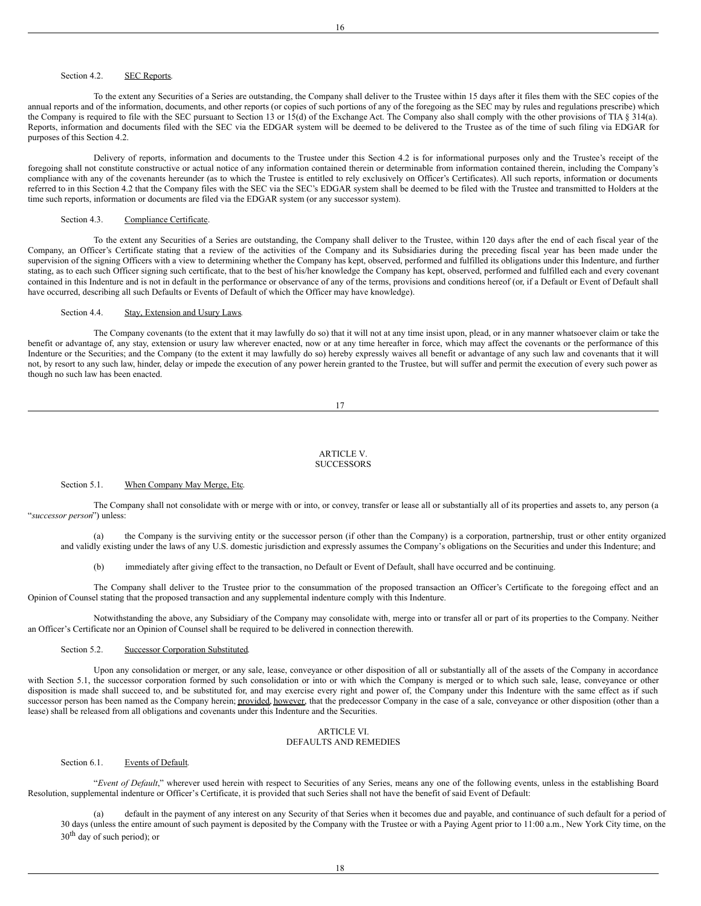Section 4.2. SEC Reports.

To the extent any Securities of a Series are outstanding, the Company shall deliver to the Trustee within 15 days after it files them with the SEC copies of the annual reports and of the information, documents, and other reports (or copies of such portions of any of the foregoing as the SEC may by rules and regulations prescribe) which the Company is required to file with the SEC pursuant to Section 13 or 15(d) of the Exchange Act. The Company also shall comply with the other provisions of TIA § 314(a). Reports, information and documents filed with the SEC via the EDGAR system will be deemed to be delivered to the Trustee as of the time of such filing via EDGAR for purposes of this Section 4.2.

Delivery of reports, information and documents to the Trustee under this Section 4.2 is for informational purposes only and the Trustee's receipt of the foregoing shall not constitute constructive or actual notice of any information contained therein or determinable from information contained therein, including the Company's compliance with any of the covenants hereunder (as to which the Trustee is entitled to rely exclusively on Officer's Certificates). All such reports, information or documents referred to in this Section 4.2 that the Company files with the SEC via the SEC's EDGAR system shall be deemed to be filed with the Trustee and transmitted to Holders at the time such reports, information or documents are filed via the EDGAR system (or any successor system).

Section 4.3. Compliance Certificate.

To the extent any Securities of a Series are outstanding, the Company shall deliver to the Trustee, within 120 days after the end of each fiscal year of the Company, an Officer's Certificate stating that a review of the activities of the Company and its Subsidiaries during the preceding fiscal year has been made under the supervision of the signing Officers with a view to determining whether the Company has kept, observed, performed and fulfilled its obligations under this Indenture, and further stating, as to each such Officer signing such certificate, that to the best of his/her knowledge the Company has kept, observed, performed and fulfilled each and every covenant contained in this Indenture and is not in default in the performance or observance of any of the terms, provisions and conditions hereof (or, if a Default or Event of Default shall have occurred, describing all such Defaults or Events of Default of which the Officer may have knowledge).

Section 4.4. Stay, Extension and Usury Laws.

The Company covenants (to the extent that it may lawfully do so) that it will not at any time insist upon, plead, or in any manner whatsoever claim or take the benefit or advantage of, any stay, extension or usury law wherever enacted, now or at any time hereafter in force, which may affect the covenants or the performance of this Indenture or the Securities; and the Company (to the extent it may lawfully do so) hereby expressly waives all benefit or advantage of any such law and covenants that it will not, by resort to any such law, hinder, delay or impede the execution of any power herein granted to the Trustee, but will suffer and permit the execution of every such power as though no such law has been enacted.

## ARTICLE V.
## SUCCESSORS

Section 5.1. When Company May Merge, Etc.

The Company shall not consolidate with or merge with or into, or convey, transfer or lease all or substantially all of its properties and assets to, any person (a "*successor person*") unless:

(a) the Company is the surviving entity or the successor person (if other than the Company) is a corporation, partnership, trust or other entity organized and validly existing under the laws of any U.S. domestic jurisdiction and expressly assumes the Company's obligations on the Securities and under this Indenture; and

(b) immediately after giving effect to the transaction, no Default or Event of Default, shall have occurred and be continuing.

The Company shall deliver to the Trustee prior to the consummation of the proposed transaction an Officer's Certificate to the foregoing effect and an Opinion of Counsel stating that the proposed transaction and any supplemental indenture comply with this Indenture.

Notwithstanding the above, any Subsidiary of the Company may consolidate with, merge into or transfer all or part of its properties to the Company. Neither an Officer's Certificate nor an Opinion of Counsel shall be required to be delivered in connection therewith.

Section 5.2. Successor Corporation Substituted.

Upon any consolidation or merger, or any sale, lease, conveyance or other disposition of all or substantially all of the assets of the Company in accordance with Section 5.1, the successor corporation formed by such consolidation or into or with which the Company is merged or to which such sale, lease, conveyance or other disposition is made shall succeed to, and be substituted for, and may exercise every right and power of, the Company under this Indenture with the same effect as if such successor person has been named as the Company herein; provided, however, that the predecessor Company in the case of a sale, conveyance or other disposition (other than a lease) shall be released from all obligations and covenants under this Indenture and the Securities.

## ARTICLE VI.
## DEFAULTS AND REMEDIES

Section 6.1. Events of Default.

"*Event of Default*," wherever used herein with respect to Securities of any Series, means any one of the following events, unless in the establishing Board Resolution, supplemental indenture or Officer's Certificate, it is provided that such Series shall not have the benefit of said Event of Default:

(a) default in the payment of any interest on any Security of that Series when it becomes due and payable, and continuance of such default for a period of 30 days (unless the entire amount of such payment is deposited by the Company with the Trustee or with a Paying Agent prior to 11:00 a.m., New York City time, on the 30th day of such period); or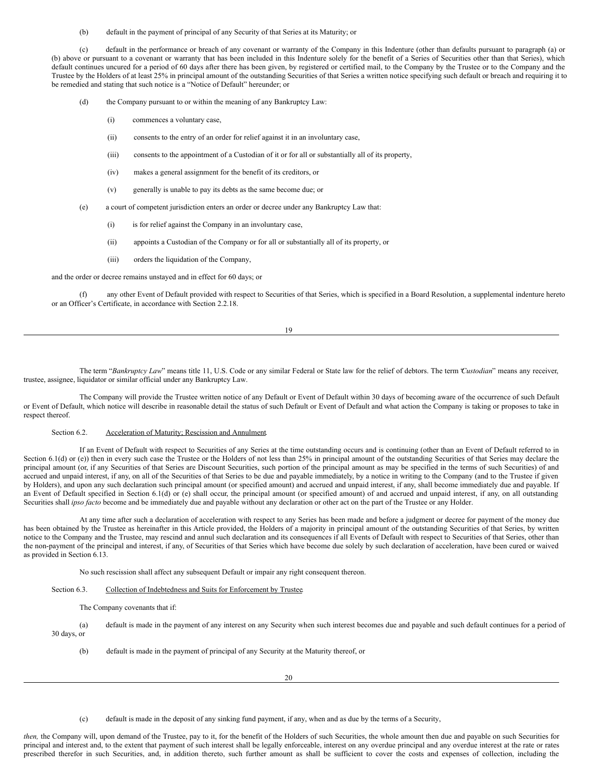(b) default in the payment of principal of any Security of that Series at its Maturity; or

(c) default in the performance or breach of any covenant or warranty of the Company in this Indenture (other than defaults pursuant to paragraph (a) or (b) above or pursuant to a covenant or warranty that has been included in this Indenture solely for the benefit of a Series of Securities other than that Series), which default continues uncured for a period of 60 days after there has been given, by registered or certified mail, to the Company by the Trustee or to the Company and the Trustee by the Holders of at least 25% in principal amount of the outstanding Securities of that Series a written notice specifying such default or breach and requiring it to be remedied and stating that such notice is a "Notice of Default" hereunder; or

(d) the Company pursuant to or within the meaning of any Bankruptcy Law:

(i) commences a voluntary case,

(ii) consents to the entry of an order for relief against it in an involuntary case,

(iii) consents to the appointment of a Custodian of it or for all or substantially all of its property,

(iv) makes a general assignment for the benefit of its creditors, or

(v) generally is unable to pay its debts as the same become due; or

(e) a court of competent jurisdiction enters an order or decree under any Bankruptcy Law that:

(i) is for relief against the Company in an involuntary case,

(ii) appoints a Custodian of the Company or for all or substantially all of its property, or

(iii) orders the liquidation of the Company,

and the order or decree remains unstayed and in effect for 60 days; or

(f) any other Event of Default provided with respect to Securities of that Series, which is specified in a Board Resolution, a supplemental indenture hereto or an Officer's Certificate, in accordance with Section 2.2.18.

The term "*Bankruptcy Law*" means title 11, U.S. Code or any similar Federal or State law for the relief of debtors. The term "*Custodian*" means any receiver, trustee, assignee, liquidator or similar official under any Bankruptcy Law.

The Company will provide the Trustee written notice of any Default or Event of Default within 30 days of becoming aware of the occurrence of such Default or Event of Default, which notice will describe in reasonable detail the status of such Default or Event of Default and what action the Company is taking or proposes to take in respect thereof.

Section 6.2. Acceleration of Maturity; Rescission and Annulment.

If an Event of Default with respect to Securities of any Series at the time outstanding occurs and is continuing (other than an Event of Default referred to in Section 6.1(d) or (e)) then in every such case the Trustee or the Holders of not less than 25% in principal amount of the outstanding Securities of that Series may declare the principal amount (or, if any Securities of that Series are Discount Securities, such portion of the principal amount as may be specified in the terms of such Securities) of and accrued and unpaid interest, if any, on all of the Securities of that Series to be due and payable immediately, by a notice in writing to the Company (and to the Trustee if given by Holders), and upon any such declaration such principal amount (or specified amount) and accrued and unpaid interest, if any, shall become immediately due and payable. If an Event of Default specified in Section 6.1(d) or (e) shall occur, the principal amount (or specified amount) of and accrued and unpaid interest, if any, on all outstanding Securities shall *ipso facto* become and be immediately due and payable without any declaration or other act on the part of the Trustee or any Holder.

At any time after such a declaration of acceleration with respect to any Series has been made and before a judgment or decree for payment of the money due has been obtained by the Trustee as hereinafter in this Article provided, the Holders of a majority in principal amount of the outstanding Securities of that Series, by written notice to the Company and the Trustee, may rescind and annul such declaration and its consequences if all Events of Default with respect to Securities of that Series, other than the non-payment of the principal and interest, if any, of Securities of that Series which have become due solely by such declaration of acceleration, have been cured or waived as provided in Section 6.13.

No such rescission shall affect any subsequent Default or impair any right consequent thereon.

Section 6.3. Collection of Indebtedness and Suits for Enforcement by Trustee.

The Company covenants that if:

(a) default is made in the payment of any interest on any Security when such interest becomes due and payable and such default continues for a period of 30 days, or

(b) default is made in the payment of principal of any Security at the Maturity thereof, or

(c) default is made in the deposit of any sinking fund payment, if any, when and as due by the terms of a Security,

*then,* the Company will, upon demand of the Trustee, pay to it, for the benefit of the Holders of such Securities, the whole amount then due and payable on such Securities for principal and interest and, to the extent that payment of such interest shall be legally enforceable, interest on any overdue principal and any overdue interest at the rate or rates prescribed therefor in such Securities, and, in addition thereto, such further amount as shall be sufficient to cover the costs and expenses of collection, including the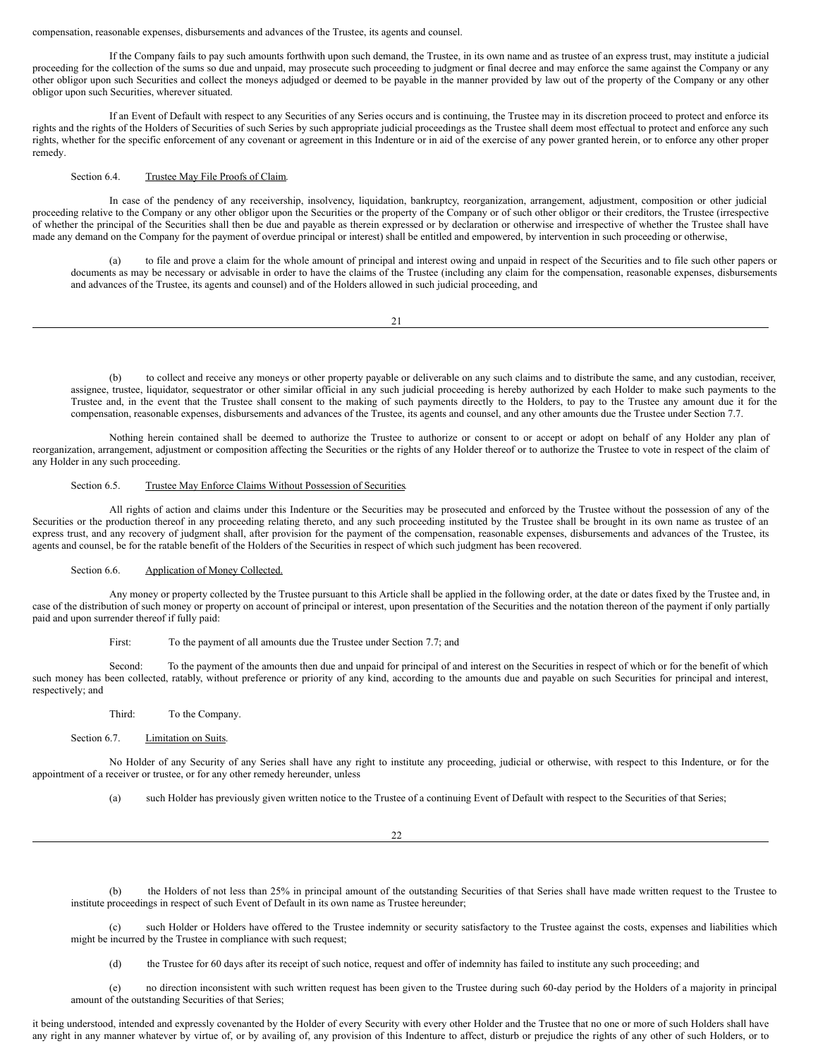compensation, reasonable expenses, disbursements and advances of the Trustee, its agents and counsel.

If the Company fails to pay such amounts forthwith upon such demand, the Trustee, in its own name and as trustee of an express trust, may institute a judicial proceeding for the collection of the sums so due and unpaid, may prosecute such proceeding to judgment or final decree and may enforce the same against the Company or any other obligor upon such Securities and collect the moneys adjudged or deemed to be payable in the manner provided by law out of the property of the Company or any other obligor upon such Securities, wherever situated.

If an Event of Default with respect to any Securities of any Series occurs and is continuing, the Trustee may in its discretion proceed to protect and enforce its rights and the rights of the Holders of Securities of such Series by such appropriate judicial proceedings as the Trustee shall deem most effectual to protect and enforce any such rights, whether for the specific enforcement of any covenant or agreement in this Indenture or in aid of the exercise of any power granted herein, or to enforce any other proper remedy.

Section 6.4. Trustee May File Proofs of Claim.

In case of the pendency of any receivership, insolvency, liquidation, bankruptcy, reorganization, arrangement, adjustment, composition or other judicial proceeding relative to the Company or any other obligor upon the Securities or the property of the Company or of such other obligor or their creditors, the Trustee (irrespective of whether the principal of the Securities shall then be due and payable as therein expressed or by declaration or otherwise and irrespective of whether the Trustee shall have made any demand on the Company for the payment of overdue principal or interest) shall be entitled and empowered, by intervention in such proceeding or otherwise,

(a) to file and prove a claim for the whole amount of principal and interest owing and unpaid in respect of the Securities and to file such other papers or documents as may be necessary or advisable in order to have the claims of the Trustee (including any claim for the compensation, reasonable expenses, disbursements and advances of the Trustee, its agents and counsel) and of the Holders allowed in such judicial proceeding, and

(b) to collect and receive any moneys or other property payable or deliverable on any such claims and to distribute the same, and any custodian, receiver, assignee, trustee, liquidator, sequestrator or other similar official in any such judicial proceeding is hereby authorized by each Holder to make such payments to the Trustee and, in the event that the Trustee shall consent to the making of such payments directly to the Holders, to pay to the Trustee any amount due it for the compensation, reasonable expenses, disbursements and advances of the Trustee, its agents and counsel, and any other amounts due the Trustee under Section 7.7.

Nothing herein contained shall be deemed to authorize the Trustee to authorize or consent to or accept or adopt on behalf of any Holder any plan of reorganization, arrangement, adjustment or composition affecting the Securities or the rights of any Holder thereof or to authorize the Trustee to vote in respect of the claim of any Holder in any such proceeding.

Section 6.5. Trustee May Enforce Claims Without Possession of Securities.

All rights of action and claims under this Indenture or the Securities may be prosecuted and enforced by the Trustee without the possession of any of the Securities or the production thereof in any proceeding relating thereto, and any such proceeding instituted by the Trustee shall be brought in its own name as trustee of an express trust, and any recovery of judgment shall, after provision for the payment of the compensation, reasonable expenses, disbursements and advances of the Trustee, its agents and counsel, be for the ratable benefit of the Holders of the Securities in respect of which such judgment has been recovered.

Section 6.6. Application of Money Collected.

Any money or property collected by the Trustee pursuant to this Article shall be applied in the following order, at the date or dates fixed by the Trustee and, in case of the distribution of such money or property on account of principal or interest, upon presentation of the Securities and the notation thereon of the payment if only partially paid and upon surrender thereof if fully paid:

First: To the payment of all amounts due the Trustee under Section 7.7; and

Second: To the payment of the amounts then due and unpaid for principal of and interest on the Securities in respect of which or for the benefit of which such money has been collected, ratably, without preference or priority of any kind, according to the amounts due and payable on such Securities for principal and interest, respectively; and

Third: To the Company.

Section 6.7. Limitation on Suits.

No Holder of any Security of any Series shall have any right to institute any proceeding, judicial or otherwise, with respect to this Indenture, or for the appointment of a receiver or trustee, or for any other remedy hereunder, unless

(a) such Holder has previously given written notice to the Trustee of a continuing Event of Default with respect to the Securities of that Series;

(b) the Holders of not less than 25% in principal amount of the outstanding Securities of that Series shall have made written request to the Trustee to institute proceedings in respect of such Event of Default in its own name as Trustee hereunder;

(c) such Holder or Holders have offered to the Trustee indemnity or security satisfactory to the Trustee against the costs, expenses and liabilities which might be incurred by the Trustee in compliance with such request;

(d) the Trustee for 60 days after its receipt of such notice, request and offer of indemnity has failed to institute any such proceeding; and

(e) no direction inconsistent with such written request has been given to the Trustee during such 60-day period by the Holders of a majority in principal amount of the outstanding Securities of that Series;

it being understood, intended and expressly covenanted by the Holder of every Security with every other Holder and the Trustee that no one or more of such Holders shall have any right in any manner whatever by virtue of, or by availing of, any provision of this Indenture to affect, disturb or prejudice the rights of any other of such Holders, or to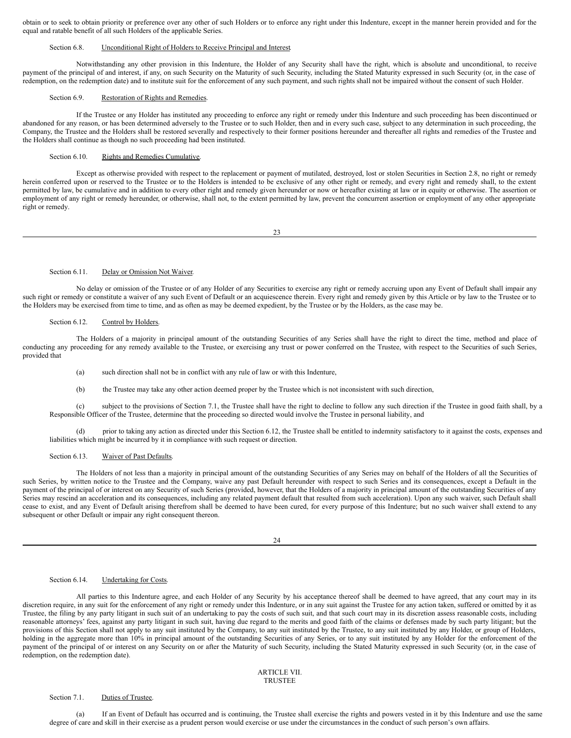obtain or to seek to obtain priority or preference over any other of such Holders or to enforce any right under this Indenture, except in the manner herein provided and for the equal and ratable benefit of all such Holders of the applicable Series.

Section 6.8. Unconditional Right of Holders to Receive Principal and Interest.

Notwithstanding any other provision in this Indenture, the Holder of any Security shall have the right, which is absolute and unconditional, to receive payment of the principal of and interest, if any, on such Security on the Maturity of such Security, including the Stated Maturity expressed in such Security (or, in the case of redemption, on the redemption date) and to institute suit for the enforcement of any such payment, and such rights shall not be impaired without the consent of such Holder.

Section 6.9. Restoration of Rights and Remedies.

If the Trustee or any Holder has instituted any proceeding to enforce any right or remedy under this Indenture and such proceeding has been discontinued or abandoned for any reason, or has been determined adversely to the Trustee or to such Holder, then and in every such case, subject to any determination in such proceeding, the Company, the Trustee and the Holders shall be restored severally and respectively to their former positions hereunder and thereafter all rights and remedies of the Trustee and the Holders shall continue as though no such proceeding had been instituted.

Section 6.10. Rights and Remedies Cumulative.

Except as otherwise provided with respect to the replacement or payment of mutilated, destroyed, lost or stolen Securities in Section 2.8, no right or remedy herein conferred upon or reserved to the Trustee or to the Holders is intended to be exclusive of any other right or remedy, and every right and remedy shall, to the extent permitted by law, be cumulative and in addition to every other right and remedy given hereunder or now or hereafter existing at law or in equity or otherwise. The assertion or employment of any right or remedy hereunder, or otherwise, shall not, to the extent permitted by law, prevent the concurrent assertion or employment of any other appropriate right or remedy.

Section 6.11. Delay or Omission Not Waiver.

No delay or omission of the Trustee or of any Holder of any Securities to exercise any right or remedy accruing upon any Event of Default shall impair any such right or remedy or constitute a waiver of any such Event of Default or an acquiescence therein. Every right and remedy given by this Article or by law to the Trustee or to the Holders may be exercised from time to time, and as often as may be deemed expedient, by the Trustee or by the Holders, as the case may be.

Section 6.12. Control by Holders.

The Holders of a majority in principal amount of the outstanding Securities of any Series shall have the right to direct the time, method and place of conducting any proceeding for any remedy available to the Trustee, or exercising any trust or power conferred on the Trustee, with respect to the Securities of such Series, provided that

(a) such direction shall not be in conflict with any rule of law or with this Indenture,

(b) the Trustee may take any other action deemed proper by the Trustee which is not inconsistent with such direction,

(c) subject to the provisions of Section 7.1, the Trustee shall have the right to decline to follow any such direction if the Trustee in good faith shall, by a Responsible Officer of the Trustee, determine that the proceeding so directed would involve the Trustee in personal liability, and

(d) prior to taking any action as directed under this Section 6.12, the Trustee shall be entitled to indemnity satisfactory to it against the costs, expenses and liabilities which might be incurred by it in compliance with such request or direction.

Section 6.13. Waiver of Past Defaults.

The Holders of not less than a majority in principal amount of the outstanding Securities of any Series may on behalf of the Holders of all the Securities of such Series, by written notice to the Trustee and the Company, waive any past Default hereunder with respect to such Series and its consequences, except a Default in the payment of the principal of or interest on any Security of such Series (provided, however, that the Holders of a majority in principal amount of the outstanding Securities of any Series may rescind an acceleration and its consequences, including any related payment default that resulted from such acceleration). Upon any such waiver, such Default shall cease to exist, and any Event of Default arising therefrom shall be deemed to have been cured, for every purpose of this Indenture; but no such waiver shall extend to any subsequent or other Default or impair any right consequent thereon.

Section 6.14. Undertaking for Costs.

All parties to this Indenture agree, and each Holder of any Security by his acceptance thereof shall be deemed to have agreed, that any court may in its discretion require, in any suit for the enforcement of any right or remedy under this Indenture, or in any suit against the Trustee for any action taken, suffered or omitted by it as Trustee, the filing by any party litigant in such suit of an undertaking to pay the costs of such suit, and that such court may in its discretion assess reasonable costs, including reasonable attorneys' fees, against any party litigant in such suit, having due regard to the merits and good faith of the claims or defenses made by such party litigant; but the provisions of this Section shall not apply to any suit instituted by the Company, to any suit instituted by the Trustee, to any suit instituted by any Holder, or group of Holders, holding in the aggregate more than 10% in principal amount of the outstanding Securities of any Series, or to any suit instituted by any Holder for the enforcement of the payment of the principal of or interest on any Security on or after the Maturity of such Security, including the Stated Maturity expressed in such Security (or, in the case of redemption, on the redemption date).

## ARTICLE VII.
## TRUSTEE

Section 7.1. Duties of Trustee.

(a) If an Event of Default has occurred and is continuing, the Trustee shall exercise the rights and powers vested in it by this Indenture and use the same degree of care and skill in their exercise as a prudent person would exercise or use under the circumstances in the conduct of such person's own affairs.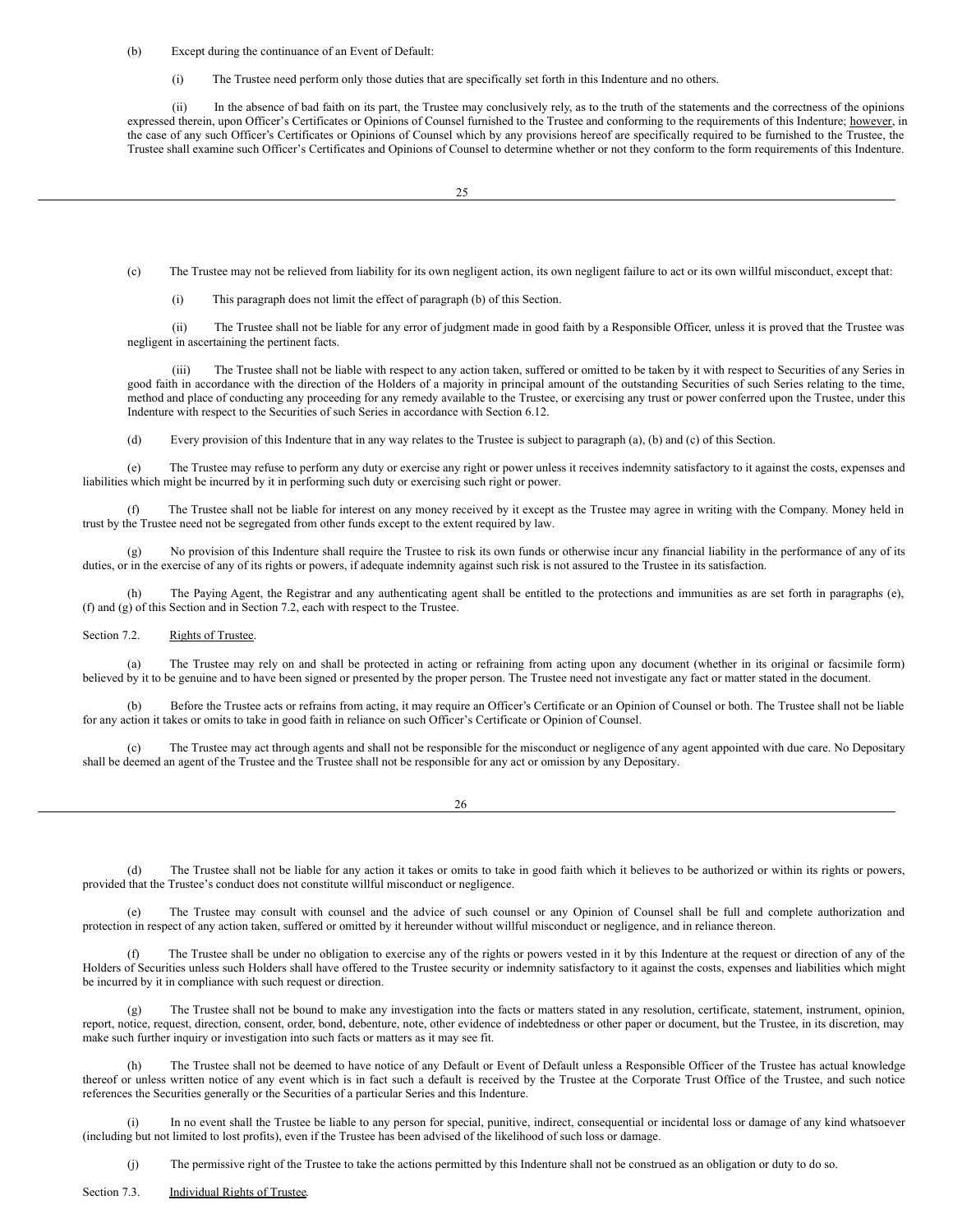(b) Except during the continuance of an Event of Default:

(i) The Trustee need perform only those duties that are specifically set forth in this Indenture and no others.

(ii) In the absence of bad faith on its part, the Trustee may conclusively rely, as to the truth of the statements and the correctness of the opinions expressed therein, upon Officer's Certificates or Opinions of Counsel furnished to the Trustee and conforming to the requirements of this Indenture; however, in the case of any such Officer's Certificates or Opinions of Counsel which by any provisions hereof are specifically required to be furnished to the Trustee, the Trustee shall examine such Officer's Certificates and Opinions of Counsel to determine whether or not they conform to the form requirements of this Indenture.

(c) The Trustee may not be relieved from liability for its own negligent action, its own negligent failure to act or its own willful misconduct, except that:

(i) This paragraph does not limit the effect of paragraph (b) of this Section.

(ii) The Trustee shall not be liable for any error of judgment made in good faith by a Responsible Officer, unless it is proved that the Trustee was negligent in ascertaining the pertinent facts.

(iii) The Trustee shall not be liable with respect to any action taken, suffered or omitted to be taken by it with respect to Securities of any Series in good faith in accordance with the direction of the Holders of a majority in principal amount of the outstanding Securities of such Series relating to the time, method and place of conducting any proceeding for any remedy available to the Trustee, or exercising any trust or power conferred upon the Trustee, under this Indenture with respect to the Securities of such Series in accordance with Section 6.12.

(d) Every provision of this Indenture that in any way relates to the Trustee is subject to paragraph (a), (b) and (c) of this Section.

(e) The Trustee may refuse to perform any duty or exercise any right or power unless it receives indemnity satisfactory to it against the costs, expenses and liabilities which might be incurred by it in performing such duty or exercising such right or power.

(f) The Trustee shall not be liable for interest on any money received by it except as the Trustee may agree in writing with the Company. Money held in trust by the Trustee need not be segregated from other funds except to the extent required by law.

(g) No provision of this Indenture shall require the Trustee to risk its own funds or otherwise incur any financial liability in the performance of any of its duties, or in the exercise of any of its rights or powers, if adequate indemnity against such risk is not assured to the Trustee in its satisfaction.

(h) The Paying Agent, the Registrar and any authenticating agent shall be entitled to the protections and immunities as are set forth in paragraphs (e), (f) and (g) of this Section and in Section 7.2, each with respect to the Trustee.

Section 7.2. Rights of Trustee.

(a) The Trustee may rely on and shall be protected in acting or refraining from acting upon any document (whether in its original or facsimile form) believed by it to be genuine and to have been signed or presented by the proper person. The Trustee need not investigate any fact or matter stated in the document.

(b) Before the Trustee acts or refrains from acting, it may require an Officer's Certificate or an Opinion of Counsel or both. The Trustee shall not be liable for any action it takes or omits to take in good faith in reliance on such Officer's Certificate or Opinion of Counsel.

(c) The Trustee may act through agents and shall not be responsible for the misconduct or negligence of any agent appointed with due care. No Depositary shall be deemed an agent of the Trustee and the Trustee shall not be responsible for any act or omission by any Depositary.

(d) The Trustee shall not be liable for any action it takes or omits to take in good faith which it believes to be authorized or within its rights or powers, provided that the Trustee's conduct does not constitute willful misconduct or negligence.

(e) The Trustee may consult with counsel and the advice of such counsel or any Opinion of Counsel shall be full and complete authorization and protection in respect of any action taken, suffered or omitted by it hereunder without willful misconduct or negligence, and in reliance thereon.

(f) The Trustee shall be under no obligation to exercise any of the rights or powers vested in it by this Indenture at the request or direction of any of the Holders of Securities unless such Holders shall have offered to the Trustee security or indemnity satisfactory to it against the costs, expenses and liabilities which might be incurred by it in compliance with such request or direction.

(g) The Trustee shall not be bound to make any investigation into the facts or matters stated in any resolution, certificate, statement, instrument, opinion, report, notice, request, direction, consent, order, bond, debenture, note, other evidence of indebtedness or other paper or document, but the Trustee, in its discretion, may make such further inquiry or investigation into such facts or matters as it may see fit.

(h) The Trustee shall not be deemed to have notice of any Default or Event of Default unless a Responsible Officer of the Trustee has actual knowledge thereof or unless written notice of any event which is in fact such a default is received by the Trustee at the Corporate Trust Office of the Trustee, and such notice references the Securities generally or the Securities of a particular Series and this Indenture.

(i) In no event shall the Trustee be liable to any person for special, punitive, indirect, consequential or incidental loss or damage of any kind whatsoever (including but not limited to lost profits), even if the Trustee has been advised of the likelihood of such loss or damage.

(j) The permissive right of the Trustee to take the actions permitted by this Indenture shall not be construed as an obligation or duty to do so.

Section 7.3. Individual Rights of Trustee.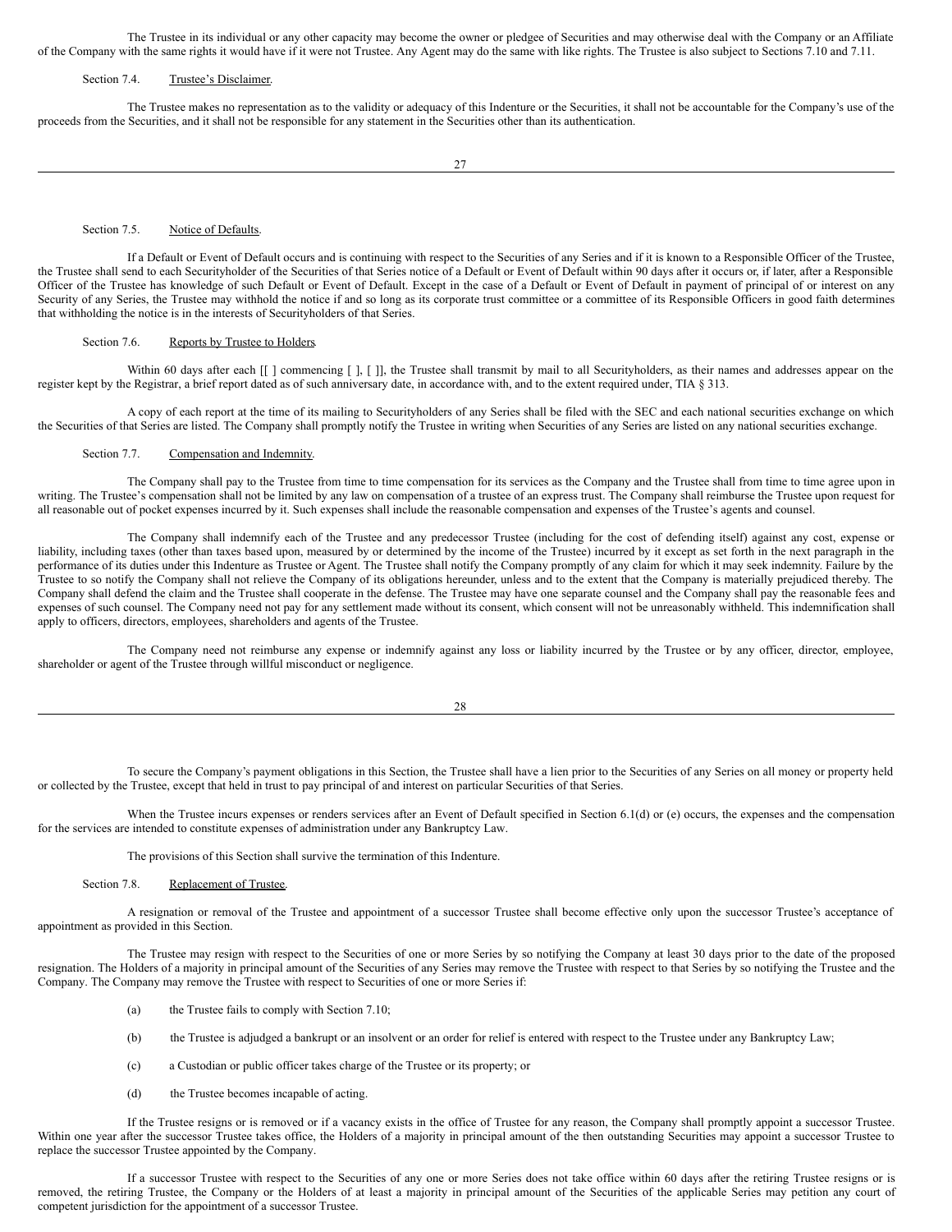The Trustee in its individual or any other capacity may become the owner or pledgee of Securities and may otherwise deal with the Company or an Affiliate of the Company with the same rights it would have if it were not Trustee. Any Agent may do the same with like rights. The Trustee is also subject to Sections 7.10 and 7.11.

Section 7.4. Trustee's Disclaimer.

The Trustee makes no representation as to the validity or adequacy of this Indenture or the Securities, it shall not be accountable for the Company's use of the proceeds from the Securities, and it shall not be responsible for any statement in the Securities other than its authentication.

Section 7.5. Notice of Defaults.

If a Default or Event of Default occurs and is continuing with respect to the Securities of any Series and if it is known to a Responsible Officer of the Trustee, the Trustee shall send to each Securityholder of the Securities of that Series notice of a Default or Event of Default within 90 days after it occurs or, if later, after a Responsible Officer of the Trustee has knowledge of such Default or Event of Default. Except in the case of a Default or Event of Default in payment of principal of or interest on any Security of any Series, the Trustee may withhold the notice if and so long as its corporate trust committee or a committee of its Responsible Officers in good faith determines that withholding the notice is in the interests of Securityholders of that Series.

Section 7.6. Reports by Trustee to Holders.

Within 60 days after each [[ ] commencing [ ], [ ]], the Trustee shall transmit by mail to all Securityholders, as their names and addresses appear on the register kept by the Registrar, a brief report dated as of such anniversary date, in accordance with, and to the extent required under, TIA § 313.

A copy of each report at the time of its mailing to Securityholders of any Series shall be filed with the SEC and each national securities exchange on which the Securities of that Series are listed. The Company shall promptly notify the Trustee in writing when Securities of any Series are listed on any national securities exchange.

Section 7.7. Compensation and Indemnity.

The Company shall pay to the Trustee from time to time compensation for its services as the Company and the Trustee shall from time to time agree upon in writing. The Trustee's compensation shall not be limited by any law on compensation of a trustee of an express trust. The Company shall reimburse the Trustee upon request for all reasonable out of pocket expenses incurred by it. Such expenses shall include the reasonable compensation and expenses of the Trustee's agents and counsel.

The Company shall indemnify each of the Trustee and any predecessor Trustee (including for the cost of defending itself) against any cost, expense or liability, including taxes (other than taxes based upon, measured by or determined by the income of the Trustee) incurred by it except as set forth in the next paragraph in the performance of its duties under this Indenture as Trustee or Agent. The Trustee shall notify the Company promptly of any claim for which it may seek indemnity. Failure by the Trustee to so notify the Company shall not relieve the Company of its obligations hereunder, unless and to the extent that the Company is materially prejudiced thereby. The Company shall defend the claim and the Trustee shall cooperate in the defense. The Trustee may have one separate counsel and the Company shall pay the reasonable fees and expenses of such counsel. The Company need not pay for any settlement made without its consent, which consent will not be unreasonably withheld. This indemnification shall apply to officers, directors, employees, shareholders and agents of the Trustee.

The Company need not reimburse any expense or indemnify against any loss or liability incurred by the Trustee or by any officer, director, employee, shareholder or agent of the Trustee through willful misconduct or negligence.

To secure the Company's payment obligations in this Section, the Trustee shall have a lien prior to the Securities of any Series on all money or property held or collected by the Trustee, except that held in trust to pay principal of and interest on particular Securities of that Series.

When the Trustee incurs expenses or renders services after an Event of Default specified in Section 6.1(d) or (e) occurs, the expenses and the compensation for the services are intended to constitute expenses of administration under any Bankruptcy Law.

The provisions of this Section shall survive the termination of this Indenture.

Section 7.8. Replacement of Trustee.

A resignation or removal of the Trustee and appointment of a successor Trustee shall become effective only upon the successor Trustee's acceptance of appointment as provided in this Section.

The Trustee may resign with respect to the Securities of one or more Series by so notifying the Company at least 30 days prior to the date of the proposed resignation. The Holders of a majority in principal amount of the Securities of any Series may remove the Trustee with respect to that Series by so notifying the Trustee and the Company. The Company may remove the Trustee with respect to Securities of one or more Series if:

(a) the Trustee fails to comply with Section 7.10;

(b) the Trustee is adjudged a bankrupt or an insolvent or an order for relief is entered with respect to the Trustee under any Bankruptcy Law;

(c) a Custodian or public officer takes charge of the Trustee or its property; or

(d) the Trustee becomes incapable of acting.

If the Trustee resigns or is removed or if a vacancy exists in the office of Trustee for any reason, the Company shall promptly appoint a successor Trustee. Within one year after the successor Trustee takes office, the Holders of a majority in principal amount of the then outstanding Securities may appoint a successor Trustee to replace the successor Trustee appointed by the Company.

If a successor Trustee with respect to the Securities of any one or more Series does not take office within 60 days after the retiring Trustee resigns or is removed, the retiring Trustee, the Company or the Holders of at least a majority in principal amount of the Securities of the applicable Series may petition any court of competent jurisdiction for the appointment of a successor Trustee.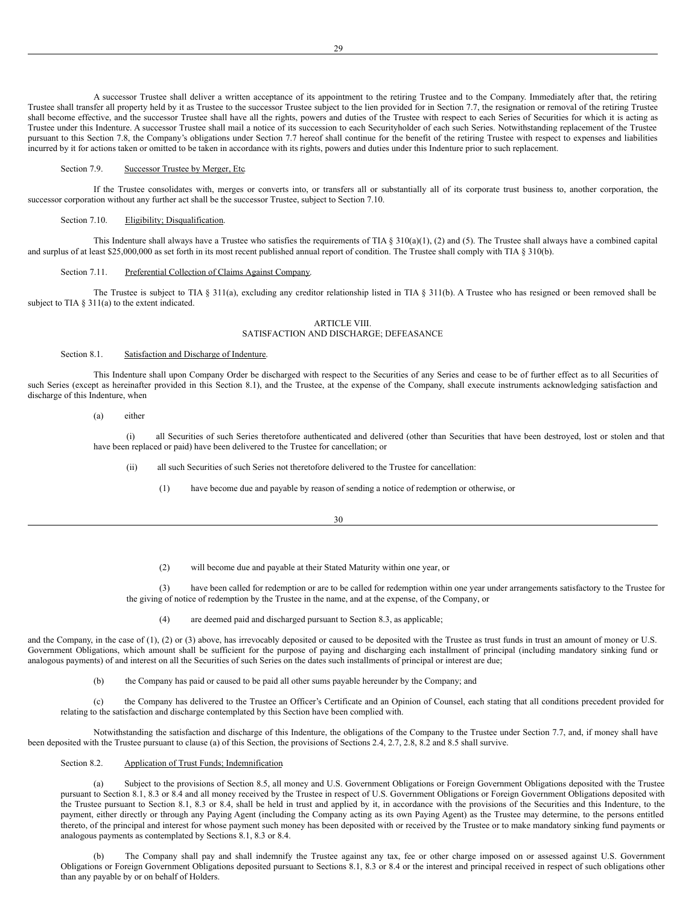A successor Trustee shall deliver a written acceptance of its appointment to the retiring Trustee and to the Company. Immediately after that, the retiring Trustee shall transfer all property held by it as Trustee to the successor Trustee subject to the lien provided for in Section 7.7, the resignation or removal of the retiring Trustee shall become effective, and the successor Trustee shall have all the rights, powers and duties of the Trustee with respect to each Series of Securities for which it is acting as Trustee under this Indenture. A successor Trustee shall mail a notice of its succession to each Securityholder of each such Series. Notwithstanding replacement of the Trustee pursuant to this Section 7.8, the Company's obligations under Section 7.7 hereof shall continue for the benefit of the retiring Trustee with respect to expenses and liabilities incurred by it for actions taken or omitted to be taken in accordance with its rights, powers and duties under this Indenture prior to such replacement.

Section 7.9. Successor Trustee by Merger, Etc.

If the Trustee consolidates with, merges or converts into, or transfers all or substantially all of its corporate trust business to, another corporation, the successor corporation without any further act shall be the successor Trustee, subject to Section 7.10.

Section 7.10. Eligibility; Disqualification.

This Indenture shall always have a Trustee who satisfies the requirements of TIA § 310(a)(1), (2) and (5). The Trustee shall always have a combined capital and surplus of at least $25,000,000 as set forth in its most recent published annual report of condition. The Trustee shall comply with TIA § 310(b).

Section 7.11. Preferential Collection of Claims Against Company.

The Trustee is subject to TIA § 311(a), excluding any creditor relationship listed in TIA § 311(b). A Trustee who has resigned or been removed shall be subject to TIA § 311(a) to the extent indicated.

## ARTICLE VIII.
## SATISFACTION AND DISCHARGE; DEFEASANCE

Section 8.1. Satisfaction and Discharge of Indenture.

This Indenture shall upon Company Order be discharged with respect to the Securities of any Series and cease to be of further effect as to all Securities of such Series (except as hereinafter provided in this Section 8.1), and the Trustee, at the expense of the Company, shall execute instruments acknowledging satisfaction and discharge of this Indenture, when

(a) either

(i) all Securities of such Series theretofore authenticated and delivered (other than Securities that have been destroyed, lost or stolen and that have been replaced or paid) have been delivered to the Trustee for cancellation; or

(ii) all such Securities of such Series not theretofore delivered to the Trustee for cancellation:

(1) have become due and payable by reason of sending a notice of redemption or otherwise, or

(2) will become due and payable at their Stated Maturity within one year, or

(3) have been called for redemption or are to be called for redemption within one year under arrangements satisfactory to the Trustee for the giving of notice of redemption by the Trustee in the name, and at the expense, of the Company, or

(4) are deemed paid and discharged pursuant to Section 8.3, as applicable;

and the Company, in the case of (1), (2) or (3) above, has irrevocably deposited or caused to be deposited with the Trustee as trust funds in trust an amount of money or U.S. Government Obligations, which amount shall be sufficient for the purpose of paying and discharging each installment of principal (including mandatory sinking fund or analogous payments) of and interest on all the Securities of such Series on the dates such installments of principal or interest are due;

(b) the Company has paid or caused to be paid all other sums payable hereunder by the Company; and

(c) the Company has delivered to the Trustee an Officer's Certificate and an Opinion of Counsel, each stating that all conditions precedent provided for relating to the satisfaction and discharge contemplated by this Section have been complied with.

Notwithstanding the satisfaction and discharge of this Indenture, the obligations of the Company to the Trustee under Section 7.7 and, if money shall have been deposited with the Trustee pursuant to clause (a) of this Section, the provisions of Sections 2.4, 2.7, 2.8, 8.2 and 8.5 shall survive.

Section 8.2. Application of Trust Funds; Indemnification.

(a) Subject to the provisions of Section 8.5, all money and U.S. Government Obligations or Foreign Government Obligations deposited with the Trustee pursuant to Section 8.1, 8.3 or 8.4 and all money received by the Trustee in respect of U.S. Government Obligations or Foreign Government Obligations deposited with the Trustee pursuant to Section 8.1, 8.3 or 8.4, shall be held in trust and applied by it, in accordance with the provisions of the Securities and this Indenture, to the payment, either directly or through any Paying Agent (including the Company acting as its own Paying Agent) as the Trustee may determine, to the persons entitled thereto, of the principal and interest for whose payment such money has been deposited with or received by the Trustee or to make mandatory sinking fund payments or analogous payments as contemplated by Sections 8.1, 8.3 or 8.4.

(b) The Company shall pay and shall indemnify the Trustee against any tax, fee or other charge imposed on or assessed against U.S. Government Obligations or Foreign Government Obligations deposited pursuant to Sections 8.1, 8.3 or 8.4 or the interest and principal received in respect of such obligations other than any payable by or on behalf of Holders.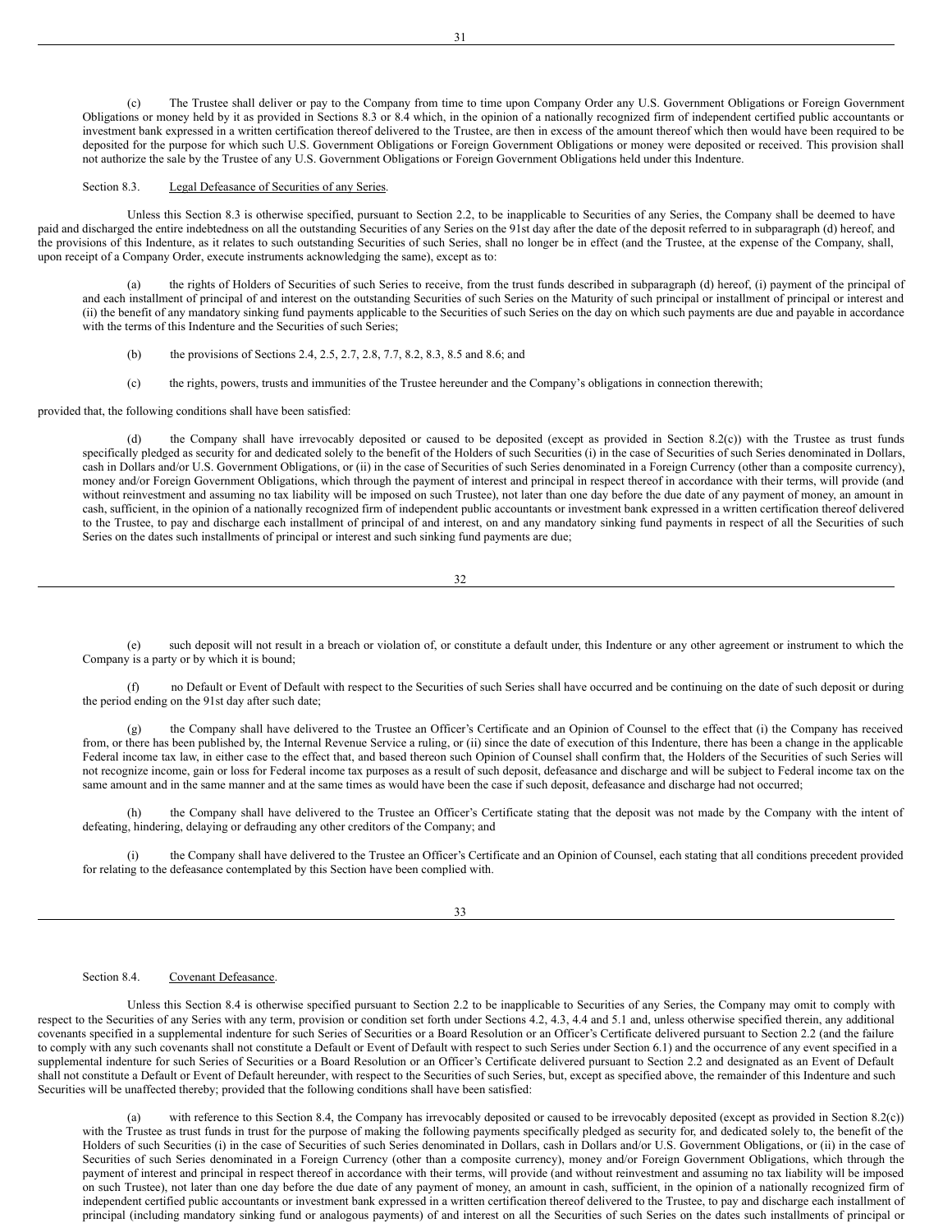(c) The Trustee shall deliver or pay to the Company from time to time upon Company Order any U.S. Government Obligations or Foreign Government Obligations or money held by it as provided in Sections 8.3 or 8.4 which, in the opinion of a nationally recognized firm of independent certified public accountants or investment bank expressed in a written certification thereof delivered to the Trustee, are then in excess of the amount thereof which then would have been required to be deposited for the purpose for which such U.S. Government Obligations or Foreign Government Obligations or money were deposited or received. This provision shall not authorize the sale by the Trustee of any U.S. Government Obligations or Foreign Government Obligations held under this Indenture.

Section 8.3. Legal Defeasance of Securities of any Series.

Unless this Section 8.3 is otherwise specified, pursuant to Section 2.2, to be inapplicable to Securities of any Series, the Company shall be deemed to have paid and discharged the entire indebtedness on all the outstanding Securities of any Series on the 91st day after the date of the deposit referred to in subparagraph (d) hereof, and the provisions of this Indenture, as it relates to such outstanding Securities of such Series, shall no longer be in effect (and the Trustee, at the expense of the Company, shall, upon receipt of a Company Order, execute instruments acknowledging the same), except as to:

(a) the rights of Holders of Securities of such Series to receive, from the trust funds described in subparagraph (d) hereof, (i) payment of the principal of and each installment of principal of and interest on the outstanding Securities of such Series on the Maturity of such principal or installment of principal or interest and (ii) the benefit of any mandatory sinking fund payments applicable to the Securities of such Series on the day on which such payments are due and payable in accordance with the terms of this Indenture and the Securities of such Series;

(b) the provisions of Sections 2.4, 2.5, 2.7, 2.8, 7.7, 8.2, 8.3, 8.5 and 8.6; and

(c) the rights, powers, trusts and immunities of the Trustee hereunder and the Company's obligations in connection therewith;

provided that, the following conditions shall have been satisfied:

(d) the Company shall have irrevocably deposited or caused to be deposited (except as provided in Section 8.2(c)) with the Trustee as trust funds specifically pledged as security for and dedicated solely to the benefit of the Holders of such Securities (i) in the case of Securities of such Series denominated in Dollars, cash in Dollars and/or U.S. Government Obligations, or (ii) in the case of Securities of such Series denominated in a Foreign Currency (other than a composite currency), money and/or Foreign Government Obligations, which through the payment of interest and principal in respect thereof in accordance with their terms, will provide (and without reinvestment and assuming no tax liability will be imposed on such Trustee), not later than one day before the due date of any payment of money, an amount in cash, sufficient, in the opinion of a nationally recognized firm of independent public accountants or investment bank expressed in a written certification thereof delivered to the Trustee, to pay and discharge each installment of principal of and interest, on and any mandatory sinking fund payments in respect of all the Securities of such Series on the dates such installments of principal or interest and such sinking fund payments are due;

(e) such deposit will not result in a breach or violation of, or constitute a default under, this Indenture or any other agreement or instrument to which the Company is a party or by which it is bound;

(f) no Default or Event of Default with respect to the Securities of such Series shall have occurred and be continuing on the date of such deposit or during the period ending on the 91st day after such date;

(g) the Company shall have delivered to the Trustee an Officer's Certificate and an Opinion of Counsel to the effect that (i) the Company has received from, or there has been published by, the Internal Revenue Service a ruling, or (ii) since the date of execution of this Indenture, there has been a change in the applicable Federal income tax law, in either case to the effect that, and based thereon such Opinion of Counsel shall confirm that, the Holders of the Securities of such Series will not recognize income, gain or loss for Federal income tax purposes as a result of such deposit, defeasance and discharge and will be subject to Federal income tax on the same amount and in the same manner and at the same times as would have been the case if such deposit, defeasance and discharge had not occurred;

(h) the Company shall have delivered to the Trustee an Officer's Certificate stating that the deposit was not made by the Company with the intent of defeating, hindering, delaying or defrauding any other creditors of the Company; and

(i) the Company shall have delivered to the Trustee an Officer's Certificate and an Opinion of Counsel, each stating that all conditions precedent provided for relating to the defeasance contemplated by this Section have been complied with.

Section 8.4. Covenant Defeasance.

Unless this Section 8.4 is otherwise specified pursuant to Section 2.2 to be inapplicable to Securities of any Series, the Company may omit to comply with respect to the Securities of any Series with any term, provision or condition set forth under Sections 4.2, 4.3, 4.4 and 5.1 and, unless otherwise specified therein, any additional covenants specified in a supplemental indenture for such Series of Securities or a Board Resolution or an Officer's Certificate delivered pursuant to Section 2.2 (and the failure to comply with any such covenants shall not constitute a Default or Event of Default with respect to such Series under Section 6.1) and the occurrence of any event specified in a supplemental indenture for such Series of Securities or a Board Resolution or an Officer's Certificate delivered pursuant to Section 2.2 and designated as an Event of Default shall not constitute a Default or Event of Default hereunder, with respect to the Securities of such Series, but, except as specified above, the remainder of this Indenture and such Securities will be unaffected thereby; provided that the following conditions shall have been satisfied:

(a) with reference to this Section 8.4, the Company has irrevocably deposited or caused to be irrevocably deposited (except as provided in Section 8.2(c)) with the Trustee as trust funds in trust for the purpose of making the following payments specifically pledged as security for, and dedicated solely to, the benefit of the Holders of such Securities (i) in the case of Securities of such Series denominated in Dollars, cash in Dollars and/or U.S. Government Obligations, or (ii) in the case of Securities of such Series denominated in a Foreign Currency (other than a composite currency), money and/or Foreign Government Obligations, which through the payment of interest and principal in respect thereof in accordance with their terms, will provide (and without reinvestment and assuming no tax liability will be imposed on such Trustee), not later than one day before the due date of any payment of money, an amount in cash, sufficient, in the opinion of a nationally recognized firm of independent certified public accountants or investment bank expressed in a written certification thereof delivered to the Trustee, to pay and discharge each installment of principal (including mandatory sinking fund or analogous payments) of and interest on all the Securities of such Series on the dates such installments of principal or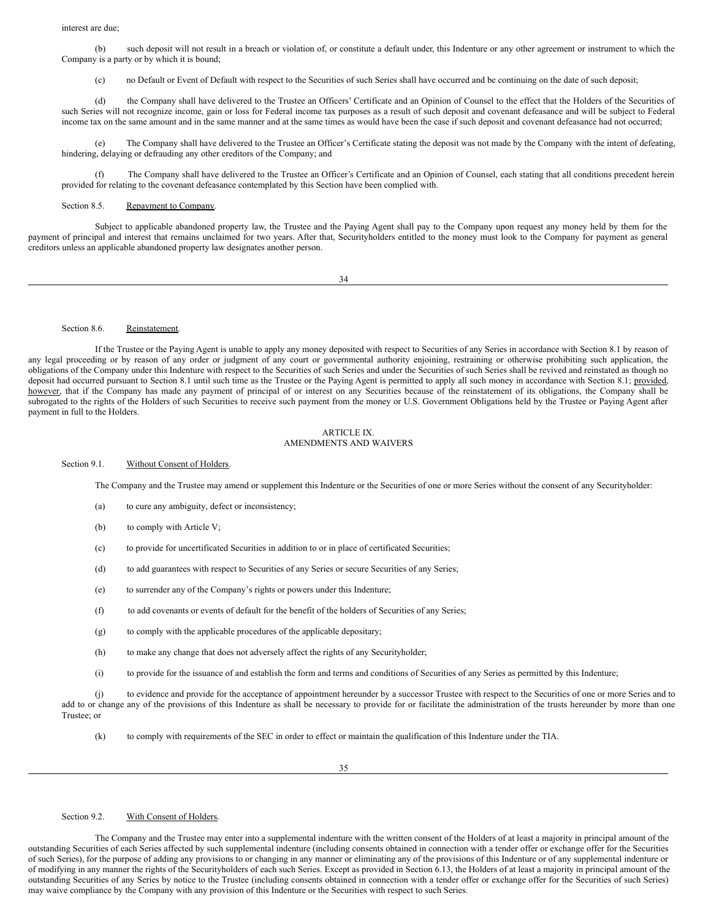interest are due;

(b) such deposit will not result in a breach or violation of, or constitute a default under, this Indenture or any other agreement or instrument to which the Company is a party or by which it is bound;

(c) no Default or Event of Default with respect to the Securities of such Series shall have occurred and be continuing on the date of such deposit;

(d) the Company shall have delivered to the Trustee an Officers' Certificate and an Opinion of Counsel to the effect that the Holders of the Securities of such Series will not recognize income, gain or loss for Federal income tax purposes as a result of such deposit and covenant defeasance and will be subject to Federal income tax on the same amount and in the same manner and at the same times as would have been the case if such deposit and covenant defeasance had not occurred;

(e) The Company shall have delivered to the Trustee an Officer's Certificate stating the deposit was not made by the Company with the intent of defeating, hindering, delaying or defrauding any other creditors of the Company; and

(f) The Company shall have delivered to the Trustee an Officer's Certificate and an Opinion of Counsel, each stating that all conditions precedent herein provided for relating to the covenant defeasance contemplated by this Section have been complied with.

Section 8.5. Repayment to Company.

Subject to applicable abandoned property law, the Trustee and the Paying Agent shall pay to the Company upon request any money held by them for the payment of principal and interest that remains unclaimed for two years. After that, Securityholders entitled to the money must look to the Company for payment as general creditors unless an applicable abandoned property law designates another person.

Section 8.6. Reinstatement.

If the Trustee or the Paying Agent is unable to apply any money deposited with respect to Securities of any Series in accordance with Section 8.1 by reason of any legal proceeding or by reason of any order or judgment of any court or governmental authority enjoining, restraining or otherwise prohibiting such application, the obligations of the Company under this Indenture with respect to the Securities of such Series and under the Securities of such Series shall be revived and reinstated as though no deposit had occurred pursuant to Section 8.1 until such time as the Trustee or the Paying Agent is permitted to apply all such money in accordance with Section 8.1; provided, however, that if the Company has made any payment of principal of or interest on any Securities because of the reinstatement of its obligations, the Company shall be subrogated to the rights of the Holders of such Securities to receive such payment from the money or U.S. Government Obligations held by the Trustee or Paying Agent after payment in full to the Holders.

## ARTICLE IX.
## AMENDMENTS AND WAIVERS

Section 9.1. Without Consent of Holders.

The Company and the Trustee may amend or supplement this Indenture or the Securities of one or more Series without the consent of any Securityholder:

(a) to cure any ambiguity, defect or inconsistency;

(b) to comply with Article V;

(c) to provide for uncertificated Securities in addition to or in place of certificated Securities;

(d) to add guarantees with respect to Securities of any Series or secure Securities of any Series;

(e) to surrender any of the Company's rights or powers under this Indenture;

(f) to add covenants or events of default for the benefit of the holders of Securities of any Series;

(g) to comply with the applicable procedures of the applicable depositary;

(h) to make any change that does not adversely affect the rights of any Securityholder;

(i) to provide for the issuance of and establish the form and terms and conditions of Securities of any Series as permitted by this Indenture;

(j) to evidence and provide for the acceptance of appointment hereunder by a successor Trustee with respect to the Securities of one or more Series and to add to or change any of the provisions of this Indenture as shall be necessary to provide for or facilitate the administration of the trusts hereunder by more than one Trustee; or

(k) to comply with requirements of the SEC in order to effect or maintain the qualification of this Indenture under the TIA.

Section 9.2. With Consent of Holders.

The Company and the Trustee may enter into a supplemental indenture with the written consent of the Holders of at least a majority in principal amount of the outstanding Securities of each Series affected by such supplemental indenture (including consents obtained in connection with a tender offer or exchange offer for the Securities of such Series), for the purpose of adding any provisions to or changing in any manner or eliminating any of the provisions of this Indenture or of any supplemental indenture or of modifying in any manner the rights of the Securityholders of each such Series. Except as provided in Section 6.13, the Holders of at least a majority in principal amount of the outstanding Securities of any Series by notice to the Trustee (including consents obtained in connection with a tender offer or exchange offer for the Securities of such Series) may waive compliance by the Company with any provision of this Indenture or the Securities with respect to such Series.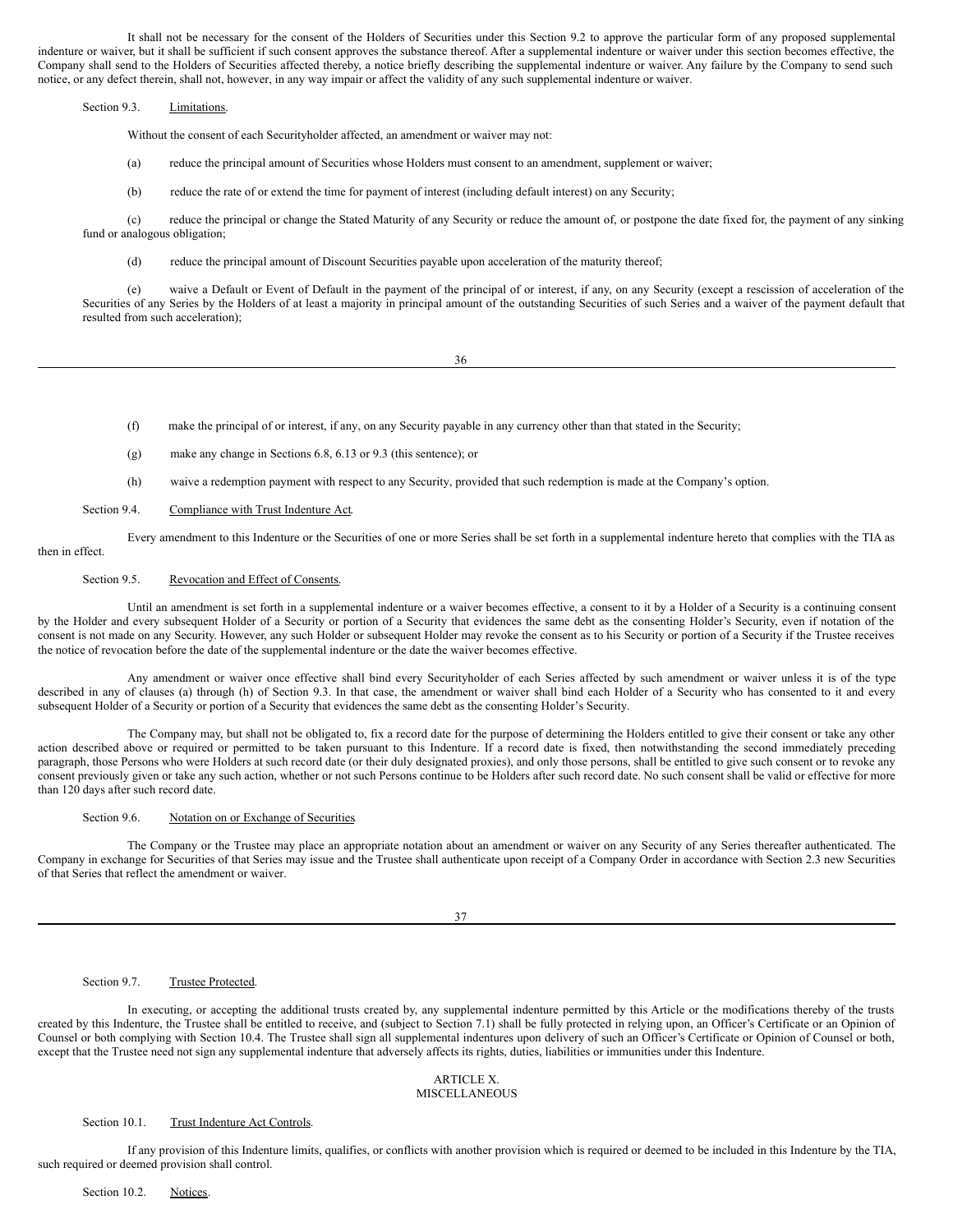It shall not be necessary for the consent of the Holders of Securities under this Section 9.2 to approve the particular form of any proposed supplemental indenture or waiver, but it shall be sufficient if such consent approves the substance thereof. After a supplemental indenture or waiver under this section becomes effective, the Company shall send to the Holders of Securities affected thereby, a notice briefly describing the supplemental indenture or waiver. Any failure by the Company to send such notice, or any defect therein, shall not, however, in any way impair or affect the validity of any such supplemental indenture or waiver.

Section 9.3. Limitations.

Without the consent of each Securityholder affected, an amendment or waiver may not:

(a) reduce the principal amount of Securities whose Holders must consent to an amendment, supplement or waiver;

(b) reduce the rate of or extend the time for payment of interest (including default interest) on any Security;

(c) reduce the principal or change the Stated Maturity of any Security or reduce the amount of, or postpone the date fixed for, the payment of any sinking fund or analogous obligation;

(d) reduce the principal amount of Discount Securities payable upon acceleration of the maturity thereof;

(e) waive a Default or Event of Default in the payment of the principal of or interest, if any, on any Security (except a rescission of acceleration of the Securities of any Series by the Holders of at least a majority in principal amount of the outstanding Securities of such Series and a waiver of the payment default that resulted from such acceleration);

(f) make the principal of or interest, if any, on any Security payable in any currency other than that stated in the Security;

(g) make any change in Sections 6.8, 6.13 or 9.3 (this sentence); or

(h) waive a redemption payment with respect to any Security, provided that such redemption is made at the Company's option.

Section 9.4. Compliance with Trust Indenture Act.

Every amendment to this Indenture or the Securities of one or more Series shall be set forth in a supplemental indenture hereto that complies with the TIA as then in effect.

Section 9.5. Revocation and Effect of Consents.

Until an amendment is set forth in a supplemental indenture or a waiver becomes effective, a consent to it by a Holder of a Security is a continuing consent by the Holder and every subsequent Holder of a Security or portion of a Security that evidences the same debt as the consenting Holder's Security, even if notation of the consent is not made on any Security. However, any such Holder or subsequent Holder may revoke the consent as to his Security or portion of a Security if the Trustee receives the notice of revocation before the date of the supplemental indenture or the date the waiver becomes effective.

Any amendment or waiver once effective shall bind every Securityholder of each Series affected by such amendment or waiver unless it is of the type described in any of clauses (a) through (h) of Section 9.3. In that case, the amendment or waiver shall bind each Holder of a Security who has consented to it and every subsequent Holder of a Security or portion of a Security that evidences the same debt as the consenting Holder's Security.

The Company may, but shall not be obligated to, fix a record date for the purpose of determining the Holders entitled to give their consent or take any other action described above or required or permitted to be taken pursuant to this Indenture. If a record date is fixed, then notwithstanding the second immediately preceding paragraph, those Persons who were Holders at such record date (or their duly designated proxies), and only those persons, shall be entitled to give such consent or to revoke any consent previously given or take any such action, whether or not such Persons continue to be Holders after such record date. No such consent shall be valid or effective for more than 120 days after such record date.

Section 9.6. Notation on or Exchange of Securities.

The Company or the Trustee may place an appropriate notation about an amendment or waiver on any Security of any Series thereafter authenticated. The Company in exchange for Securities of that Series may issue and the Trustee shall authenticate upon receipt of a Company Order in accordance with Section 2.3 new Securities of that Series that reflect the amendment or waiver.

Section 9.7. Trustee Protected.

In executing, or accepting the additional trusts created by, any supplemental indenture permitted by this Article or the modifications thereby of the trusts created by this Indenture, the Trustee shall be entitled to receive, and (subject to Section 7.1) shall be fully protected in relying upon, an Officer's Certificate or an Opinion of Counsel or both complying with Section 10.4. The Trustee shall sign all supplemental indentures upon delivery of such an Officer's Certificate or Opinion of Counsel or both, except that the Trustee need not sign any supplemental indenture that adversely affects its rights, duties, liabilities or immunities under this Indenture.

## ARTICLE X.
## MISCELLANEOUS

Section 10.1. Trust Indenture Act Controls.

If any provision of this Indenture limits, qualifies, or conflicts with another provision which is required or deemed to be included in this Indenture by the TIA, such required or deemed provision shall control.

Section 10.2. Notices.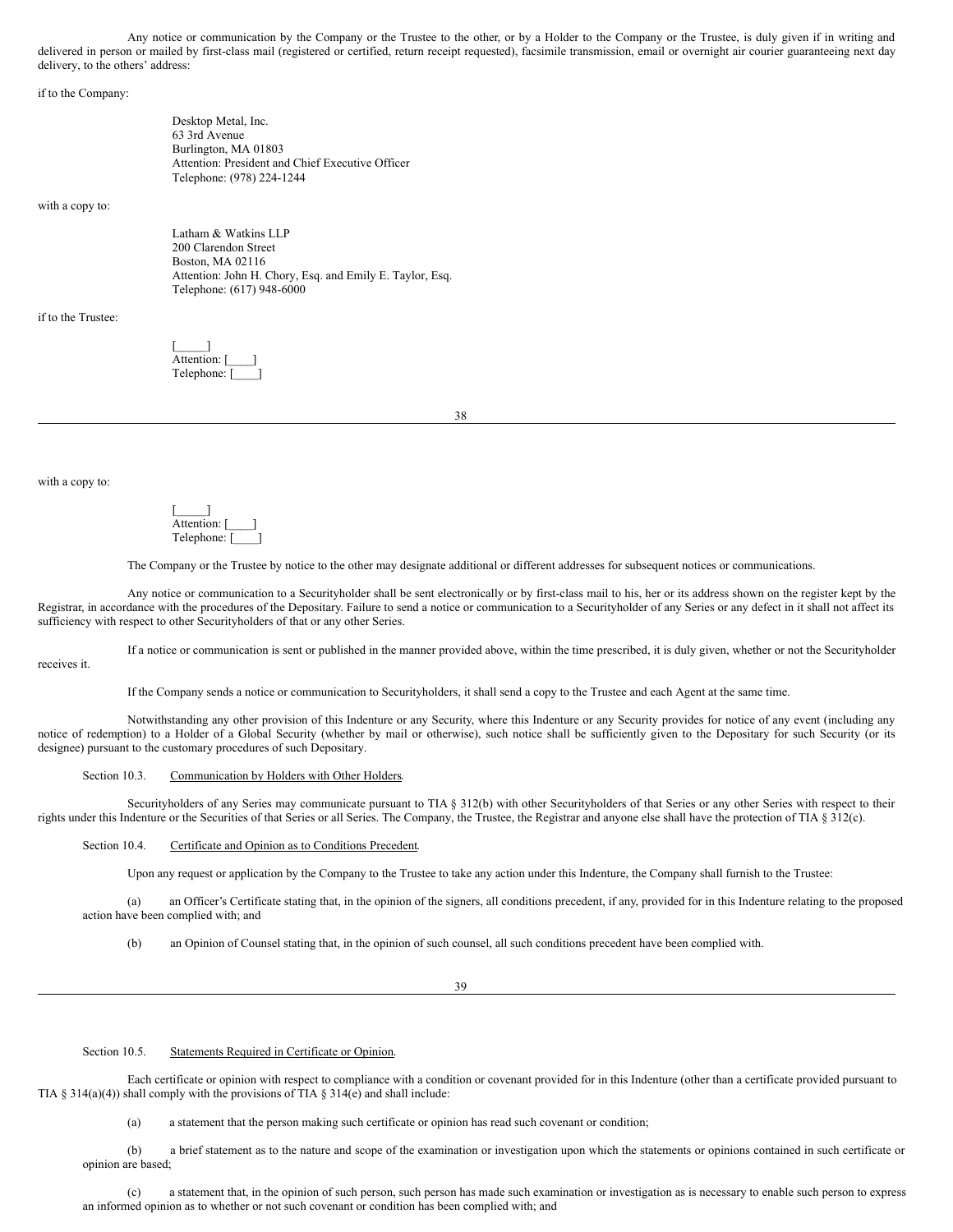Any notice or communication by the Company or the Trustee to the other, or by a Holder to the Company or the Trustee, is duly given if in writing and delivered in person or mailed by first-class mail (registered or certified, return receipt requested), facsimile transmission, email or overnight air courier guaranteeing next day delivery, to the others' address:

if to the Company:

Desktop Metal, Inc.
63 3rd Avenue
Burlington, MA 01803
Attention: President and Chief Executive Officer
Telephone: (978) 224-1244

with a copy to:

Latham & Watkins LLP
200 Clarendon Street
Boston, MA 02116
Attention: John H. Chory, Esq. and Emily E. Taylor, Esq.
Telephone: (617) 948-6000

if to the Trustee:

[_____]
Attention: [____]
Telephone: [____]

with a copy to:

[_____]
Attention: [____]
Telephone: [____]

The Company or the Trustee by notice to the other may designate additional or different addresses for subsequent notices or communications.

Any notice or communication to a Securityholder shall be sent electronically or by first-class mail to his, her or its address shown on the register kept by the Registrar, in accordance with the procedures of the Depositary. Failure to send a notice or communication to a Securityholder of any Series or any defect in it shall not affect its sufficiency with respect to other Securityholders of that or any other Series.

If a notice or communication is sent or published in the manner provided above, within the time prescribed, it is duly given, whether or not the Securityholder receives it.

If the Company sends a notice or communication to Securityholders, it shall send a copy to the Trustee and each Agent at the same time.

Notwithstanding any other provision of this Indenture or any Security, where this Indenture or any Security provides for notice of any event (including any notice of redemption) to a Holder of a Global Security (whether by mail or otherwise), such notice shall be sufficiently given to the Depositary for such Security (or its designee) pursuant to the customary procedures of such Depositary.

Section 10.3. Communication by Holders with Other Holders.

Securityholders of any Series may communicate pursuant to TIA § 312(b) with other Securityholders of that Series or any other Series with respect to their rights under this Indenture or the Securities of that Series or all Series. The Company, the Trustee, the Registrar and anyone else shall have the protection of TIA § 312(c).

Section 10.4. Certificate and Opinion as to Conditions Precedent.

Upon any request or application by the Company to the Trustee to take any action under this Indenture, the Company shall furnish to the Trustee:

(a) an Officer's Certificate stating that, in the opinion of the signers, all conditions precedent, if any, provided for in this Indenture relating to the proposed action have been complied with; and

(b) an Opinion of Counsel stating that, in the opinion of such counsel, all such conditions precedent have been complied with.

Section 10.5. Statements Required in Certificate or Opinion.

Each certificate or opinion with respect to compliance with a condition or covenant provided for in this Indenture (other than a certificate provided pursuant to TIA § 314(a)(4)) shall comply with the provisions of TIA § 314(e) and shall include:

(a) a statement that the person making such certificate or opinion has read such covenant or condition;

(b) a brief statement as to the nature and scope of the examination or investigation upon which the statements or opinions contained in such certificate or opinion are based;

(c) a statement that, in the opinion of such person, such person has made such examination or investigation as is necessary to enable such person to express an informed opinion as to whether or not such covenant or condition has been complied with; and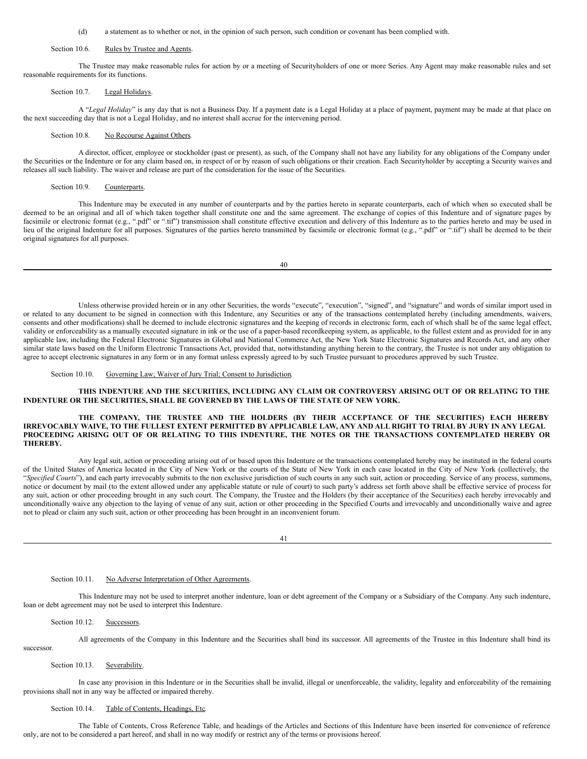(d) a statement as to whether or not, in the opinion of such person, such condition or covenant has been complied with.

Section 10.6. Rules by Trustee and Agents.

The Trustee may make reasonable rules for action by or a meeting of Securityholders of one or more Series. Any Agent may make reasonable rules and set reasonable requirements for its functions.

Section 10.7. Legal Holidays.

A "*Legal Holiday*" is any day that is not a Business Day. If a payment date is a Legal Holiday at a place of payment, payment may be made at that place on the next succeeding day that is not a Legal Holiday, and no interest shall accrue for the intervening period.

Section 10.8. No Recourse Against Others.

A director, officer, employee or stockholder (past or present), as such, of the Company shall not have any liability for any obligations of the Company under the Securities or the Indenture or for any claim based on, in respect of or by reason of such obligations or their creation. Each Securityholder by accepting a Security waives and releases all such liability. The waiver and release are part of the consideration for the issue of the Securities.

Section 10.9. Counterparts.

This Indenture may be executed in any number of counterparts and by the parties hereto in separate counterparts, each of which when so executed shall be deemed to be an original and all of which taken together shall constitute one and the same agreement. The exchange of copies of this Indenture and of signature pages by facsimile or electronic format (e.g., ".pdf" or ".tif") transmission shall constitute effective execution and delivery of this Indenture as to the parties hereto and may be used in lieu of the original Indenture for all purposes. Signatures of the parties hereto transmitted by facsimile or electronic format (e.g., ".pdf" or ".tif") shall be deemed to be their original signatures for all purposes.

Unless otherwise provided herein or in any other Securities, the words "execute", "execution", "signed", and "signature" and words of similar import used in or related to any document to be signed in connection with this Indenture, any Securities or any of the transactions contemplated hereby (including amendments, waivers, consents and other modifications) shall be deemed to include electronic signatures and the keeping of records in electronic form, each of which shall be of the same legal effect, validity or enforceability as a manually executed signature in ink or the use of a paper-based recordkeeping system, as applicable, to the fullest extent and as provided for in any applicable law, including the Federal Electronic Signatures in Global and National Commerce Act, the New York State Electronic Signatures and Records Act, and any other similar state laws based on the Uniform Electronic Transactions Act, provided that, notwithstanding anything herein to the contrary, the Trustee is not under any obligation to agree to accept electronic signatures in any form or in any format unless expressly agreed to by such Trustee pursuant to procedures approved by such Trustee.

Section 10.10. Governing Law; Waiver of Jury Trial; Consent to Jurisdiction.

**THIS INDENTURE AND THE SECURITIES, INCLUDING ANY CLAIM OR CONTROVERSY ARISING OUT OF OR RELATING TO THE INDENTURE OR THE SECURITIES, SHALL BE GOVERNED BY THE LAWS OF THE STATE OF NEW YORK.**

**THE COMPANY, THE TRUSTEE AND THE HOLDERS (BY THEIR ACCEPTANCE OF THE SECURITIES) EACH HEREBY IRREVOCABLY WAIVE, TO THE FULLEST EXTENT PERMITTED BY APPLICABLE LAW, ANY AND ALL RIGHT TO TRIAL BY JURY IN ANY LEGAL PROCEEDING ARISING OUT OF OR RELATING TO THIS INDENTURE, THE NOTES OR THE TRANSACTIONS CONTEMPLATED HEREBY OR THEREBY.**

Any legal suit, action or proceeding arising out of or based upon this Indenture or the transactions contemplated hereby may be instituted in the federal courts of the United States of America located in the City of New York or the courts of the State of New York in each case located in the City of New York (collectively, the "*Specified Courts*"), and each party irrevocably submits to the non exclusive jurisdiction of such courts in any such suit, action or proceeding. Service of any process, summons, notice or document by mail (to the extent allowed under any applicable statute or rule of court) to such party's address set forth above shall be effective service of process for any suit, action or other proceeding brought in any such court. The Company, the Trustee and the Holders (by their acceptance of the Securities) each hereby irrevocably and unconditionally waive any objection to the laying of venue of any suit, action or other proceeding in the Specified Courts and irrevocably and unconditionally waive and agree not to plead or claim any such suit, action or other proceeding has been brought in an inconvenient forum.

Section 10.11. No Adverse Interpretation of Other Agreements.

This Indenture may not be used to interpret another indenture, loan or debt agreement of the Company or a Subsidiary of the Company. Any such indenture, loan or debt agreement may not be used to interpret this Indenture.

Section 10.12. Successors.

All agreements of the Company in this Indenture and the Securities shall bind its successor. All agreements of the Trustee in this Indenture shall bind its successor.

Section 10.13. Severability.

In case any provision in this Indenture or in the Securities shall be invalid, illegal or unenforceable, the validity, legality and enforceability of the remaining provisions shall not in any way be affected or impaired thereby.

Section 10.14. Table of Contents, Headings, Etc.

The Table of Contents, Cross Reference Table, and headings of the Articles and Sections of this Indenture have been inserted for convenience of reference only, are not to be considered a part hereof, and shall in no way modify or restrict any of the terms or provisions hereof.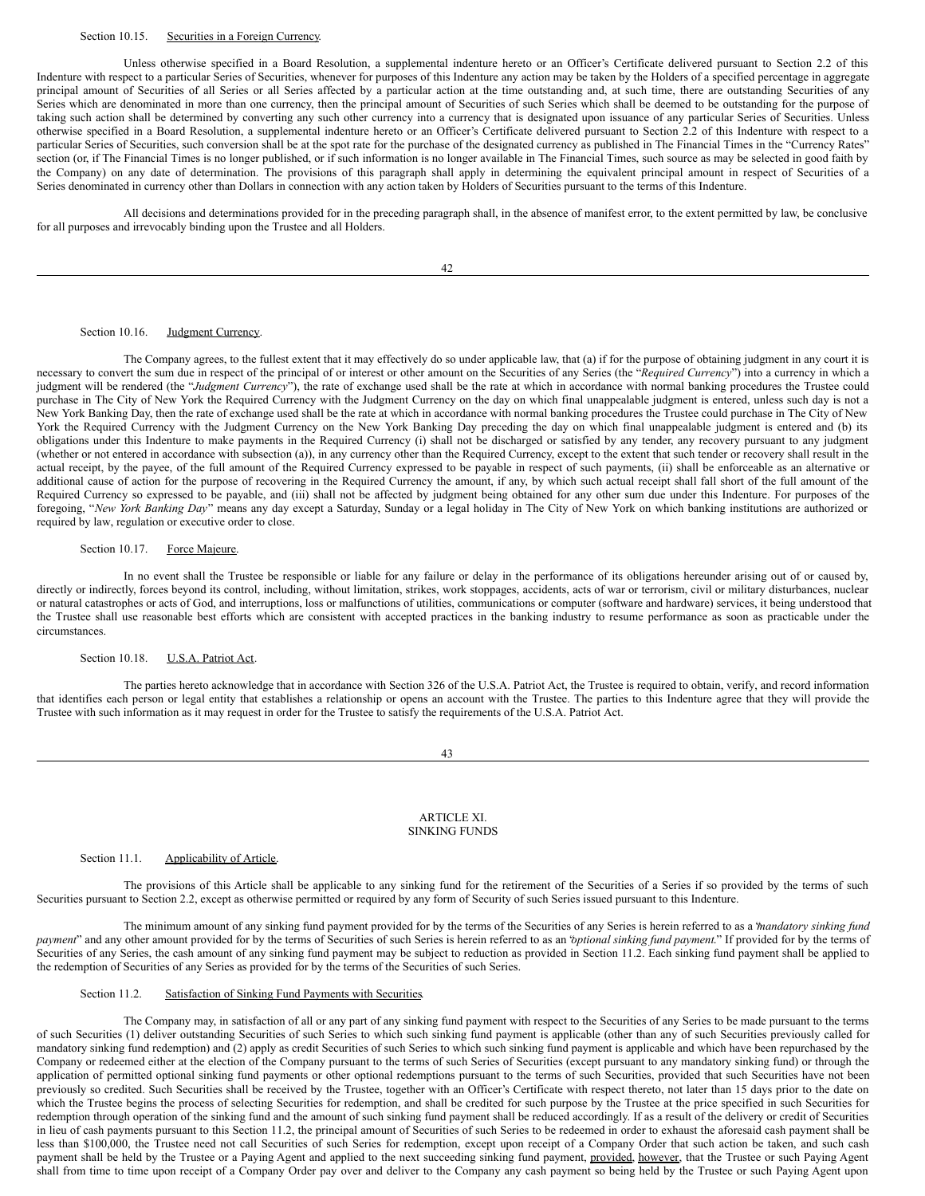Section 10.15. Securities in a Foreign Currency.

Unless otherwise specified in a Board Resolution, a supplemental indenture hereto or an Officer's Certificate delivered pursuant to Section 2.2 of this Indenture with respect to a particular Series of Securities, whenever for purposes of this Indenture any action may be taken by the Holders of a specified percentage in aggregate principal amount of Securities of all Series or all Series affected by a particular action at the time outstanding and, at such time, there are outstanding Securities of any Series which are denominated in more than one currency, then the principal amount of Securities of such Series which shall be deemed to be outstanding for the purpose of taking such action shall be determined by converting any such other currency into a currency that is designated upon issuance of any particular Series of Securities. Unless otherwise specified in a Board Resolution, a supplemental indenture hereto or an Officer's Certificate delivered pursuant to Section 2.2 of this Indenture with respect to a particular Series of Securities, such conversion shall be at the spot rate for the purchase of the designated currency as published in The Financial Times in the "Currency Rates" section (or, if The Financial Times is no longer published, or if such information is no longer available in The Financial Times, such source as may be selected in good faith by the Company) on any date of determination. The provisions of this paragraph shall apply in determining the equivalent principal amount in respect of Securities of a Series denominated in currency other than Dollars in connection with any action taken by Holders of Securities pursuant to the terms of this Indenture.

All decisions and determinations provided for in the preceding paragraph shall, in the absence of manifest error, to the extent permitted by law, be conclusive for all purposes and irrevocably binding upon the Trustee and all Holders.

Section 10.16. Judgment Currency.

The Company agrees, to the fullest extent that it may effectively do so under applicable law, that (a) if for the purpose of obtaining judgment in any court it is necessary to convert the sum due in respect of the principal of or interest or other amount on the Securities of any Series (the "*Required Currency*") into a currency in which a judgment will be rendered (the "*Judgment Currency*"), the rate of exchange used shall be the rate at which in accordance with normal banking procedures the Trustee could purchase in The City of New York the Required Currency with the Judgment Currency on the day on which final unappealable judgment is entered, unless such day is not a New York Banking Day, then the rate of exchange used shall be the rate at which in accordance with normal banking procedures the Trustee could purchase in The City of New York the Required Currency with the Judgment Currency on the New York Banking Day preceding the day on which final unappealable judgment is entered and (b) its obligations under this Indenture to make payments in the Required Currency (i) shall not be discharged or satisfied by any tender, any recovery pursuant to any judgment (whether or not entered in accordance with subsection (a)), in any currency other than the Required Currency, except to the extent that such tender or recovery shall result in the actual receipt, by the payee, of the full amount of the Required Currency expressed to be payable in respect of such payments, (ii) shall be enforceable as an alternative or additional cause of action for the purpose of recovering in the Required Currency the amount, if any, by which such actual receipt shall fall short of the full amount of the Required Currency so expressed to be payable, and (iii) shall not be affected by judgment being obtained for any other sum due under this Indenture. For purposes of the foregoing, "*New York Banking Day*" means any day except a Saturday, Sunday or a legal holiday in The City of New York on which banking institutions are authorized or required by law, regulation or executive order to close.

Section 10.17. Force Majeure.

In no event shall the Trustee be responsible or liable for any failure or delay in the performance of its obligations hereunder arising out of or caused by, directly or indirectly, forces beyond its control, including, without limitation, strikes, work stoppages, accidents, acts of war or terrorism, civil or military disturbances, nuclear or natural catastrophes or acts of God, and interruptions, loss or malfunctions of utilities, communications or computer (software and hardware) services, it being understood that the Trustee shall use reasonable best efforts which are consistent with accepted practices in the banking industry to resume performance as soon as practicable under the circumstances.

Section 10.18. U.S.A. Patriot Act.

The parties hereto acknowledge that in accordance with Section 326 of the U.S.A. Patriot Act, the Trustee is required to obtain, verify, and record information that identifies each person or legal entity that establishes a relationship or opens an account with the Trustee. The parties to this Indenture agree that they will provide the Trustee with such information as it may request in order for the Trustee to satisfy the requirements of the U.S.A. Patriot Act.

## ARTICLE XI. SINKING FUNDS

Section 11.1. Applicability of Article.

The provisions of this Article shall be applicable to any sinking fund for the retirement of the Securities of a Series if so provided by the terms of such Securities pursuant to Section 2.2, except as otherwise permitted or required by any form of Security of such Series issued pursuant to this Indenture.

The minimum amount of any sinking fund payment provided for by the terms of the Securities of any Series is herein referred to as a "*mandatory sinking fund payment*" and any other amount provided for by the terms of Securities of such Series is herein referred to as an "*optional sinking fund payment.*" If provided for by the terms of Securities of any Series, the cash amount of any sinking fund payment may be subject to reduction as provided in Section 11.2. Each sinking fund payment shall be applied to the redemption of Securities of any Series as provided for by the terms of the Securities of such Series.

Section 11.2. Satisfaction of Sinking Fund Payments with Securities.

The Company may, in satisfaction of all or any part of any sinking fund payment with respect to the Securities of any Series to be made pursuant to the terms of such Securities (1) deliver outstanding Securities of such Series to which such sinking fund payment is applicable (other than any of such Securities previously called for mandatory sinking fund redemption) and (2) apply as credit Securities of such Series to which such sinking fund payment is applicable and which have been repurchased by the Company or redeemed either at the election of the Company pursuant to the terms of such Series of Securities (except pursuant to any mandatory sinking fund) or through the application of permitted optional sinking fund payments or other optional redemptions pursuant to the terms of such Securities, provided that such Securities have not been previously so credited. Such Securities shall be received by the Trustee, together with an Officer's Certificate with respect thereto, not later than 15 days prior to the date on which the Trustee begins the process of selecting Securities for redemption, and shall be credited for such purpose by the Trustee at the price specified in such Securities for redemption through operation of the sinking fund and the amount of such sinking fund payment shall be reduced accordingly. If as a result of the delivery or credit of Securities in lieu of cash payments pursuant to this Section 11.2, the principal amount of Securities of such Series to be redeemed in order to exhaust the aforesaid cash payment shall be less than $100,000, the Trustee need not call Securities of such Series for redemption, except upon receipt of a Company Order that such action be taken, and such cash payment shall be held by the Trustee or a Paying Agent and applied to the next succeeding sinking fund payment, provided, however, that the Trustee or such Paying Agent shall from time to time upon receipt of a Company Order pay over and deliver to the Company any cash payment so being held by the Trustee or such Paying Agent upon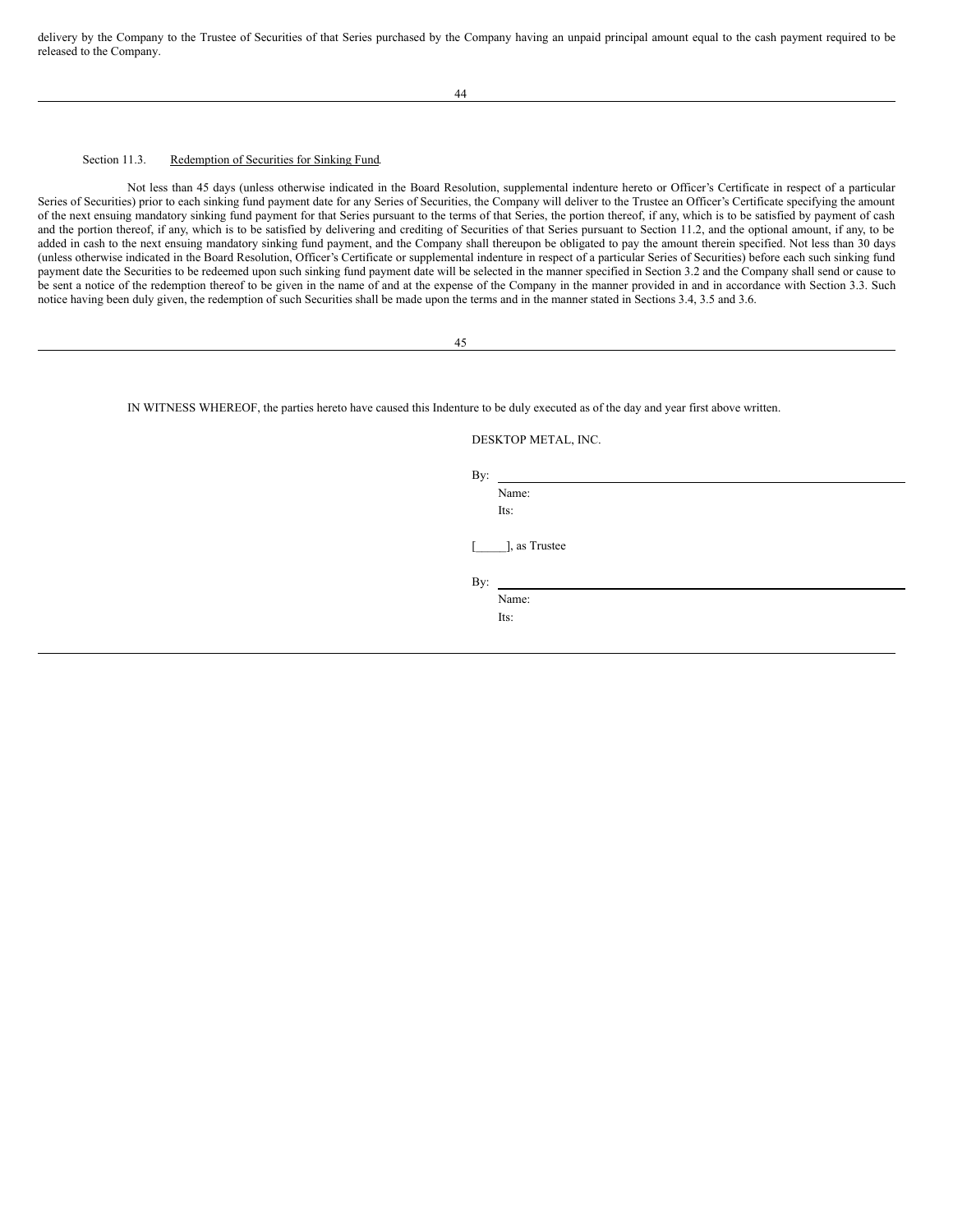delivery by the Company to the Trustee of Securities of that Series purchased by the Company having an unpaid principal amount equal to the cash payment required to be released to the Company.

Section 11.3. Redemption of Securities for Sinking Fund.

Not less than 45 days (unless otherwise indicated in the Board Resolution, supplemental indenture hereto or Officer's Certificate in respect of a particular Series of Securities) prior to each sinking fund payment date for any Series of Securities, the Company will deliver to the Trustee an Officer's Certificate specifying the amount of the next ensuing mandatory sinking fund payment for that Series pursuant to the terms of that Series, the portion thereof, if any, which is to be satisfied by payment of cash and the portion thereof, if any, which is to be satisfied by delivering and crediting of Securities of that Series pursuant to Section 11.2, and the optional amount, if any, to be added in cash to the next ensuing mandatory sinking fund payment, and the Company shall thereupon be obligated to pay the amount therein specified. Not less than 30 days (unless otherwise indicated in the Board Resolution, Officer's Certificate or supplemental indenture in respect of a particular Series of Securities) before each such sinking fund payment date the Securities to be redeemed upon such sinking fund payment date will be selected in the manner specified in Section 3.2 and the Company shall send or cause to be sent a notice of the redemption thereof to be given in the name of and at the expense of the Company in the manner provided in and in accordance with Section 3.3. Such notice having been duly given, the redemption of such Securities shall be made upon the terms and in the manner stated in Sections 3.4, 3.5 and 3.6.

IN WITNESS WHEREOF, the parties hereto have caused this Indenture to be duly executed as of the day and year first above written.

DESKTOP METAL, INC.

By: \_\_\_\_\_\_\_\_\_\_\_\_\_\_\_\_\_\_\_\_\_\_\_\_\_\_\_\_
Name:
Its:

[\_\_\_\_\_], as Trustee

By: \_\_\_\_\_\_\_\_\_\_\_\_\_\_\_\_\_\_\_\_\_\_\_\_\_\_\_\_
Name:
Its: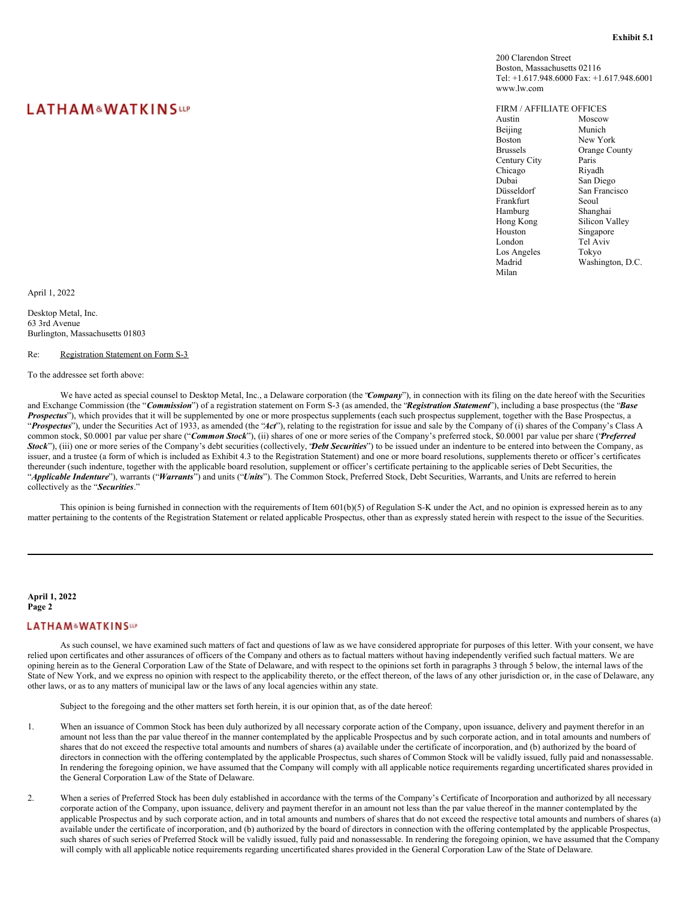**Exhibit 5.1**

200 Clarendon Street
Boston, Massachusetts 02116
Tel: +1.617.948.6000 Fax: +1.617.948.6001
www.lw.com

LATHAM&WATKINS LLP

FIRM / AFFILIATE OFFICES

| | |
|---|---|
| Austin | Moscow |
| Beijing | Munich |
| Boston | New York |
| Brussels | Orange County |
| Century City | Paris |
| Chicago | Riyadh |
| Dubai | San Diego |
| Düsseldorf | San Francisco |
| Frankfurt | Seoul |
| Hamburg | Shanghai |
| Hong Kong | Silicon Valley |
| Houston | Singapore |
| London | Tel Aviv |
| Los Angeles | Tokyo |
| Madrid | Washington, D.C. |
| Milan | |

April 1, 2022

Desktop Metal, Inc.
63 3rd Avenue
Burlington, Massachusetts 01803

Re: Registration Statement on Form S-3

To the addressee set forth above:

We have acted as special counsel to Desktop Metal, Inc., a Delaware corporation (the "***Company***"), in connection with its filing on the date hereof with the Securities and Exchange Commission (the "***Commission***") of a registration statement on Form S-3 (as amended, the "***Registration Statement***"), including a base prospectus (the "***Base Prospectus***"), which provides that it will be supplemented by one or more prospectus supplements (each such prospectus supplement, together with the Base Prospectus, a "***Prospectus***"), under the Securities Act of 1933, as amended (the "***Act***"), relating to the registration for issue and sale by the Company of (i) shares of the Company's Class A common stock, $0.0001 par value per share ("***Common Stock***"), (ii) shares of one or more series of the Company's preferred stock, $0.0001 par value per share ("***Preferred Stock***"), (iii) one or more series of the Company's debt securities (collectively, "***Debt Securities***") to be issued under an indenture to be entered into between the Company, as issuer, and a trustee (a form of which is included as Exhibit 4.3 to the Registration Statement) and one or more board resolutions, supplements thereto or officer's certificates thereunder (such indenture, together with the applicable board resolution, supplement or officer's certificate pertaining to the applicable series of Debt Securities, the "***Applicable Indenture***"), warrants ("***Warrants***") and units ("***Units***"). The Common Stock, Preferred Stock, Debt Securities, Warrants, and Units are referred to herein collectively as the "***Securities***."

This opinion is being furnished in connection with the requirements of Item 601(b)(5) of Regulation S-K under the Act, and no opinion is expressed herein as to any matter pertaining to the contents of the Registration Statement or related applicable Prospectus, other than as expressly stated herein with respect to the issue of the Securities.

---

As such counsel, we have examined such matters of fact and questions of law as we have considered appropriate for purposes of this letter. With your consent, we have relied upon certificates and other assurances of officers of the Company and others as to factual matters without having independently verified such factual matters. We are opining herein as to the General Corporation Law of the State of Delaware, and with respect to the opinions set forth in paragraphs 3 through 5 below, the internal laws of the State of New York, and we express no opinion with respect to the applicability thereto, or the effect thereon, of the laws of any other jurisdiction or, in the case of Delaware, any other laws, or as to any matters of municipal law or the laws of any local agencies within any state.

Subject to the foregoing and the other matters set forth herein, it is our opinion that, as of the date hereof:

1. When an issuance of Common Stock has been duly authorized by all necessary corporate action of the Company, upon issuance, delivery and payment therefor in an amount not less than the par value thereof in the manner contemplated by the applicable Prospectus and by such corporate action, and in total amounts and numbers of shares that do not exceed the respective total amounts and numbers of shares (a) available under the certificate of incorporation, and (b) authorized by the board of directors in connection with the offering contemplated by the applicable Prospectus, such shares of Common Stock will be validly issued, fully paid and nonassessable. In rendering the foregoing opinion, we have assumed that the Company will comply with all applicable notice requirements regarding uncertificated shares provided in the General Corporation Law of the State of Delaware.

2. When a series of Preferred Stock has been duly established in accordance with the terms of the Company's Certificate of Incorporation and authorized by all necessary corporate action of the Company, upon issuance, delivery and payment therefor in an amount not less than the par value thereof in the manner contemplated by the applicable Prospectus and by such corporate action, and in total amounts and numbers of shares that do not exceed the respective total amounts and numbers of shares (a) available under the certificate of incorporation, and (b) authorized by the board of directors in connection with the offering contemplated by the applicable Prospectus, such shares of such series of Preferred Stock will be validly issued, fully paid and nonassessable. In rendering the foregoing opinion, we have assumed that the Company will comply with all applicable notice requirements regarding uncertificated shares provided in the General Corporation Law of the State of Delaware.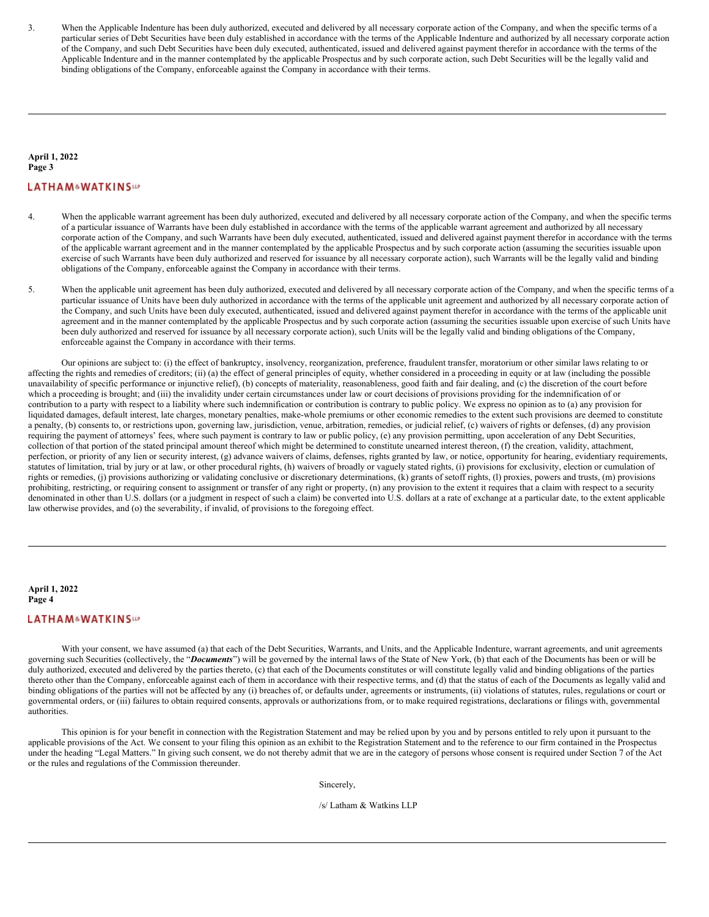3. When the Applicable Indenture has been duly authorized, executed and delivered by all necessary corporate action of the Company, and when the specific terms of a particular series of Debt Securities have been duly established in accordance with the terms of the Applicable Indenture and authorized by all necessary corporate action of the Company, and such Debt Securities have been duly executed, authenticated, issued and delivered against payment therefor in accordance with the terms of the Applicable Indenture and in the manner contemplated by the applicable Prospectus and by such corporate action, such Debt Securities will be the legally valid and binding obligations of the Company, enforceable against the Company in accordance with their terms.

4. When the applicable warrant agreement has been duly authorized, executed and delivered by all necessary corporate action of the Company, and when the specific terms of a particular issuance of Warrants have been duly established in accordance with the terms of the applicable warrant agreement and authorized by all necessary corporate action of the Company, and such Warrants have been duly executed, authenticated, issued and delivered against payment therefor in accordance with the terms of the applicable warrant agreement and in the manner contemplated by the applicable Prospectus and by such corporate action (assuming the securities issuable upon exercise of such Warrants have been duly authorized and reserved for issuance by all necessary corporate action), such Warrants will be the legally valid and binding obligations of the Company, enforceable against the Company in accordance with their terms.

5. When the applicable unit agreement has been duly authorized, executed and delivered by all necessary corporate action of the Company, and when the specific terms of a particular issuance of Units have been duly authorized in accordance with the terms of the applicable unit agreement and authorized by all necessary corporate action of the Company, and such Units have been duly executed, authenticated, issued and delivered against payment therefor in accordance with the terms of the applicable unit agreement and in the manner contemplated by the applicable Prospectus and by such corporate action (assuming the securities issuable upon exercise of such Units have been duly authorized and reserved for issuance by all necessary corporate action), such Units will be the legally valid and binding obligations of the Company, enforceable against the Company in accordance with their terms.

Our opinions are subject to: (i) the effect of bankruptcy, insolvency, reorganization, preference, fraudulent transfer, moratorium or other similar laws relating to or affecting the rights and remedies of creditors; (ii) (a) the effect of general principles of equity, whether considered in a proceeding in equity or at law (including the possible unavailability of specific performance or injunctive relief), (b) concepts of materiality, reasonableness, good faith and fair dealing, and (c) the discretion of the court before which a proceeding is brought; and (iii) the invalidity under certain circumstances under law or court decisions of provisions providing for the indemnification of or contribution to a party with respect to a liability where such indemnification or contribution is contrary to public policy. We express no opinion as to (a) any provision for liquidated damages, default interest, late charges, monetary penalties, make-whole premiums or other economic remedies to the extent such provisions are deemed to constitute a penalty, (b) consents to, or restrictions upon, governing law, jurisdiction, venue, arbitration, remedies, or judicial relief, (c) waivers of rights or defenses, (d) any provision requiring the payment of attorneys' fees, where such payment is contrary to law or public policy, (e) any provision permitting, upon acceleration of any Debt Securities, collection of that portion of the stated principal amount thereof which might be determined to constitute unearned interest thereon, (f) the creation, validity, attachment, perfection, or priority of any lien or security interest, (g) advance waivers of claims, defenses, rights granted by law, or notice, opportunity for hearing, evidentiary requirements, statutes of limitation, trial by jury or at law, or other procedural rights, (h) waivers of broadly or vaguely stated rights, (i) provisions for exclusivity, election or cumulation of rights or remedies, (j) provisions authorizing or validating conclusive or discretionary determinations, (k) grants of setoff rights, (l) proxies, powers and trusts, (m) provisions prohibiting, restricting, or requiring consent to assignment or transfer of any right or property, (n) any provision to the extent it requires that a claim with respect to a security denominated in other than U.S. dollars (or a judgment in respect of such a claim) be converted into U.S. dollars at a rate of exchange at a particular date, to the extent applicable law otherwise provides, and (o) the severability, if invalid, of provisions to the foregoing effect.

With your consent, we have assumed (a) that each of the Debt Securities, Warrants, and Units, and the Applicable Indenture, warrant agreements, and unit agreements governing such Securities (collectively, the "***Documents***") will be governed by the internal laws of the State of New York, (b) that each of the Documents has been or will be duly authorized, executed and delivered by the parties thereto, (c) that each of the Documents constitutes or will constitute legally valid and binding obligations of the parties thereto other than the Company, enforceable against each of them in accordance with their respective terms, and (d) that the status of each of the Documents as legally valid and binding obligations of the parties will not be affected by any (i) breaches of, or defaults under, agreements or instruments, (ii) violations of statutes, rules, regulations or court or governmental orders, or (iii) failures to obtain required consents, approvals or authorizations from, or to make required registrations, declarations or filings with, governmental authorities.

This opinion is for your benefit in connection with the Registration Statement and may be relied upon by you and by persons entitled to rely upon it pursuant to the applicable provisions of the Act. We consent to your filing this opinion as an exhibit to the Registration Statement and to the reference to our firm contained in the Prospectus under the heading "Legal Matters." In giving such consent, we do not thereby admit that we are in the category of persons whose consent is required under Section 7 of the Act or the rules and regulations of the Commission thereunder.

Sincerely,

/s/ Latham & Watkins LLP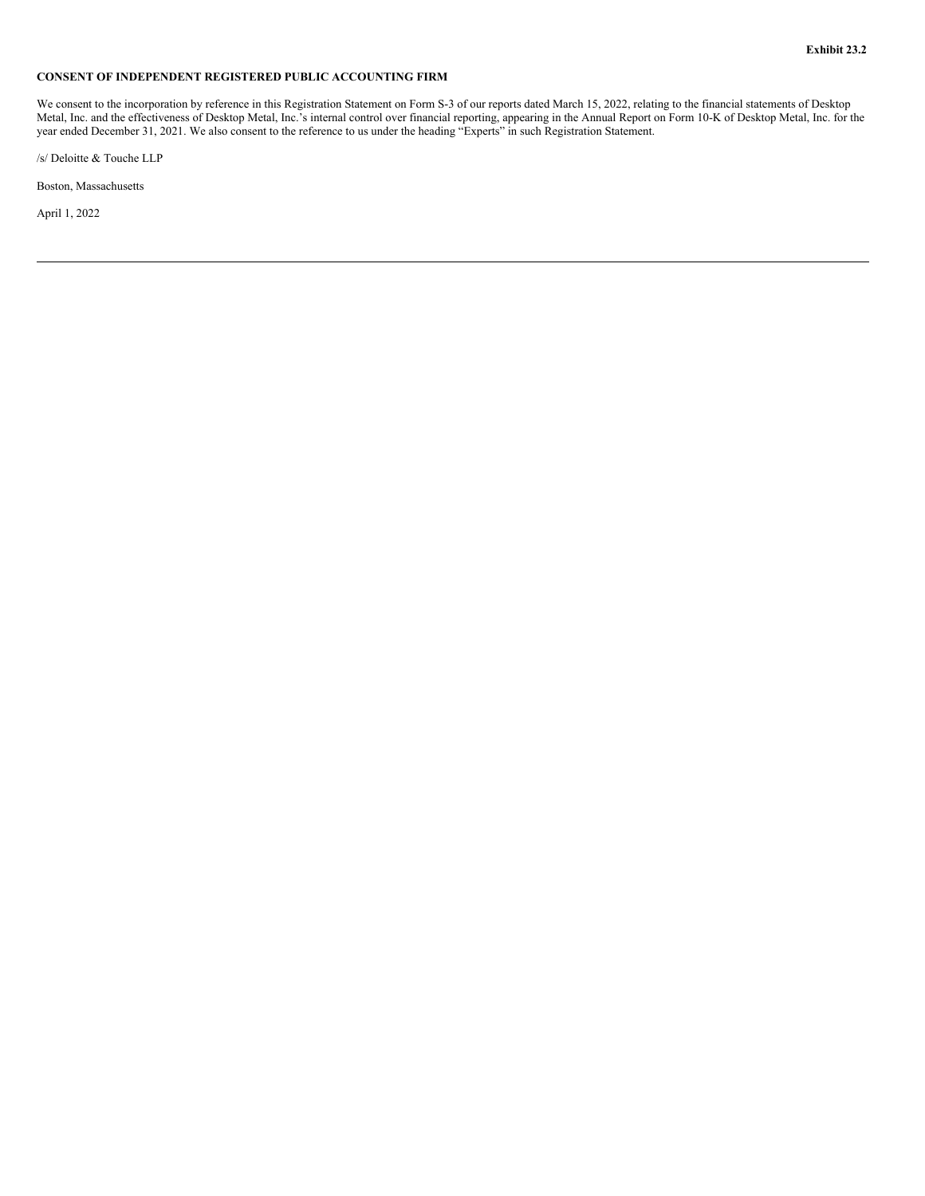**Exhibit 23.2**

**CONSENT OF INDEPENDENT REGISTERED PUBLIC ACCOUNTING FIRM**

We consent to the incorporation by reference in this Registration Statement on Form S-3 of our reports dated March 15, 2022, relating to the financial statements of Desktop Metal, Inc. and the effectiveness of Desktop Metal, Inc.'s internal control over financial reporting, appearing in the Annual Report on Form 10-K of Desktop Metal, Inc. for the year ended December 31, 2021. We also consent to the reference to us under the heading "Experts" in such Registration Statement.

/s/ Deloitte & Touche LLP

Boston, Massachusetts

April 1, 2022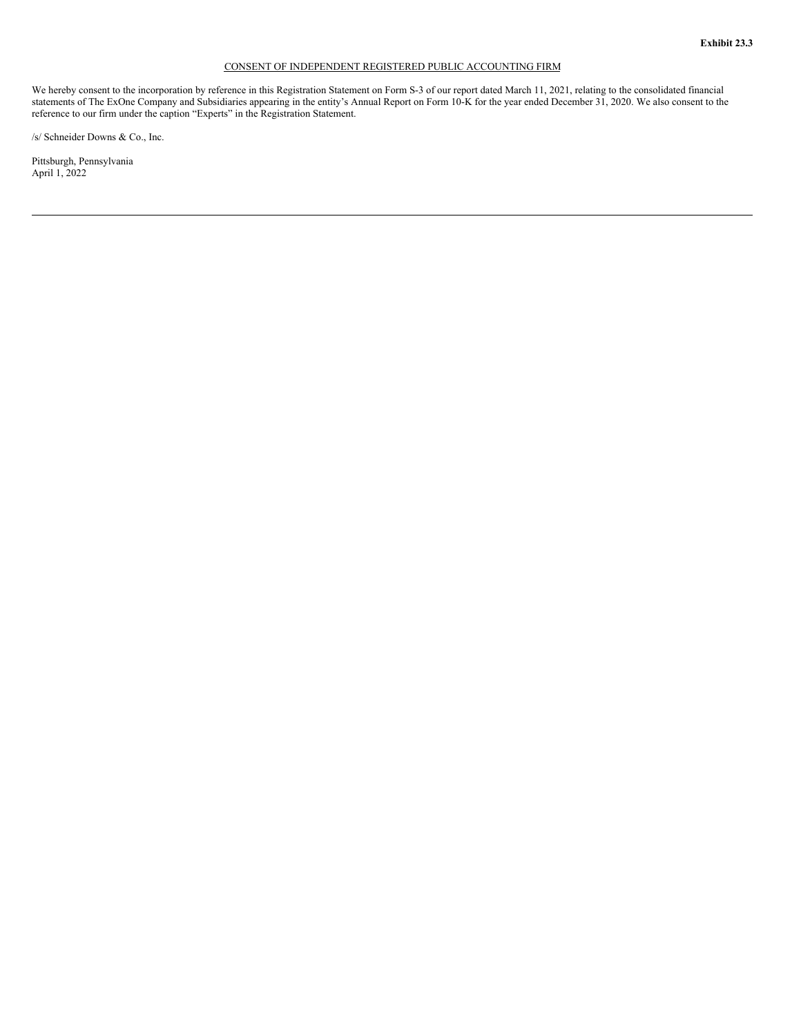**Exhibit 23.3**

CONSENT OF INDEPENDENT REGISTERED PUBLIC ACCOUNTING FIRM

We hereby consent to the incorporation by reference in this Registration Statement on Form S-3 of our report dated March 11, 2021, relating to the consolidated financial statements of The ExOne Company and Subsidiaries appearing in the entity's Annual Report on Form 10-K for the year ended December 31, 2020. We also consent to the reference to our firm under the caption "Experts" in the Registration Statement.

/s/ Schneider Downs & Co., Inc.

Pittsburgh, Pennsylvania
April 1, 2022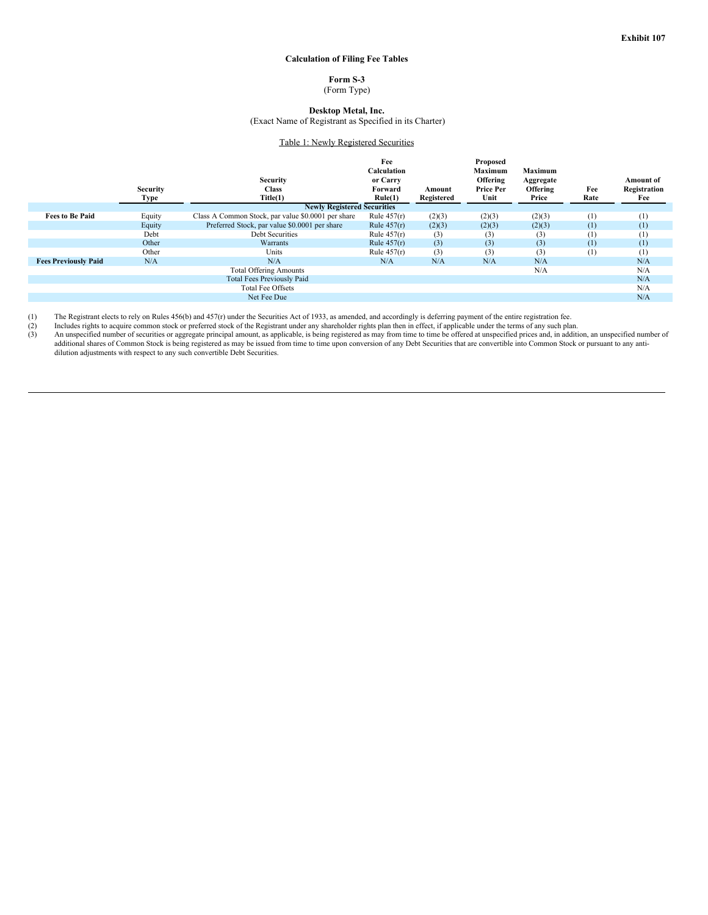**Exhibit 107**

**Calculation of Filing Fee Tables**

**Form S-3**
(Form Type)

**Desktop Metal, Inc.**
(Exact Name of Registrant as Specified in its Charter)

Table 1: Newly Registered Securities

| | Security Type | Security Class Title(1) | Fee Calculation or Carry Forward Rule(1) | Amount Registered | Proposed Maximum Offering Price Per Unit | Maximum Aggregate Offering Price | Fee Rate | Amount of Registration Fee |
|---|---|---|---|---|---|---|---|---|
| | | **Newly Registered Securities** | | | | | | |
| **Fees to Be Paid** | Equity | Class A Common Stock, par value $0.0001 per share | Rule 457(r) | (2)(3) | (2)(3) | (2)(3) | (1) | (1) |
| | Equity | Preferred Stock, par value $0.0001 per share | Rule 457(r) | (2)(3) | (2)(3) | (2)(3) | (1) | (1) |
| | Debt | Debt Securities | Rule 457(r) | (3) | (3) | (3) | (1) | (1) |
| | Other | Warrants | Rule 457(r) | (3) | (3) | (3) | (1) | (1) |
| | Other | Units | Rule 457(r) | (3) | (3) | (3) | (1) | (1) |
| **Fees Previously Paid** | N/A | N/A | N/A | N/A | N/A | N/A | | N/A |
| | | Total Offering Amounts | | | | N/A | | N/A |
| | | Total Fees Previously Paid | | | | | | N/A |
| | | Total Fee Offsets | | | | | | N/A |
| | | Net Fee Due | | | | | | N/A |

(1) The Registrant elects to rely on Rules 456(b) and 457(r) under the Securities Act of 1933, as amended, and accordingly is deferring payment of the entire registration fee.

(2) Includes rights to acquire common stock or preferred stock of the Registrant under any shareholder rights plan then in effect, if applicable under the terms of any such plan.

(3) An unspecified number of securities or aggregate principal amount, as applicable, is being registered as may from time to time be offered at unspecified prices and, in addition, an unspecified number of additional shares of Common Stock is being registered as may be issued from time to time upon conversion of any Debt Securities that are convertible into Common Stock or pursuant to any anti-dilution adjustments with respect to any such convertible Debt Securities.